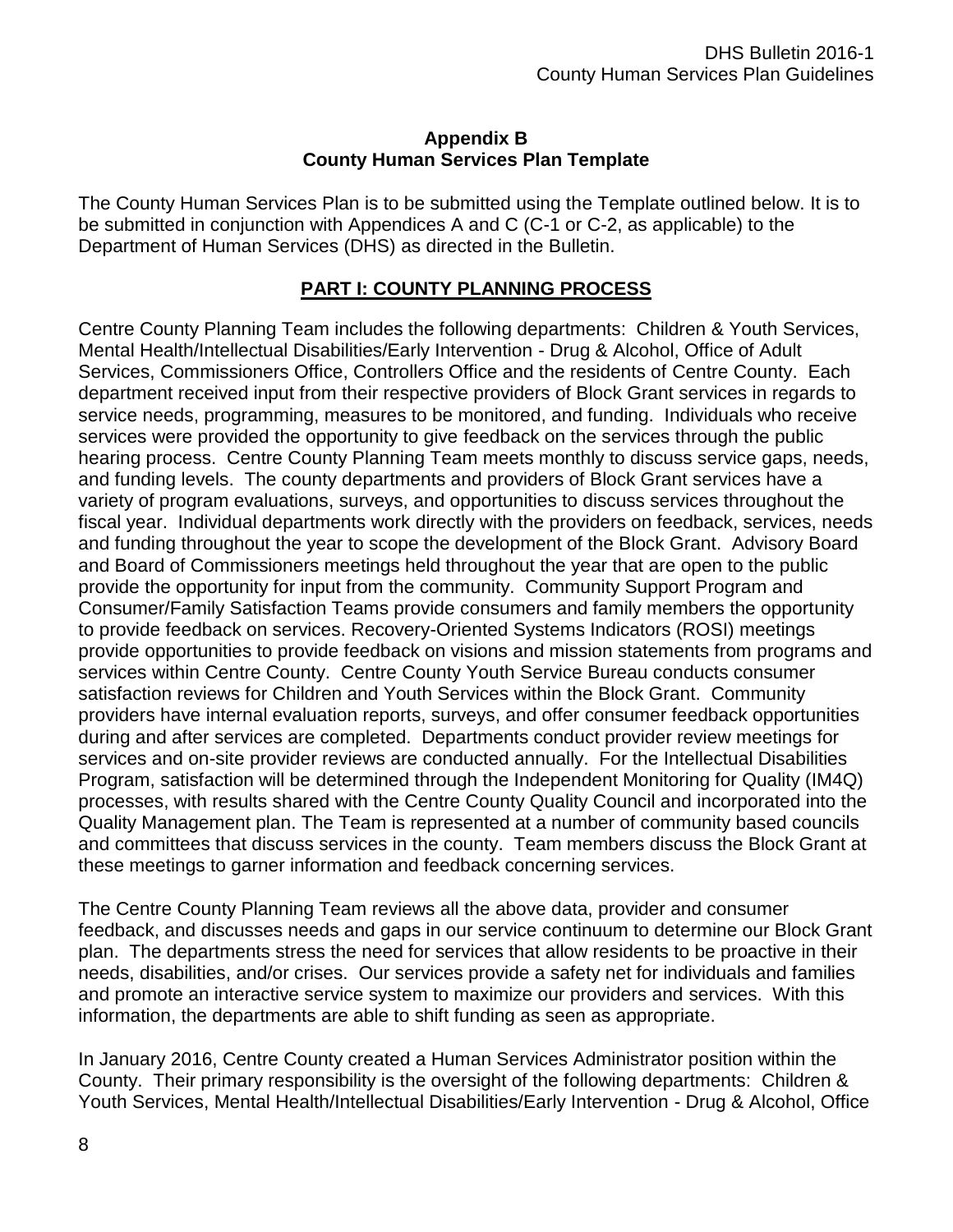# Appendix B
# County Human Services Plan Template

The County Human Services Plan is to be submitted using the Template outlined below. It is to be submitted in conjunction with Appendices A and C (C-1 or C-2, as applicable) to the Department of Human Services (DHS) as directed in the Bulletin.

## PART I: COUNTY PLANNING PROCESS

Centre County Planning Team includes the following departments: Children & Youth Services, Mental Health/Intellectual Disabilities/Early Intervention - Drug & Alcohol, Office of Adult Services, Commissioners Office, Controllers Office and the residents of Centre County. Each department received input from their respective providers of Block Grant services in regards to service needs, programming, measures to be monitored, and funding. Individuals who receive services were provided the opportunity to give feedback on the services through the public hearing process. Centre County Planning Team meets monthly to discuss service gaps, needs, and funding levels. The county departments and providers of Block Grant services have a variety of program evaluations, surveys, and opportunities to discuss services throughout the fiscal year. Individual departments work directly with the providers on feedback, services, needs and funding throughout the year to scope the development of the Block Grant. Advisory Board and Board of Commissioners meetings held throughout the year that are open to the public provide the opportunity for input from the community. Community Support Program and Consumer/Family Satisfaction Teams provide consumers and family members the opportunity to provide feedback on services. Recovery-Oriented Systems Indicators (ROSI) meetings provide opportunities to provide feedback on visions and mission statements from programs and services within Centre County. Centre County Youth Service Bureau conducts consumer satisfaction reviews for Children and Youth Services within the Block Grant. Community providers have internal evaluation reports, surveys, and offer consumer feedback opportunities during and after services are completed. Departments conduct provider review meetings for services and on-site provider reviews are conducted annually. For the Intellectual Disabilities Program, satisfaction will be determined through the Independent Monitoring for Quality (IM4Q) processes, with results shared with the Centre County Quality Council and incorporated into the Quality Management plan. The Team is represented at a number of community based councils and committees that discuss services in the county. Team members discuss the Block Grant at these meetings to garner information and feedback concerning services.

The Centre County Planning Team reviews all the above data, provider and consumer feedback, and discusses needs and gaps in our service continuum to determine our Block Grant plan. The departments stress the need for services that allow residents to be proactive in their needs, disabilities, and/or crises. Our services provide a safety net for individuals and families and promote an interactive service system to maximize our providers and services. With this information, the departments are able to shift funding as seen as appropriate.

In January 2016, Centre County created a Human Services Administrator position within the County. Their primary responsibility is the oversight of the following departments: Children & Youth Services, Mental Health/Intellectual Disabilities/Early Intervention - Drug & Alcohol, Office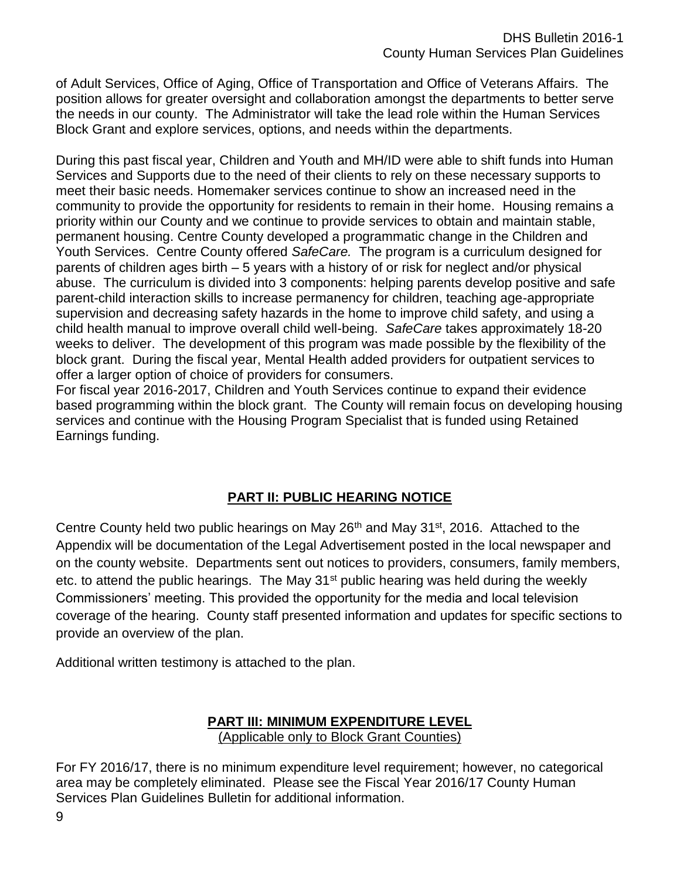of Adult Services, Office of Aging, Office of Transportation and Office of Veterans Affairs. The position allows for greater oversight and collaboration amongst the departments to better serve the needs in our county. The Administrator will take the lead role within the Human Services Block Grant and explore services, options, and needs within the departments.

During this past fiscal year, Children and Youth and MH/ID were able to shift funds into Human Services and Supports due to the need of their clients to rely on these necessary supports to meet their basic needs. Homemaker services continue to show an increased need in the community to provide the opportunity for residents to remain in their home. Housing remains a priority within our County and we continue to provide services to obtain and maintain stable, permanent housing. Centre County developed a programmatic change in the Children and Youth Services. Centre County offered *SafeCare.* The program is a curriculum designed for parents of children ages birth – 5 years with a history of or risk for neglect and/or physical abuse. The curriculum is divided into 3 components: helping parents develop positive and safe parent-child interaction skills to increase permanency for children, teaching age-appropriate supervision and decreasing safety hazards in the home to improve child safety, and using a child health manual to improve overall child well-being. *SafeCare* takes approximately 18-20 weeks to deliver. The development of this program was made possible by the flexibility of the block grant. During the fiscal year, Mental Health added providers for outpatient services to offer a larger option of choice of providers for consumers.
For fiscal year 2016-2017, Children and Youth Services continue to expand their evidence based programming within the block grant. The County will remain focus on developing housing services and continue with the Housing Program Specialist that is funded using Retained Earnings funding.

## PART II: PUBLIC HEARING NOTICE

Centre County held two public hearings on May 26th and May 31st, 2016. Attached to the Appendix will be documentation of the Legal Advertisement posted in the local newspaper and on the county website. Departments sent out notices to providers, consumers, family members, etc. to attend the public hearings. The May 31st public hearing was held during the weekly Commissioners' meeting. This provided the opportunity for the media and local television coverage of the hearing. County staff presented information and updates for specific sections to provide an overview of the plan.

Additional written testimony is attached to the plan.

## PART III: MINIMUM EXPENDITURE LEVEL

(Applicable only to Block Grant Counties)

For FY 2016/17, there is no minimum expenditure level requirement; however, no categorical area may be completely eliminated. Please see the Fiscal Year 2016/17 County Human Services Plan Guidelines Bulletin for additional information.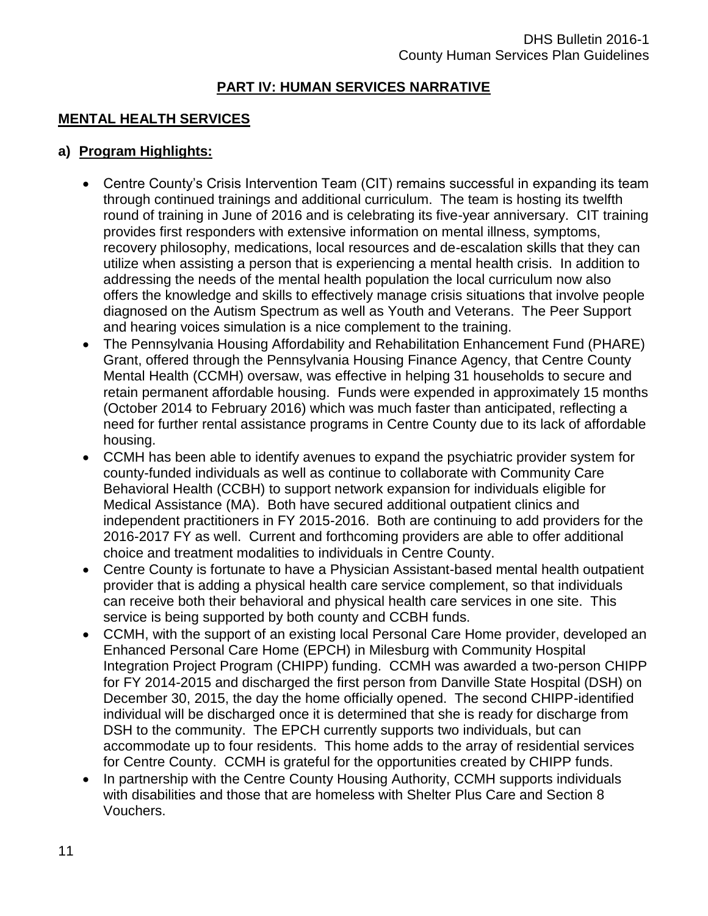## PART IV: HUMAN SERVICES NARRATIVE

### MENTAL HEALTH SERVICES

#### a) Program Highlights:

- Centre County's Crisis Intervention Team (CIT) remains successful in expanding its team through continued trainings and additional curriculum. The team is hosting its twelfth round of training in June of 2016 and is celebrating its five-year anniversary. CIT training provides first responders with extensive information on mental illness, symptoms, recovery philosophy, medications, local resources and de-escalation skills that they can utilize when assisting a person that is experiencing a mental health crisis. In addition to addressing the needs of the mental health population the local curriculum now also offers the knowledge and skills to effectively manage crisis situations that involve people diagnosed on the Autism Spectrum as well as Youth and Veterans. The Peer Support and hearing voices simulation is a nice complement to the training.
- The Pennsylvania Housing Affordability and Rehabilitation Enhancement Fund (PHARE) Grant, offered through the Pennsylvania Housing Finance Agency, that Centre County Mental Health (CCMH) oversaw, was effective in helping 31 households to secure and retain permanent affordable housing. Funds were expended in approximately 15 months (October 2014 to February 2016) which was much faster than anticipated, reflecting a need for further rental assistance programs in Centre County due to its lack of affordable housing.
- CCMH has been able to identify avenues to expand the psychiatric provider system for county-funded individuals as well as continue to collaborate with Community Care Behavioral Health (CCBH) to support network expansion for individuals eligible for Medical Assistance (MA). Both have secured additional outpatient clinics and independent practitioners in FY 2015-2016. Both are continuing to add providers for the 2016-2017 FY as well. Current and forthcoming providers are able to offer additional choice and treatment modalities to individuals in Centre County.
- Centre County is fortunate to have a Physician Assistant-based mental health outpatient provider that is adding a physical health care service complement, so that individuals can receive both their behavioral and physical health care services in one site. This service is being supported by both county and CCBH funds.
- CCMH, with the support of an existing local Personal Care Home provider, developed an Enhanced Personal Care Home (EPCH) in Milesburg with Community Hospital Integration Project Program (CHIPP) funding. CCMH was awarded a two-person CHIPP for FY 2014-2015 and discharged the first person from Danville State Hospital (DSH) on December 30, 2015, the day the home officially opened. The second CHIPP-identified individual will be discharged once it is determined that she is ready for discharge from DSH to the community. The EPCH currently supports two individuals, but can accommodate up to four residents. This home adds to the array of residential services for Centre County. CCMH is grateful for the opportunities created by CHIPP funds.
- In partnership with the Centre County Housing Authority, CCMH supports individuals with disabilities and those that are homeless with Shelter Plus Care and Section 8 Vouchers.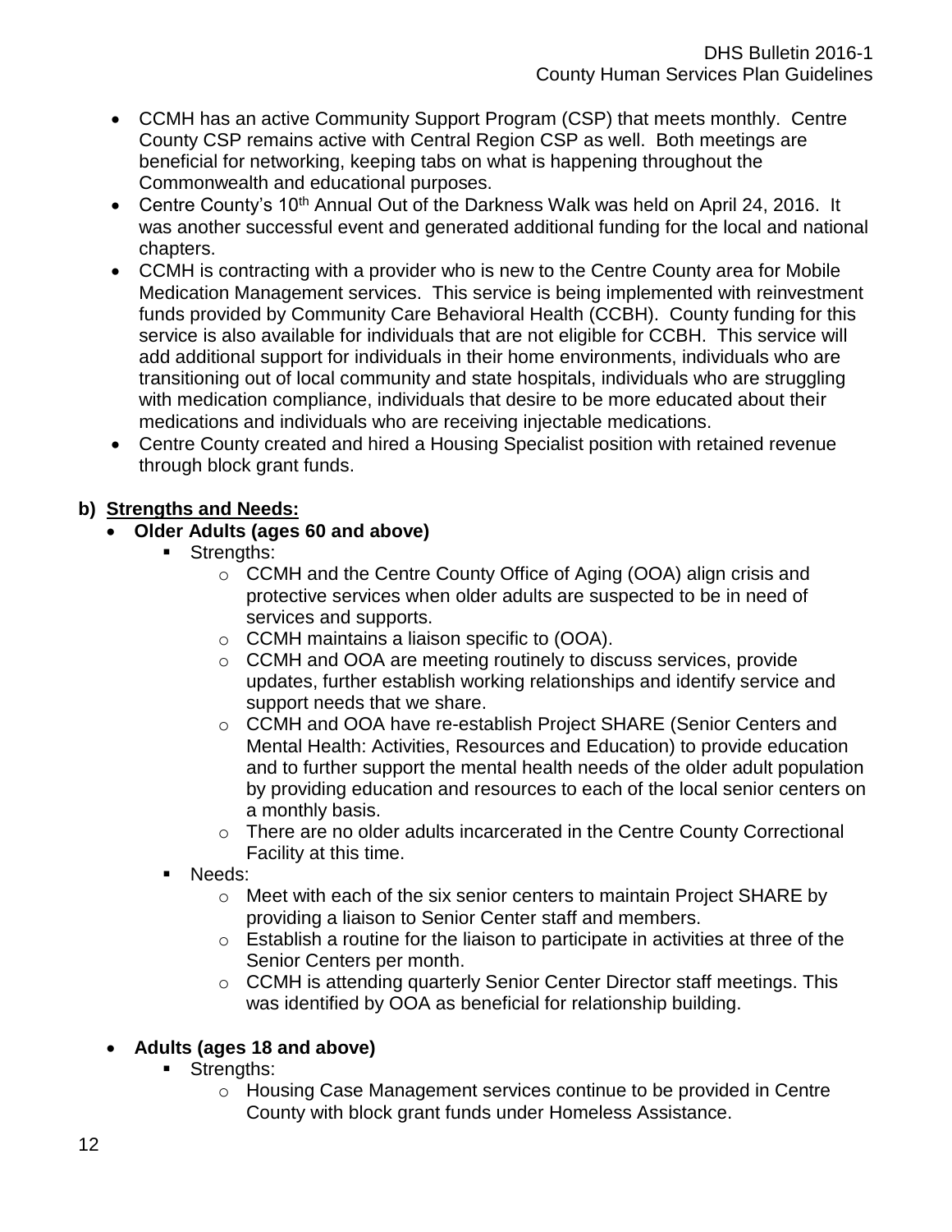- CCMH has an active Community Support Program (CSP) that meets monthly. Centre County CSP remains active with Central Region CSP as well. Both meetings are beneficial for networking, keeping tabs on what is happening throughout the Commonwealth and educational purposes.
- Centre County's 10th Annual Out of the Darkness Walk was held on April 24, 2016. It was another successful event and generated additional funding for the local and national chapters.
- CCMH is contracting with a provider who is new to the Centre County area for Mobile Medication Management services. This service is being implemented with reinvestment funds provided by Community Care Behavioral Health (CCBH). County funding for this service is also available for individuals that are not eligible for CCBH. This service will add additional support for individuals in their home environments, individuals who are transitioning out of local community and state hospitals, individuals who are struggling with medication compliance, individuals that desire to be more educated about their medications and individuals who are receiving injectable medications.
- Centre County created and hired a Housing Specialist position with retained revenue through block grant funds.

**b) <u>Strengths and Needs:</u>**

- **Older Adults (ages 60 and above)**
  - Strengths:
    - CCMH and the Centre County Office of Aging (OOA) align crisis and protective services when older adults are suspected to be in need of services and supports.
    - CCMH maintains a liaison specific to (OOA).
    - CCMH and OOA are meeting routinely to discuss services, provide updates, further establish working relationships and identify service and support needs that we share.
    - CCMH and OOA have re-establish Project SHARE (Senior Centers and Mental Health: Activities, Resources and Education) to provide education and to further support the mental health needs of the older adult population by providing education and resources to each of the local senior centers on a monthly basis.
    - There are no older adults incarcerated in the Centre County Correctional Facility at this time.
  - Needs:
    - Meet with each of the six senior centers to maintain Project SHARE by providing a liaison to Senior Center staff and members.
    - Establish a routine for the liaison to participate in activities at three of the Senior Centers per month.
    - CCMH is attending quarterly Senior Center Director staff meetings. This was identified by OOA as beneficial for relationship building.

- **Adults (ages 18 and above)**
  - Strengths:
    - Housing Case Management services continue to be provided in Centre County with block grant funds under Homeless Assistance.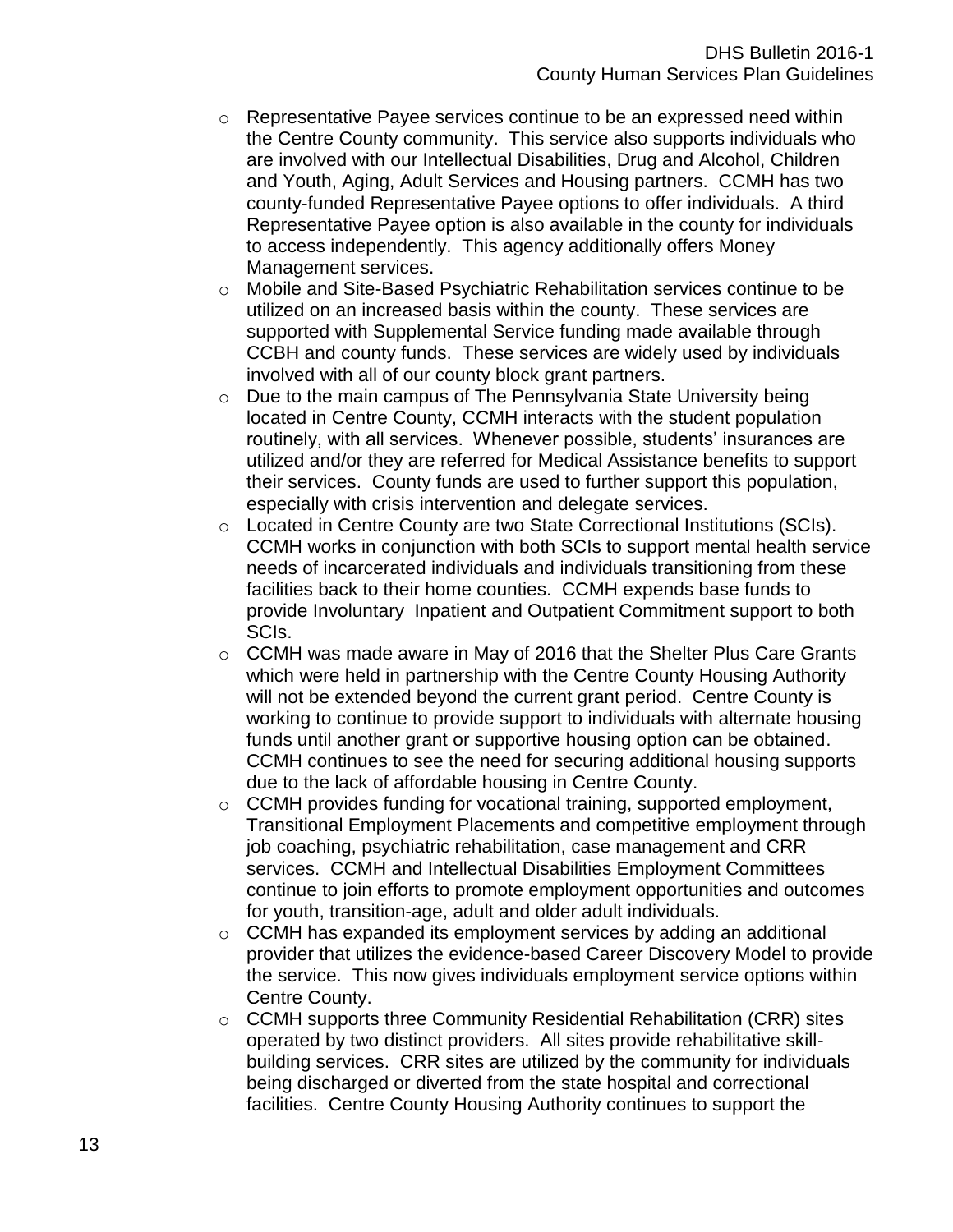- Representative Payee services continue to be an expressed need within the Centre County community. This service also supports individuals who are involved with our Intellectual Disabilities, Drug and Alcohol, Children and Youth, Aging, Adult Services and Housing partners. CCMH has two county-funded Representative Payee options to offer individuals. A third Representative Payee option is also available in the county for individuals to access independently. This agency additionally offers Money Management services.
- Mobile and Site-Based Psychiatric Rehabilitation services continue to be utilized on an increased basis within the county. These services are supported with Supplemental Service funding made available through CCBH and county funds. These services are widely used by individuals involved with all of our county block grant partners.
- Due to the main campus of The Pennsylvania State University being located in Centre County, CCMH interacts with the student population routinely, with all services. Whenever possible, students' insurances are utilized and/or they are referred for Medical Assistance benefits to support their services. County funds are used to further support this population, especially with crisis intervention and delegate services.
- Located in Centre County are two State Correctional Institutions (SCIs). CCMH works in conjunction with both SCIs to support mental health service needs of incarcerated individuals and individuals transitioning from these facilities back to their home counties. CCMH expends base funds to provide Involuntary Inpatient and Outpatient Commitment support to both SCIs.
- CCMH was made aware in May of 2016 that the Shelter Plus Care Grants which were held in partnership with the Centre County Housing Authority will not be extended beyond the current grant period. Centre County is working to continue to provide support to individuals with alternate housing funds until another grant or supportive housing option can be obtained. CCMH continues to see the need for securing additional housing supports due to the lack of affordable housing in Centre County.
- CCMH provides funding for vocational training, supported employment, Transitional Employment Placements and competitive employment through job coaching, psychiatric rehabilitation, case management and CRR services. CCMH and Intellectual Disabilities Employment Committees continue to join efforts to promote employment opportunities and outcomes for youth, transition-age, adult and older adult individuals.
- CCMH has expanded its employment services by adding an additional provider that utilizes the evidence-based Career Discovery Model to provide the service. This now gives individuals employment service options within Centre County.
- CCMH supports three Community Residential Rehabilitation (CRR) sites operated by two distinct providers. All sites provide rehabilitative skill-building services. CRR sites are utilized by the community for individuals being discharged or diverted from the state hospital and correctional facilities. Centre County Housing Authority continues to support the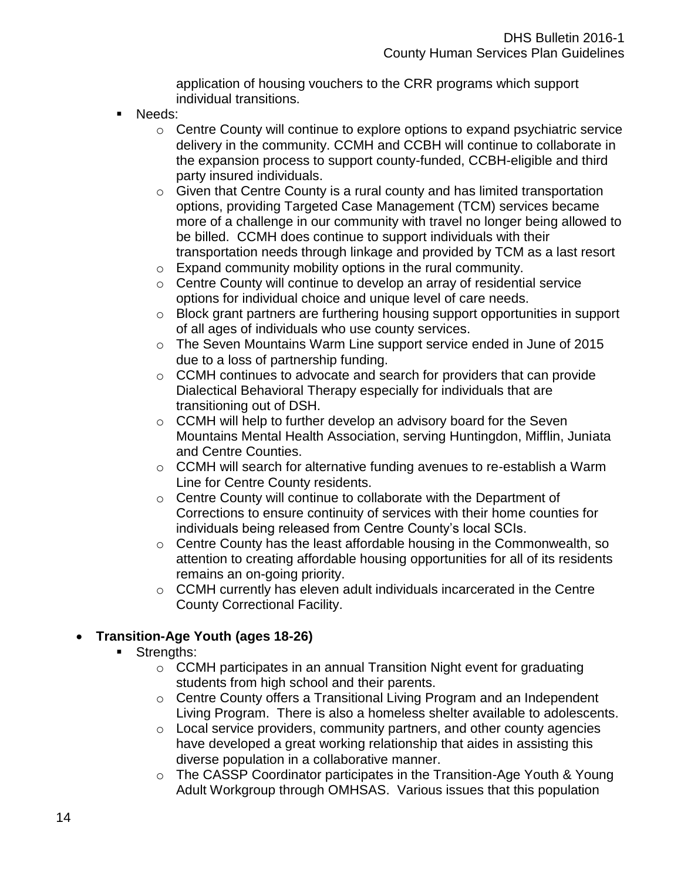application of housing vouchers to the CRR programs which support individual transitions.

- Needs:
  - Centre County will continue to explore options to expand psychiatric service delivery in the community. CCMH and CCBH will continue to collaborate in the expansion process to support county-funded, CCBH-eligible and third party insured individuals.
  - Given that Centre County is a rural county and has limited transportation options, providing Targeted Case Management (TCM) services became more of a challenge in our community with travel no longer being allowed to be billed. CCMH does continue to support individuals with their transportation needs through linkage and provided by TCM as a last resort
  - Expand community mobility options in the rural community.
  - Centre County will continue to develop an array of residential service options for individual choice and unique level of care needs.
  - Block grant partners are furthering housing support opportunities in support of all ages of individuals who use county services.
  - The Seven Mountains Warm Line support service ended in June of 2015 due to a loss of partnership funding.
  - CCMH continues to advocate and search for providers that can provide Dialectical Behavioral Therapy especially for individuals that are transitioning out of DSH.
  - CCMH will help to further develop an advisory board for the Seven Mountains Mental Health Association, serving Huntingdon, Mifflin, Juniata and Centre Counties.
  - CCMH will search for alternative funding avenues to re-establish a Warm Line for Centre County residents.
  - Centre County will continue to collaborate with the Department of Corrections to ensure continuity of services with their home counties for individuals being released from Centre County's local SCIs.
  - Centre County has the least affordable housing in the Commonwealth, so attention to creating affordable housing opportunities for all of its residents remains an on-going priority.
  - CCMH currently has eleven adult individuals incarcerated in the Centre County Correctional Facility.

- **Transition-Age Youth (ages 18-26)**
  - Strengths:
    - CCMH participates in an annual Transition Night event for graduating students from high school and their parents.
    - Centre County offers a Transitional Living Program and an Independent Living Program. There is also a homeless shelter available to adolescents.
    - Local service providers, community partners, and other county agencies have developed a great working relationship that aides in assisting this diverse population in a collaborative manner.
    - The CASSP Coordinator participates in the Transition-Age Youth & Young Adult Workgroup through OMHSAS. Various issues that this population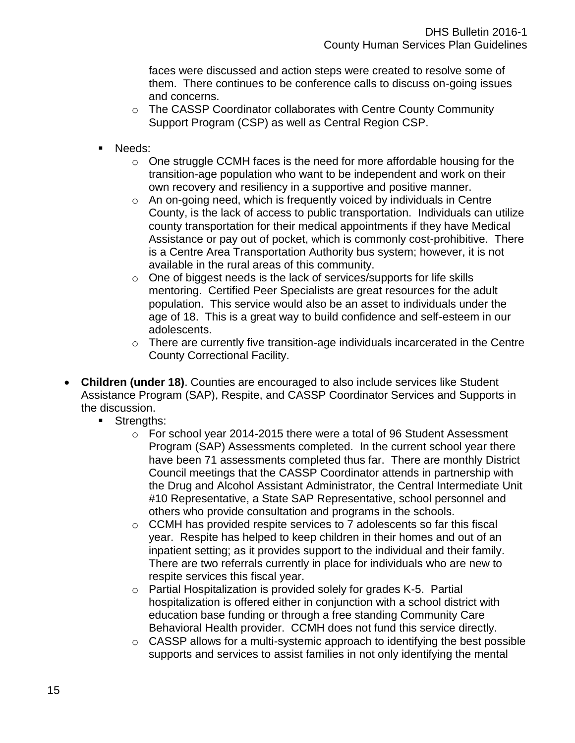faces were discussed and action steps were created to resolve some of them. There continues to be conference calls to discuss on-going issues and concerns.
    - The CASSP Coordinator collaborates with Centre County Community Support Program (CSP) as well as Central Region CSP.

- Needs:
    - One struggle CCMH faces is the need for more affordable housing for the transition-age population who want to be independent and work on their own recovery and resiliency in a supportive and positive manner.
    - An on-going need, which is frequently voiced by individuals in Centre County, is the lack of access to public transportation. Individuals can utilize county transportation for their medical appointments if they have Medical Assistance or pay out of pocket, which is commonly cost-prohibitive. There is a Centre Area Transportation Authority bus system; however, it is not available in the rural areas of this community.
    - One of biggest needs is the lack of services/supports for life skills mentoring. Certified Peer Specialists are great resources for the adult population. This service would also be an asset to individuals under the age of 18. This is a great way to build confidence and self-esteem in our adolescents.
    - There are currently five transition-age individuals incarcerated in the Centre County Correctional Facility.

- **Children (under 18)**. Counties are encouraged to also include services like Student Assistance Program (SAP), Respite, and CASSP Coordinator Services and Supports in the discussion.
    - Strengths:
        - For school year 2014-2015 there were a total of 96 Student Assessment Program (SAP) Assessments completed. In the current school year there have been 71 assessments completed thus far. There are monthly District Council meetings that the CASSP Coordinator attends in partnership with the Drug and Alcohol Assistant Administrator, the Central Intermediate Unit #10 Representative, a State SAP Representative, school personnel and others who provide consultation and programs in the schools.
        - CCMH has provided respite services to 7 adolescents so far this fiscal year. Respite has helped to keep children in their homes and out of an inpatient setting; as it provides support to the individual and their family. There are two referrals currently in place for individuals who are new to respite services this fiscal year.
        - Partial Hospitalization is provided solely for grades K-5. Partial hospitalization is offered either in conjunction with a school district with education base funding or through a free standing Community Care Behavioral Health provider. CCMH does not fund this service directly.
        - CASSP allows for a multi-systemic approach to identifying the best possible supports and services to assist families in not only identifying the mental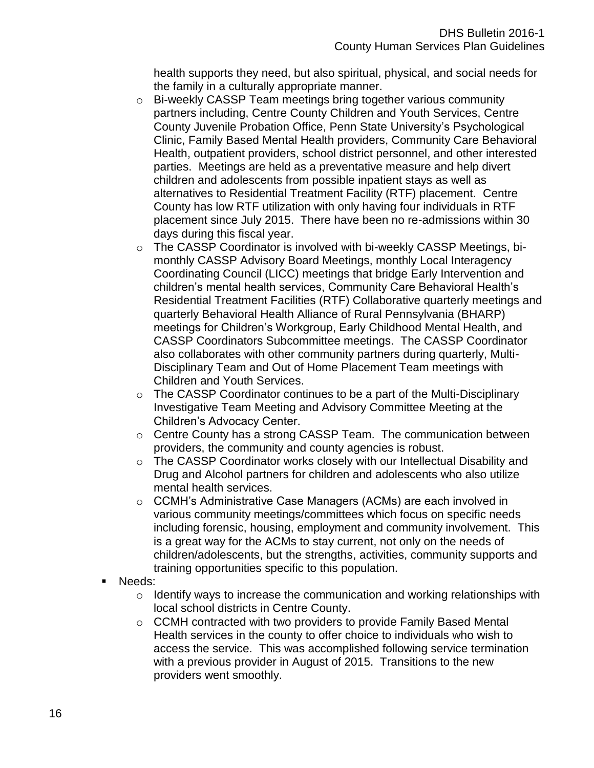health supports they need, but also spiritual, physical, and social needs for the family in a culturally appropriate manner.

- Bi-weekly CASSP Team meetings bring together various community partners including, Centre County Children and Youth Services, Centre County Juvenile Probation Office, Penn State University's Psychological Clinic, Family Based Mental Health providers, Community Care Behavioral Health, outpatient providers, school district personnel, and other interested parties. Meetings are held as a preventative measure and help divert children and adolescents from possible inpatient stays as well as alternatives to Residential Treatment Facility (RTF) placement. Centre County has low RTF utilization with only having four individuals in RTF placement since July 2015. There have been no re-admissions within 30 days during this fiscal year.
- The CASSP Coordinator is involved with bi-weekly CASSP Meetings, bi-monthly CASSP Advisory Board Meetings, monthly Local Interagency Coordinating Council (LICC) meetings that bridge Early Intervention and children's mental health services, Community Care Behavioral Health's Residential Treatment Facilities (RTF) Collaborative quarterly meetings and quarterly Behavioral Health Alliance of Rural Pennsylvania (BHARP) meetings for Children's Workgroup, Early Childhood Mental Health, and CASSP Coordinators Subcommittee meetings. The CASSP Coordinator also collaborates with other community partners during quarterly, Multi-Disciplinary Team and Out of Home Placement Team meetings with Children and Youth Services.
- The CASSP Coordinator continues to be a part of the Multi-Disciplinary Investigative Team Meeting and Advisory Committee Meeting at the Children's Advocacy Center.
- Centre County has a strong CASSP Team. The communication between providers, the community and county agencies is robust.
- The CASSP Coordinator works closely with our Intellectual Disability and Drug and Alcohol partners for children and adolescents who also utilize mental health services.
- CCMH's Administrative Case Managers (ACMs) are each involved in various community meetings/committees which focus on specific needs including forensic, housing, employment and community involvement. This is a great way for the ACMs to stay current, not only on the needs of children/adolescents, but the strengths, activities, community supports and training opportunities specific to this population.

- Needs:
  - Identify ways to increase the communication and working relationships with local school districts in Centre County.
  - CCMH contracted with two providers to provide Family Based Mental Health services in the county to offer choice to individuals who wish to access the service. This was accomplished following service termination with a previous provider in August of 2015. Transitions to the new providers went smoothly.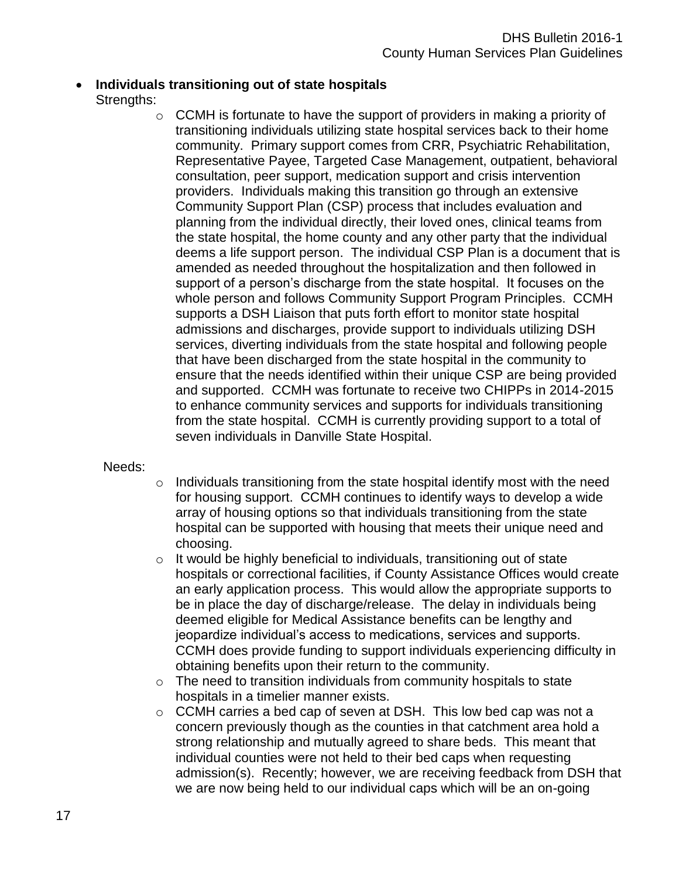- **Individuals transitioning out of state hospitals**

  Strengths:

  - CCMH is fortunate to have the support of providers in making a priority of transitioning individuals utilizing state hospital services back to their home community. Primary support comes from CRR, Psychiatric Rehabilitation, Representative Payee, Targeted Case Management, outpatient, behavioral consultation, peer support, medication support and crisis intervention providers. Individuals making this transition go through an extensive Community Support Plan (CSP) process that includes evaluation and planning from the individual directly, their loved ones, clinical teams from the state hospital, the home county and any other party that the individual deems a life support person. The individual CSP Plan is a document that is amended as needed throughout the hospitalization and then followed in support of a person's discharge from the state hospital. It focuses on the whole person and follows Community Support Program Principles. CCMH supports a DSH Liaison that puts forth effort to monitor state hospital admissions and discharges, provide support to individuals utilizing DSH services, diverting individuals from the state hospital and following people that have been discharged from the state hospital in the community to ensure that the needs identified within their unique CSP are being provided and supported. CCMH was fortunate to receive two CHIPPs in 2014-2015 to enhance community services and supports for individuals transitioning from the state hospital. CCMH is currently providing support to a total of seven individuals in Danville State Hospital.

  Needs:

  - Individuals transitioning from the state hospital identify most with the need for housing support. CCMH continues to identify ways to develop a wide array of housing options so that individuals transitioning from the state hospital can be supported with housing that meets their unique need and choosing.
  - It would be highly beneficial to individuals, transitioning out of state hospitals or correctional facilities, if County Assistance Offices would create an early application process. This would allow the appropriate supports to be in place the day of discharge/release. The delay in individuals being deemed eligible for Medical Assistance benefits can be lengthy and jeopardize individual's access to medications, services and supports. CCMH does provide funding to support individuals experiencing difficulty in obtaining benefits upon their return to the community.
  - The need to transition individuals from community hospitals to state hospitals in a timelier manner exists.
  - CCMH carries a bed cap of seven at DSH. This low bed cap was not a concern previously though as the counties in that catchment area hold a strong relationship and mutually agreed to share beds. This meant that individual counties were not held to their bed caps when requesting admission(s). Recently; however, we are receiving feedback from DSH that we are now being held to our individual caps which will be an on-going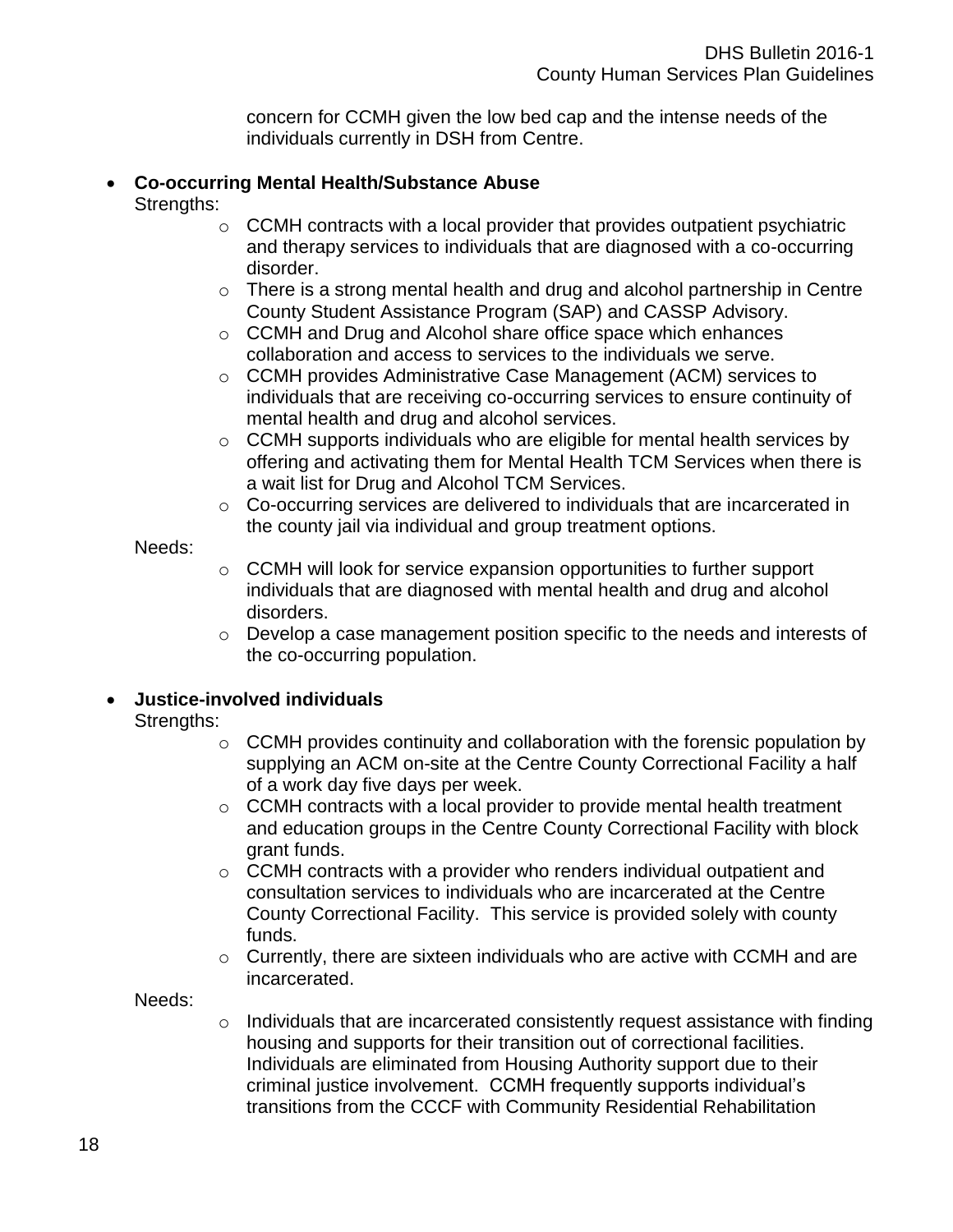concern for CCMH given the low bed cap and the intense needs of the individuals currently in DSH from Centre.

- **Co-occurring Mental Health/Substance Abuse**

  Strengths:
    - CCMH contracts with a local provider that provides outpatient psychiatric and therapy services to individuals that are diagnosed with a co-occurring disorder.
    - There is a strong mental health and drug and alcohol partnership in Centre County Student Assistance Program (SAP) and CASSP Advisory.
    - CCMH and Drug and Alcohol share office space which enhances collaboration and access to services to the individuals we serve.
    - CCMH provides Administrative Case Management (ACM) services to individuals that are receiving co-occurring services to ensure continuity of mental health and drug and alcohol services.
    - CCMH supports individuals who are eligible for mental health services by offering and activating them for Mental Health TCM Services when there is a wait list for Drug and Alcohol TCM Services.
    - Co-occurring services are delivered to individuals that are incarcerated in the county jail via individual and group treatment options.

  Needs:
    - CCMH will look for service expansion opportunities to further support individuals that are diagnosed with mental health and drug and alcohol disorders.
    - Develop a case management position specific to the needs and interests of the co-occurring population.

- **Justice-involved individuals**

  Strengths:
    - CCMH provides continuity and collaboration with the forensic population by supplying an ACM on-site at the Centre County Correctional Facility a half of a work day five days per week.
    - CCMH contracts with a local provider to provide mental health treatment and education groups in the Centre County Correctional Facility with block grant funds.
    - CCMH contracts with a provider who renders individual outpatient and consultation services to individuals who are incarcerated at the Centre County Correctional Facility. This service is provided solely with county funds.
    - Currently, there are sixteen individuals who are active with CCMH and are incarcerated.

  Needs:
    - Individuals that are incarcerated consistently request assistance with finding housing and supports for their transition out of correctional facilities. Individuals are eliminated from Housing Authority support due to their criminal justice involvement. CCMH frequently supports individual's transitions from the CCCF with Community Residential Rehabilitation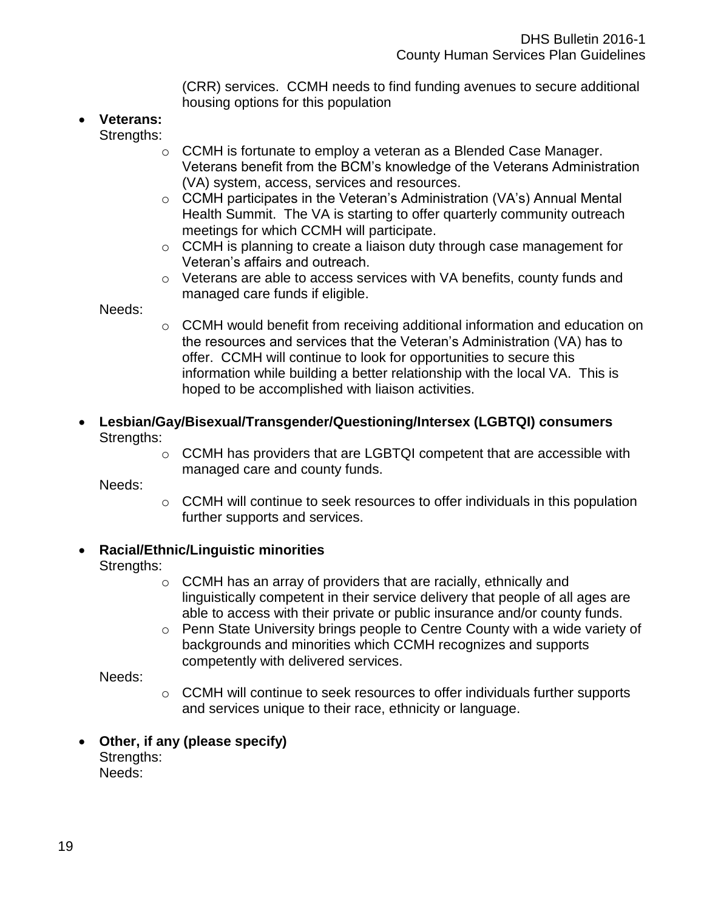(CRR) services. CCMH needs to find funding avenues to secure additional housing options for this population

- **Veterans:**
  Strengths:
    - CCMH is fortunate to employ a veteran as a Blended Case Manager. Veterans benefit from the BCM's knowledge of the Veterans Administration (VA) system, access, services and resources.
    - CCMH participates in the Veteran's Administration (VA's) Annual Mental Health Summit. The VA is starting to offer quarterly community outreach meetings for which CCMH will participate.
    - CCMH is planning to create a liaison duty through case management for Veteran's affairs and outreach.
    - Veterans are able to access services with VA benefits, county funds and managed care funds if eligible.

  Needs:
    - CCMH would benefit from receiving additional information and education on the resources and services that the Veteran's Administration (VA) has to offer. CCMH will continue to look for opportunities to secure this information while building a better relationship with the local VA. This is hoped to be accomplished with liaison activities.

- **Lesbian/Gay/Bisexual/Transgender/Questioning/Intersex (LGBTQI) consumers**
  Strengths:
    - CCMH has providers that are LGBTQI competent that are accessible with managed care and county funds.

  Needs:
    - CCMH will continue to seek resources to offer individuals in this population further supports and services.

- **Racial/Ethnic/Linguistic minorities**
  Strengths:
    - CCMH has an array of providers that are racially, ethnically and linguistically competent in their service delivery that people of all ages are able to access with their private or public insurance and/or county funds.
    - Penn State University brings people to Centre County with a wide variety of backgrounds and minorities which CCMH recognizes and supports competently with delivered services.

  Needs:
    - CCMH will continue to seek resources to offer individuals further supports and services unique to their race, ethnicity or language.

- **Other, if any (please specify)**
  Strengths:
  Needs: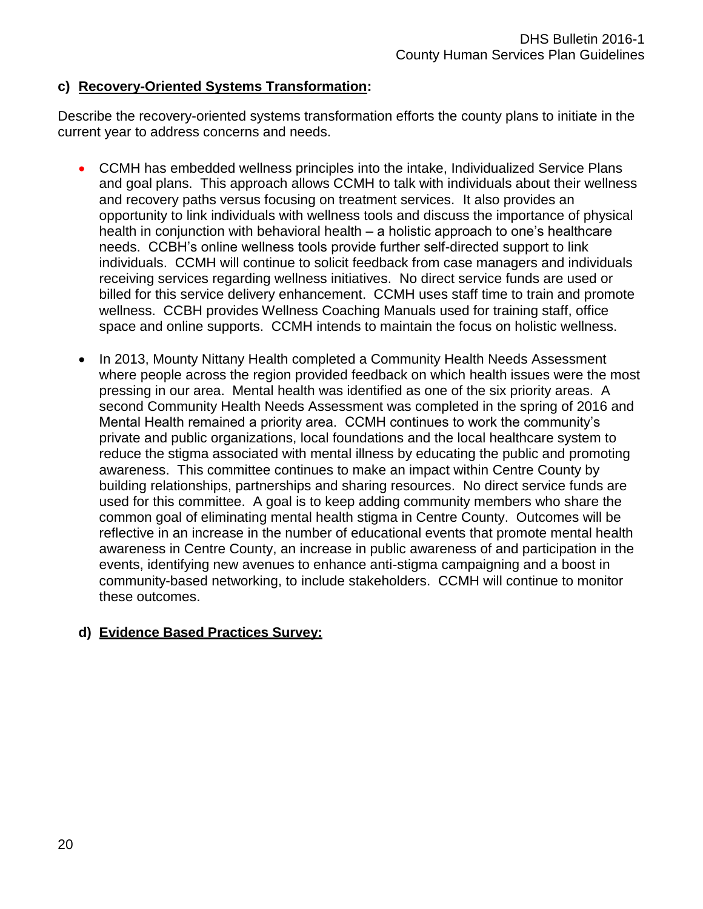#### c) **Recovery-Oriented Systems Transformation:**

Describe the recovery-oriented systems transformation efforts the county plans to initiate in the current year to address concerns and needs.

- CCMH has embedded wellness principles into the intake, Individualized Service Plans and goal plans. This approach allows CCMH to talk with individuals about their wellness and recovery paths versus focusing on treatment services. It also provides an opportunity to link individuals with wellness tools and discuss the importance of physical health in conjunction with behavioral health – a holistic approach to one's healthcare needs. CCBH's online wellness tools provide further self-directed support to link individuals. CCMH will continue to solicit feedback from case managers and individuals receiving services regarding wellness initiatives. No direct service funds are used or billed for this service delivery enhancement. CCMH uses staff time to train and promote wellness. CCBH provides Wellness Coaching Manuals used for training staff, office space and online supports. CCMH intends to maintain the focus on holistic wellness.

- In 2013, Mounty Nittany Health completed a Community Health Needs Assessment where people across the region provided feedback on which health issues were the most pressing in our area. Mental health was identified as one of the six priority areas. A second Community Health Needs Assessment was completed in the spring of 2016 and Mental Health remained a priority area. CCMH continues to work the community's private and public organizations, local foundations and the local healthcare system to reduce the stigma associated with mental illness by educating the public and promoting awareness. This committee continues to make an impact within Centre County by building relationships, partnerships and sharing resources. No direct service funds are used for this committee. A goal is to keep adding community members who share the common goal of eliminating mental health stigma in Centre County. Outcomes will be reflective in an increase in the number of educational events that promote mental health awareness in Centre County, an increase in public awareness of and participation in the events, identifying new avenues to enhance anti-stigma campaigning and a boost in community-based networking, to include stakeholders. CCMH will continue to monitor these outcomes.

#### d) **Evidence Based Practices Survey:**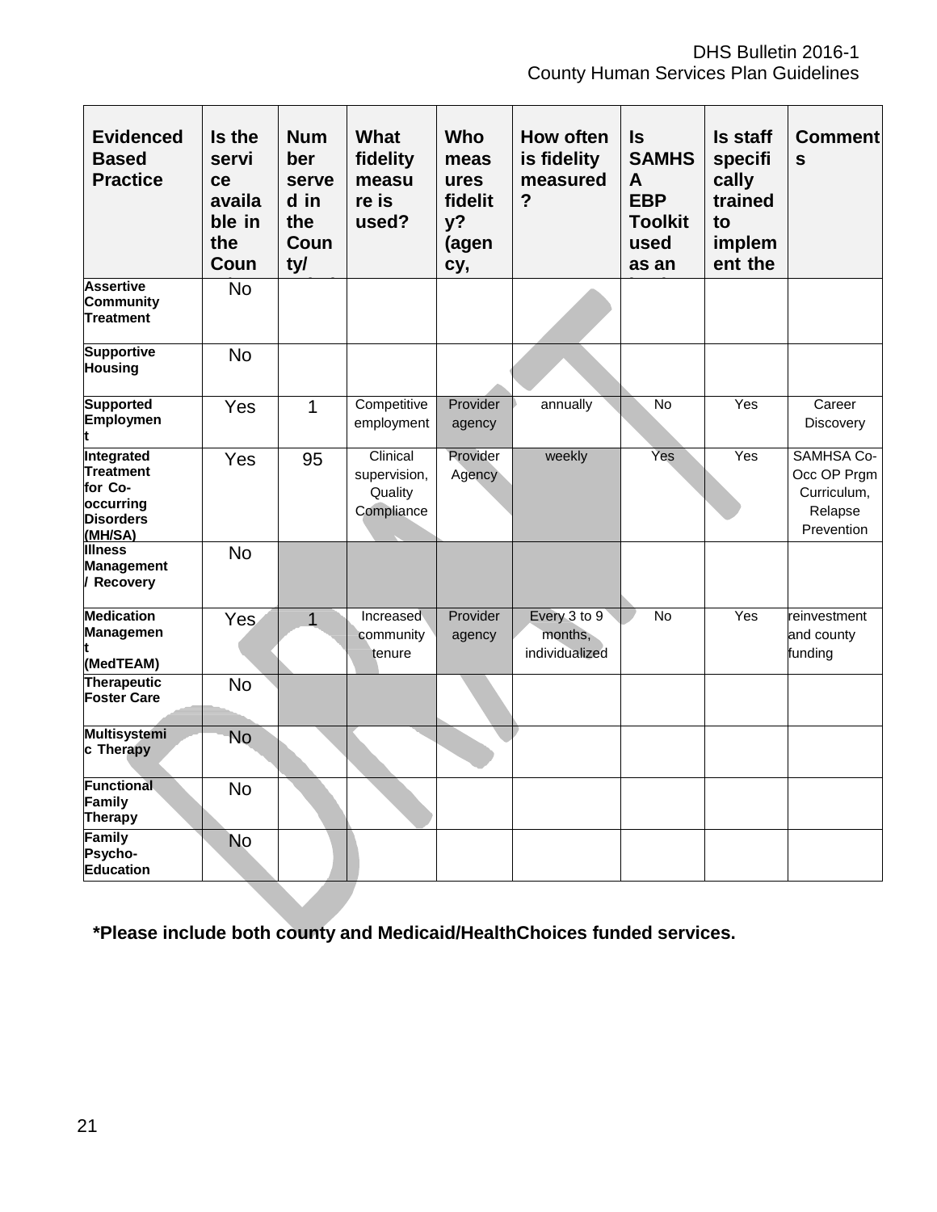| Evidenced Based Practice | Is the service available in the County/ | Number served in the County/ | What fidelity measure is used? | Who measures fidelity? (agency, | How often is fidelity measured? | Is SAMHSA EBP Toolkit used as an | Is staff specifically trained to implement the | Comments |
|---|---|---|---|---|---|---|---|---|
| Assertive Community Treatment | No | | | | | | | |
| Supportive Housing | No | | | | | | | |
| Supported Employment | Yes | 1 | Competitive employment | Provider agency | annually | No | Yes | Career Discovery |
| Integrated Treatment for Co-occurring Disorders (MH/SA) | Yes | 95 | Clinical supervision, Quality Compliance | Provider Agency | weekly | Yes | Yes | SAMHSA Co-Occ OP Prgm Curriculum, Relapse Prevention |
| Illness Management / Recovery | No | | | | | | | |
| Medication Management (MedTEAM) | Yes | 1 | Increased community tenure | Provider agency | Every 3 to 9 months, individualized | No | Yes | reinvestment and county funding |
| Therapeutic Foster Care | No | | | | | | | |
| Multisystemic Therapy | No | | | | | | | |
| Functional Family Therapy | No | | | | | | | |
| Family Psycho-Education | No | | | | | | | |

**\*Please include both county and Medicaid/HealthChoices funded services.**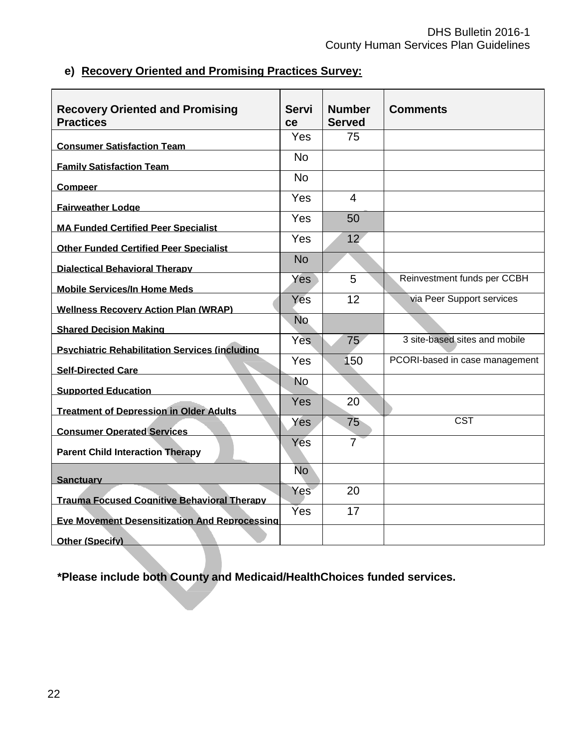### e) Recovery Oriented and Promising Practices Survey:

| Recovery Oriented and Promising Practices | Service | Number Served | Comments |
|---|---|---|---|
| Consumer Satisfaction Team | Yes | 75 | |
| Family Satisfaction Team | No | | |
| Compeer | No | | |
| Fairweather Lodge | Yes | 4 | |
| MA Funded Certified Peer Specialist | Yes | 50 | |
| Other Funded Certified Peer Specialist | Yes | 12 | |
| Dialectical Behavioral Therapy | No | | |
| Mobile Services/In Home Meds | Yes | 5 | Reinvestment funds per CCBH |
| Wellness Recovery Action Plan (WRAP) | Yes | 12 | via Peer Support services |
| Shared Decision Making | No | | |
| Psychiatric Rehabilitation Services (including | Yes | 75 | 3 site-based sites and mobile |
| Self-Directed Care | Yes | 150 | PCORI-based in case management |
| Supported Education | No | | |
| Treatment of Depression in Older Adults | Yes | 20 | |
| Consumer Operated Services | Yes | 75 | CST |
| Parent Child Interaction Therapy | Yes | 7 | |
| Sanctuary | No | | |
| Trauma Focused Cognitive Behavioral Therapy | Yes | 20 | |
| Eye Movement Desensitization And Reprocessing | Yes | 17 | |
| Other (Specify) | | | |

**\*Please include both County and Medicaid/HealthChoices funded services.**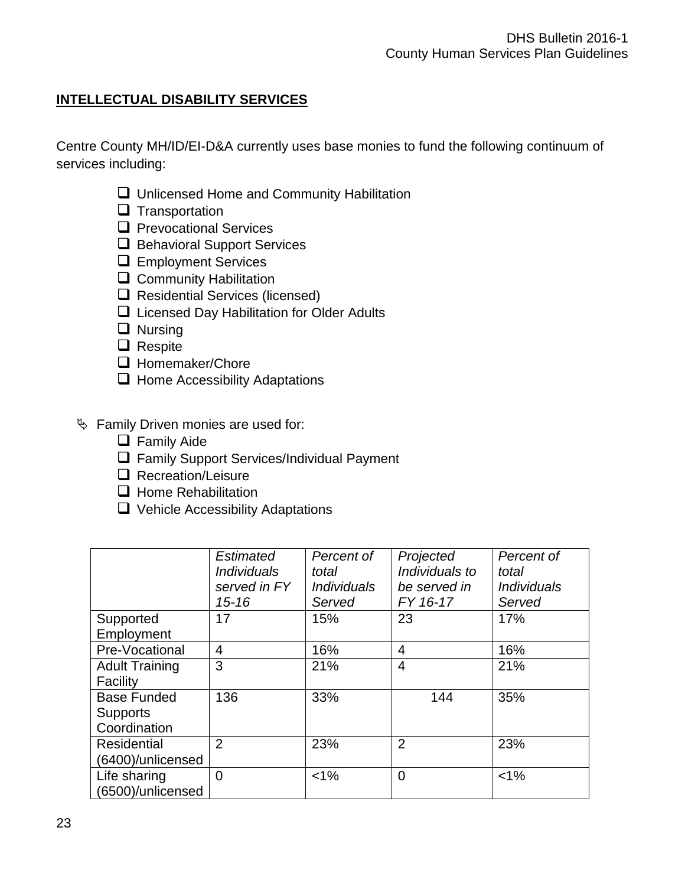## INTELLECTUAL DISABILITY SERVICES

Centre County MH/ID/EI-D&A currently uses base monies to fund the following continuum of services including:

- Unlicensed Home and Community Habilitation
- Transportation
- Prevocational Services
- Behavioral Support Services
- Employment Services
- Community Habilitation
- Residential Services (licensed)
- Licensed Day Habilitation for Older Adults
- Nursing
- Respite
- Homemaker/Chore
- Home Accessibility Adaptations

- Family Driven monies are used for:
  - Family Aide
  - Family Support Services/Individual Payment
  - Recreation/Leisure
  - Home Rehabilitation
  - Vehicle Accessibility Adaptations

| | *Estimated Individuals served in FY 15-16* | *Percent of total Individuals Served* | *Projected Individuals to be served in FY 16-17* | *Percent of total Individuals Served* |
|---|---|---|---|---|
| Supported Employment | 17 | 15% | 23 | 17% |
| Pre-Vocational | 4 | 16% | 4 | 16% |
| Adult Training Facility | 3 | 21% | 4 | 21% |
| Base Funded Supports Coordination | 136 | 33% | 144 | 35% |
| Residential (6400)/unlicensed | 2 | 23% | 2 | 23% |
| Life sharing (6500)/unlicensed | 0 | <1% | 0 | <1% |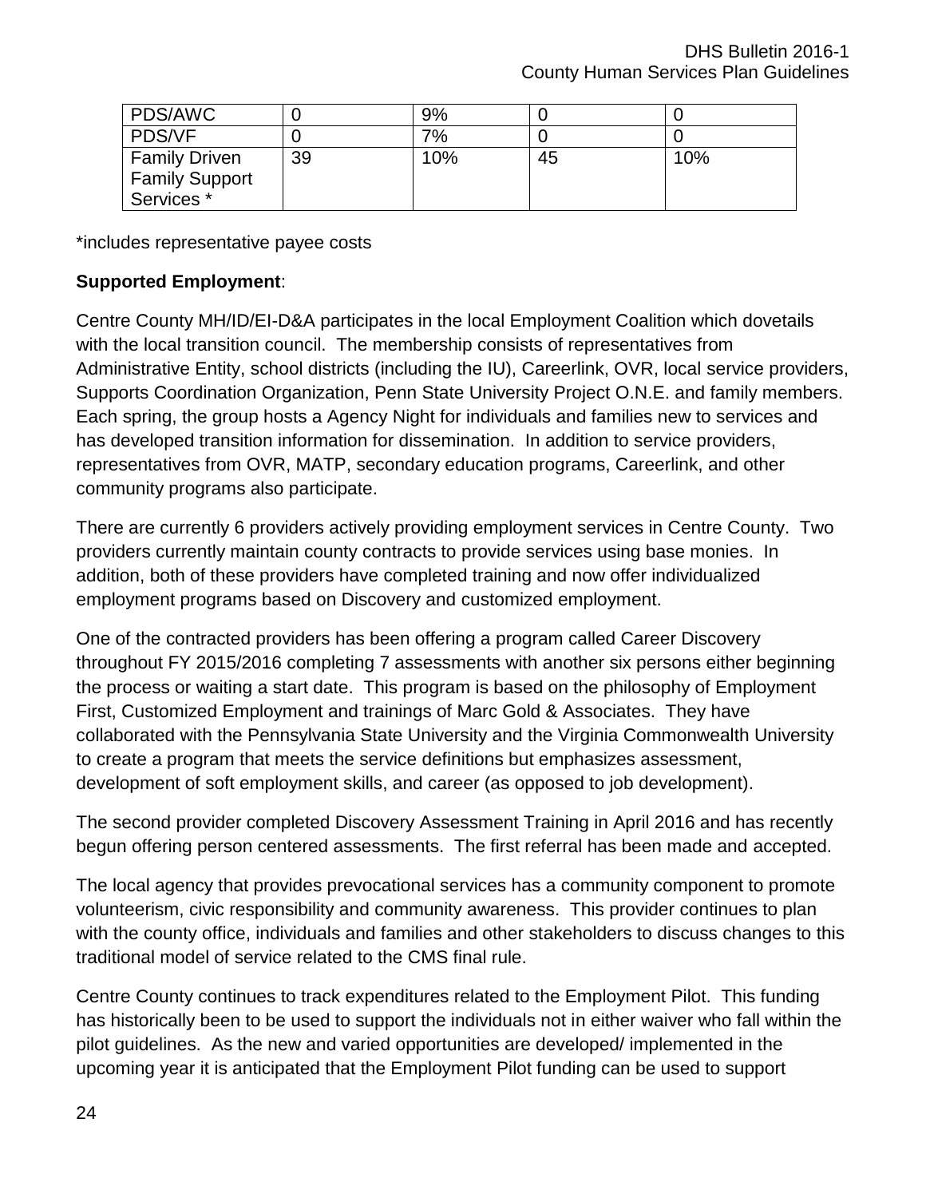| PDS/AWC | 0 | 9% | 0 | 0 |
|---|---|---|---|---|
| PDS/VF | 0 | 7% | 0 | 0 |
| Family Driven Family Support Services * | 39 | 10% | 45 | 10% |

*includes representative payee costs

**Supported Employment**:

Centre County MH/ID/EI-D&A participates in the local Employment Coalition which dovetails with the local transition council. The membership consists of representatives from Administrative Entity, school districts (including the IU), Careerlink, OVR, local service providers, Supports Coordination Organization, Penn State University Project O.N.E. and family members. Each spring, the group hosts a Agency Night for individuals and families new to services and has developed transition information for dissemination. In addition to service providers, representatives from OVR, MATP, secondary education programs, Careerlink, and other community programs also participate.

There are currently 6 providers actively providing employment services in Centre County. Two providers currently maintain county contracts to provide services using base monies. In addition, both of these providers have completed training and now offer individualized employment programs based on Discovery and customized employment.

One of the contracted providers has been offering a program called Career Discovery throughout FY 2015/2016 completing 7 assessments with another six persons either beginning the process or waiting a start date. This program is based on the philosophy of Employment First, Customized Employment and trainings of Marc Gold & Associates. They have collaborated with the Pennsylvania State University and the Virginia Commonwealth University to create a program that meets the service definitions but emphasizes assessment, development of soft employment skills, and career (as opposed to job development).

The second provider completed Discovery Assessment Training in April 2016 and has recently begun offering person centered assessments. The first referral has been made and accepted.

The local agency that provides prevocational services has a community component to promote volunteerism, civic responsibility and community awareness. This provider continues to plan with the county office, individuals and families and other stakeholders to discuss changes to this traditional model of service related to the CMS final rule.

Centre County continues to track expenditures related to the Employment Pilot. This funding has historically been to be used to support the individuals not in either waiver who fall within the pilot guidelines. As the new and varied opportunities are developed/ implemented in the upcoming year it is anticipated that the Employment Pilot funding can be used to support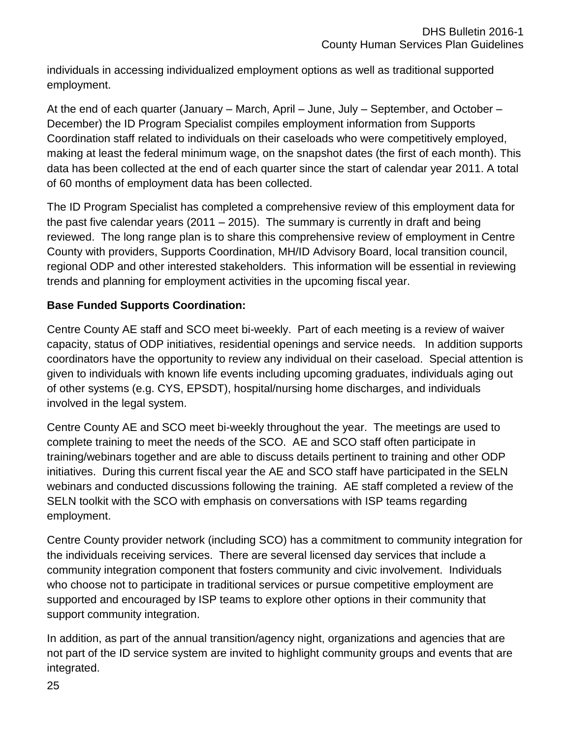individuals in accessing individualized employment options as well as traditional supported employment.

At the end of each quarter (January – March, April – June, July – September, and October – December) the ID Program Specialist compiles employment information from Supports Coordination staff related to individuals on their caseloads who were competitively employed, making at least the federal minimum wage, on the snapshot dates (the first of each month). This data has been collected at the end of each quarter since the start of calendar year 2011. A total of 60 months of employment data has been collected.

The ID Program Specialist has completed a comprehensive review of this employment data for the past five calendar years (2011 – 2015). The summary is currently in draft and being reviewed. The long range plan is to share this comprehensive review of employment in Centre County with providers, Supports Coordination, MH/ID Advisory Board, local transition council, regional ODP and other interested stakeholders. This information will be essential in reviewing trends and planning for employment activities in the upcoming fiscal year.

**Base Funded Supports Coordination:**

Centre County AE staff and SCO meet bi-weekly. Part of each meeting is a review of waiver capacity, status of ODP initiatives, residential openings and service needs. In addition supports coordinators have the opportunity to review any individual on their caseload. Special attention is given to individuals with known life events including upcoming graduates, individuals aging out of other systems (e.g. CYS, EPSDT), hospital/nursing home discharges, and individuals involved in the legal system.

Centre County AE and SCO meet bi-weekly throughout the year. The meetings are used to complete training to meet the needs of the SCO. AE and SCO staff often participate in training/webinars together and are able to discuss details pertinent to training and other ODP initiatives. During this current fiscal year the AE and SCO staff have participated in the SELN webinars and conducted discussions following the training. AE staff completed a review of the SELN toolkit with the SCO with emphasis on conversations with ISP teams regarding employment.

Centre County provider network (including SCO) has a commitment to community integration for the individuals receiving services. There are several licensed day services that include a community integration component that fosters community and civic involvement. Individuals who choose not to participate in traditional services or pursue competitive employment are supported and encouraged by ISP teams to explore other options in their community that support community integration.

In addition, as part of the annual transition/agency night, organizations and agencies that are not part of the ID service system are invited to highlight community groups and events that are integrated.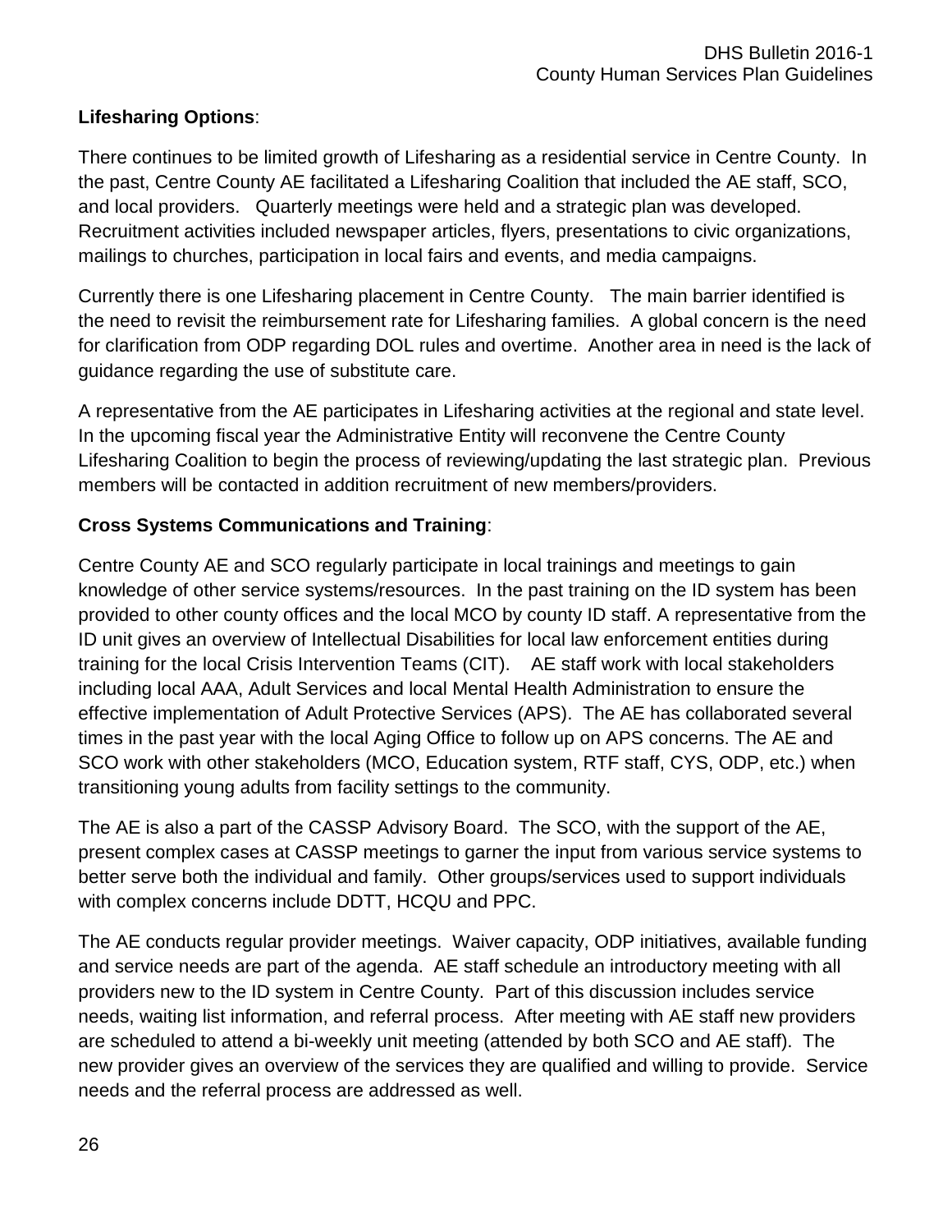**Lifesharing Options**:

There continues to be limited growth of Lifesharing as a residential service in Centre County. In the past, Centre County AE facilitated a Lifesharing Coalition that included the AE staff, SCO, and local providers. Quarterly meetings were held and a strategic plan was developed. Recruitment activities included newspaper articles, flyers, presentations to civic organizations, mailings to churches, participation in local fairs and events, and media campaigns.

Currently there is one Lifesharing placement in Centre County. The main barrier identified is the need to revisit the reimbursement rate for Lifesharing families. A global concern is the need for clarification from ODP regarding DOL rules and overtime. Another area in need is the lack of guidance regarding the use of substitute care.

A representative from the AE participates in Lifesharing activities at the regional and state level. In the upcoming fiscal year the Administrative Entity will reconvene the Centre County Lifesharing Coalition to begin the process of reviewing/updating the last strategic plan. Previous members will be contacted in addition recruitment of new members/providers.

**Cross Systems Communications and Training**:

Centre County AE and SCO regularly participate in local trainings and meetings to gain knowledge of other service systems/resources. In the past training on the ID system has been provided to other county offices and the local MCO by county ID staff. A representative from the ID unit gives an overview of Intellectual Disabilities for local law enforcement entities during training for the local Crisis Intervention Teams (CIT). AE staff work with local stakeholders including local AAA, Adult Services and local Mental Health Administration to ensure the effective implementation of Adult Protective Services (APS). The AE has collaborated several times in the past year with the local Aging Office to follow up on APS concerns. The AE and SCO work with other stakeholders (MCO, Education system, RTF staff, CYS, ODP, etc.) when transitioning young adults from facility settings to the community.

The AE is also a part of the CASSP Advisory Board. The SCO, with the support of the AE, present complex cases at CASSP meetings to garner the input from various service systems to better serve both the individual and family. Other groups/services used to support individuals with complex concerns include DDTT, HCQU and PPC.

The AE conducts regular provider meetings. Waiver capacity, ODP initiatives, available funding and service needs are part of the agenda. AE staff schedule an introductory meeting with all providers new to the ID system in Centre County. Part of this discussion includes service needs, waiting list information, and referral process. After meeting with AE staff new providers are scheduled to attend a bi-weekly unit meeting (attended by both SCO and AE staff). The new provider gives an overview of the services they are qualified and willing to provide. Service needs and the referral process are addressed as well.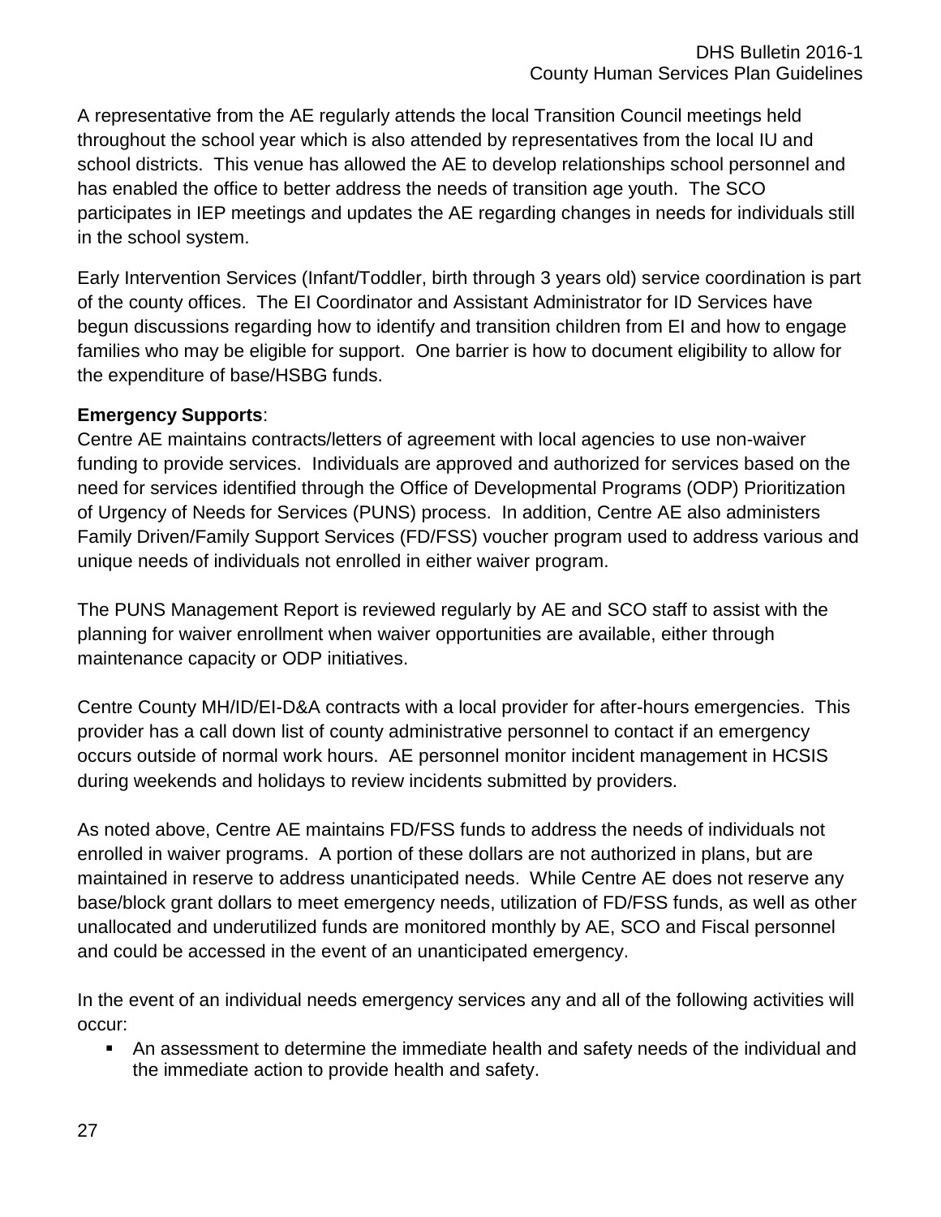A representative from the AE regularly attends the local Transition Council meetings held throughout the school year which is also attended by representatives from the local IU and school districts. This venue has allowed the AE to develop relationships school personnel and has enabled the office to better address the needs of transition age youth. The SCO participates in IEP meetings and updates the AE regarding changes in needs for individuals still in the school system.

Early Intervention Services (Infant/Toddler, birth through 3 years old) service coordination is part of the county offices. The EI Coordinator and Assistant Administrator for ID Services have begun discussions regarding how to identify and transition children from EI and how to engage families who may be eligible for support. One barrier is how to document eligibility to allow for the expenditure of base/HSBG funds.

**Emergency Supports**:
Centre AE maintains contracts/letters of agreement with local agencies to use non-waiver funding to provide services. Individuals are approved and authorized for services based on the need for services identified through the Office of Developmental Programs (ODP) Prioritization of Urgency of Needs for Services (PUNS) process. In addition, Centre AE also administers Family Driven/Family Support Services (FD/FSS) voucher program used to address various and unique needs of individuals not enrolled in either waiver program.

The PUNS Management Report is reviewed regularly by AE and SCO staff to assist with the planning for waiver enrollment when waiver opportunities are available, either through maintenance capacity or ODP initiatives.

Centre County MH/ID/EI-D&A contracts with a local provider for after-hours emergencies. This provider has a call down list of county administrative personnel to contact if an emergency occurs outside of normal work hours. AE personnel monitor incident management in HCSIS during weekends and holidays to review incidents submitted by providers.

As noted above, Centre AE maintains FD/FSS funds to address the needs of individuals not enrolled in waiver programs. A portion of these dollars are not authorized in plans, but are maintained in reserve to address unanticipated needs. While Centre AE does not reserve any base/block grant dollars to meet emergency needs, utilization of FD/FSS funds, as well as other unallocated and underutilized funds are monitored monthly by AE, SCO and Fiscal personnel and could be accessed in the event of an unanticipated emergency.

In the event of an individual needs emergency services any and all of the following activities will occur:

- An assessment to determine the immediate health and safety needs of the individual and the immediate action to provide health and safety.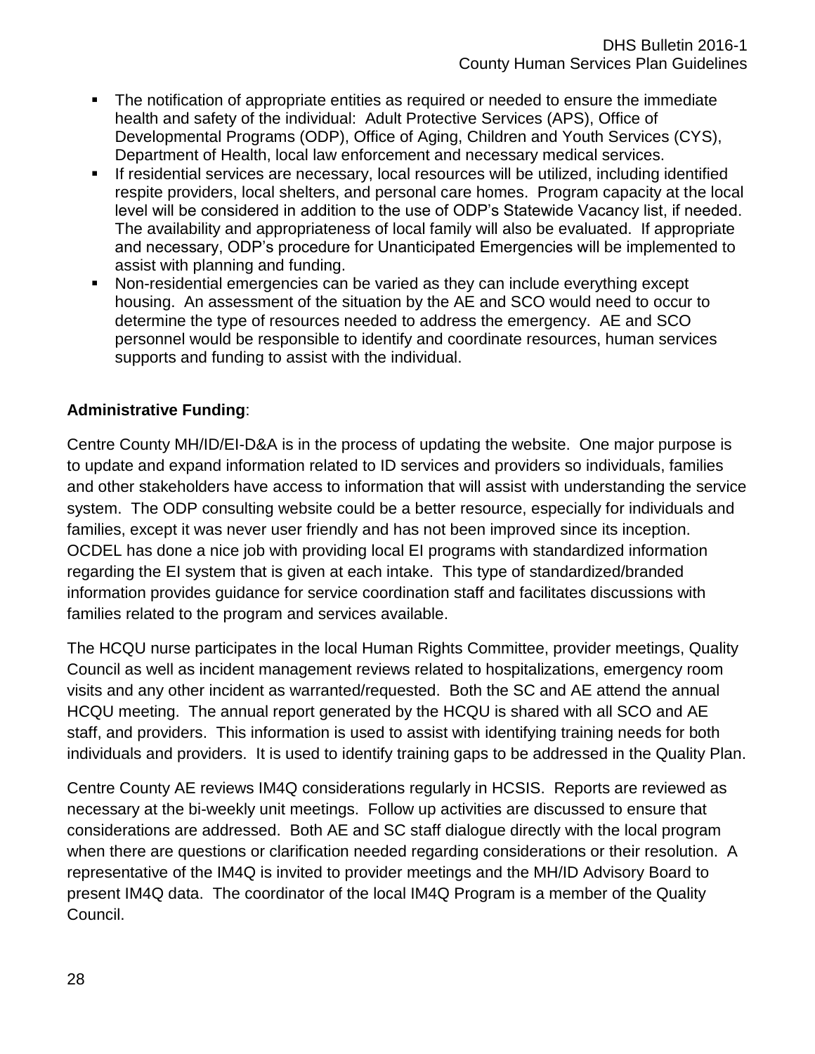- The notification of appropriate entities as required or needed to ensure the immediate health and safety of the individual: Adult Protective Services (APS), Office of Developmental Programs (ODP), Office of Aging, Children and Youth Services (CYS), Department of Health, local law enforcement and necessary medical services.
- If residential services are necessary, local resources will be utilized, including identified respite providers, local shelters, and personal care homes. Program capacity at the local level will be considered in addition to the use of ODP's Statewide Vacancy list, if needed. The availability and appropriateness of local family will also be evaluated. If appropriate and necessary, ODP's procedure for Unanticipated Emergencies will be implemented to assist with planning and funding.
- Non-residential emergencies can be varied as they can include everything except housing. An assessment of the situation by the AE and SCO would need to occur to determine the type of resources needed to address the emergency. AE and SCO personnel would be responsible to identify and coordinate resources, human services supports and funding to assist with the individual.

**Administrative Funding**:

Centre County MH/ID/EI-D&A is in the process of updating the website. One major purpose is to update and expand information related to ID services and providers so individuals, families and other stakeholders have access to information that will assist with understanding the service system. The ODP consulting website could be a better resource, especially for individuals and families, except it was never user friendly and has not been improved since its inception. OCDEL has done a nice job with providing local EI programs with standardized information regarding the EI system that is given at each intake. This type of standardized/branded information provides guidance for service coordination staff and facilitates discussions with families related to the program and services available.

The HCQU nurse participates in the local Human Rights Committee, provider meetings, Quality Council as well as incident management reviews related to hospitalizations, emergency room visits and any other incident as warranted/requested. Both the SC and AE attend the annual HCQU meeting. The annual report generated by the HCQU is shared with all SCO and AE staff, and providers. This information is used to assist with identifying training needs for both individuals and providers. It is used to identify training gaps to be addressed in the Quality Plan.

Centre County AE reviews IM4Q considerations regularly in HCSIS. Reports are reviewed as necessary at the bi-weekly unit meetings. Follow up activities are discussed to ensure that considerations are addressed. Both AE and SC staff dialogue directly with the local program when there are questions or clarification needed regarding considerations or their resolution. A representative of the IM4Q is invited to provider meetings and the MH/ID Advisory Board to present IM4Q data. The coordinator of the local IM4Q Program is a member of the Quality Council.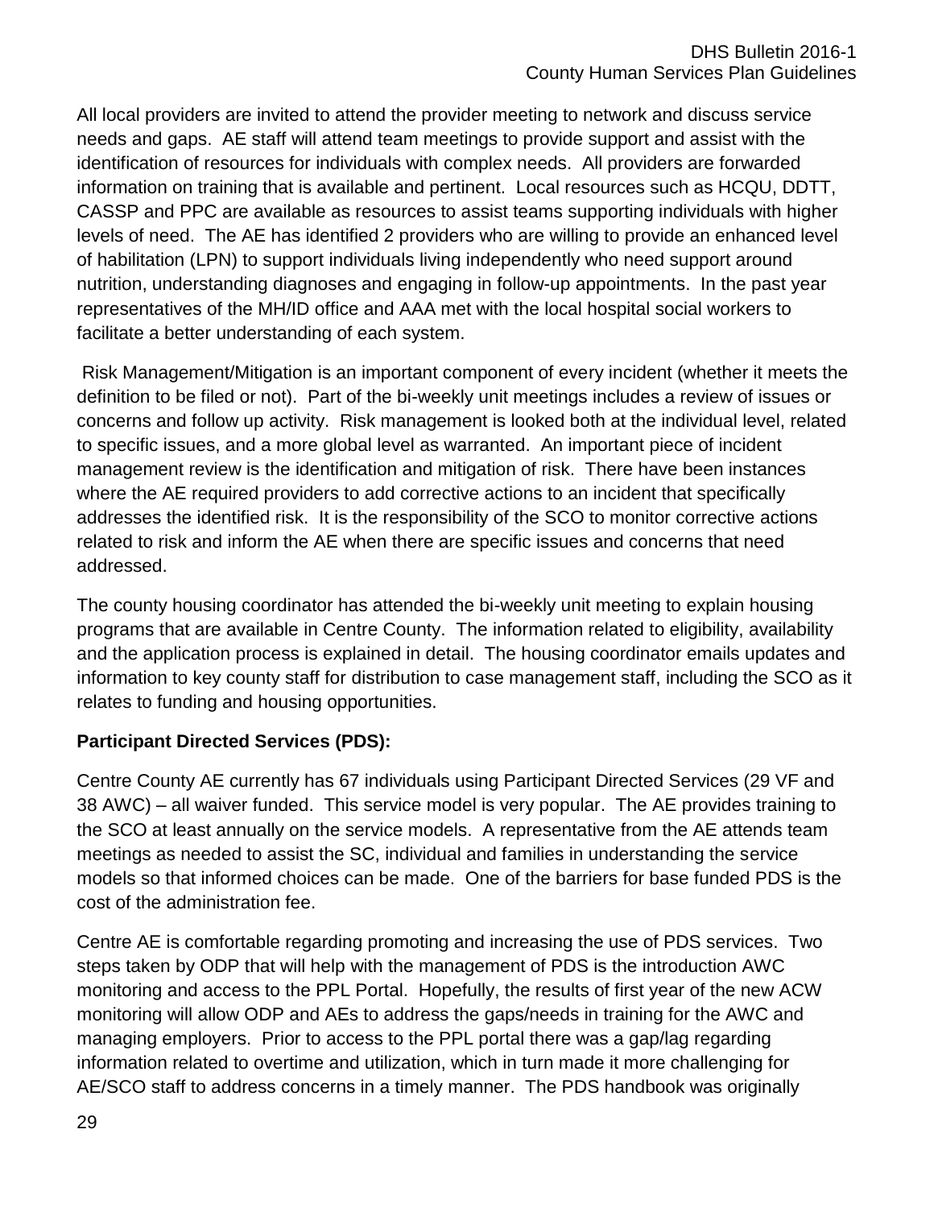All local providers are invited to attend the provider meeting to network and discuss service needs and gaps. AE staff will attend team meetings to provide support and assist with the identification of resources for individuals with complex needs. All providers are forwarded information on training that is available and pertinent. Local resources such as HCQU, DDTT, CASSP and PPC are available as resources to assist teams supporting individuals with higher levels of need. The AE has identified 2 providers who are willing to provide an enhanced level of habilitation (LPN) to support individuals living independently who need support around nutrition, understanding diagnoses and engaging in follow-up appointments. In the past year representatives of the MH/ID office and AAA met with the local hospital social workers to facilitate a better understanding of each system.

Risk Management/Mitigation is an important component of every incident (whether it meets the definition to be filed or not). Part of the bi-weekly unit meetings includes a review of issues or concerns and follow up activity. Risk management is looked both at the individual level, related to specific issues, and a more global level as warranted. An important piece of incident management review is the identification and mitigation of risk. There have been instances where the AE required providers to add corrective actions to an incident that specifically addresses the identified risk. It is the responsibility of the SCO to monitor corrective actions related to risk and inform the AE when there are specific issues and concerns that need addressed.

The county housing coordinator has attended the bi-weekly unit meeting to explain housing programs that are available in Centre County. The information related to eligibility, availability and the application process is explained in detail. The housing coordinator emails updates and information to key county staff for distribution to case management staff, including the SCO as it relates to funding and housing opportunities.

**Participant Directed Services (PDS):**

Centre County AE currently has 67 individuals using Participant Directed Services (29 VF and 38 AWC) – all waiver funded. This service model is very popular. The AE provides training to the SCO at least annually on the service models. A representative from the AE attends team meetings as needed to assist the SC, individual and families in understanding the service models so that informed choices can be made. One of the barriers for base funded PDS is the cost of the administration fee.

Centre AE is comfortable regarding promoting and increasing the use of PDS services. Two steps taken by ODP that will help with the management of PDS is the introduction AWC monitoring and access to the PPL Portal. Hopefully, the results of first year of the new ACW monitoring will allow ODP and AEs to address the gaps/needs in training for the AWC and managing employers. Prior to access to the PPL portal there was a gap/lag regarding information related to overtime and utilization, which in turn made it more challenging for AE/SCO staff to address concerns in a timely manner. The PDS handbook was originally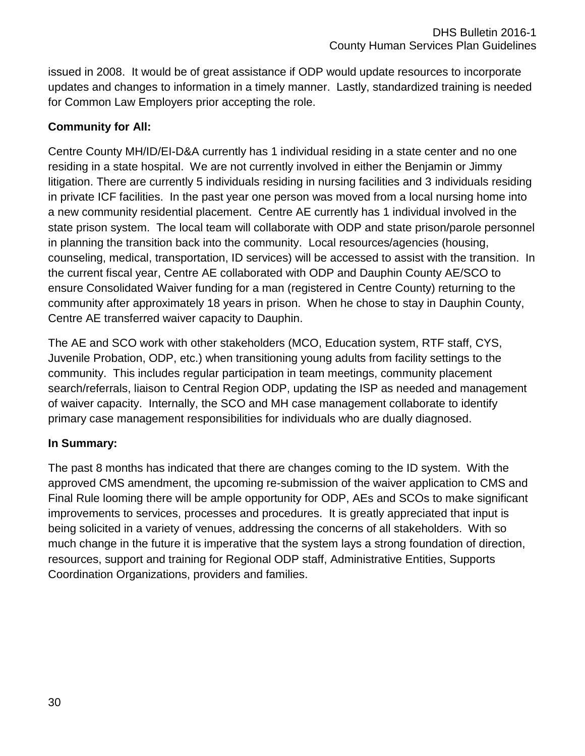issued in 2008. It would be of great assistance if ODP would update resources to incorporate updates and changes to information in a timely manner. Lastly, standardized training is needed for Common Law Employers prior accepting the role.

**Community for All:**

Centre County MH/ID/EI-D&A currently has 1 individual residing in a state center and no one residing in a state hospital. We are not currently involved in either the Benjamin or Jimmy litigation. There are currently 5 individuals residing in nursing facilities and 3 individuals residing in private ICF facilities. In the past year one person was moved from a local nursing home into a new community residential placement. Centre AE currently has 1 individual involved in the state prison system. The local team will collaborate with ODP and state prison/parole personnel in planning the transition back into the community. Local resources/agencies (housing, counseling, medical, transportation, ID services) will be accessed to assist with the transition. In the current fiscal year, Centre AE collaborated with ODP and Dauphin County AE/SCO to ensure Consolidated Waiver funding for a man (registered in Centre County) returning to the community after approximately 18 years in prison. When he chose to stay in Dauphin County, Centre AE transferred waiver capacity to Dauphin.

The AE and SCO work with other stakeholders (MCO, Education system, RTF staff, CYS, Juvenile Probation, ODP, etc.) when transitioning young adults from facility settings to the community. This includes regular participation in team meetings, community placement search/referrals, liaison to Central Region ODP, updating the ISP as needed and management of waiver capacity. Internally, the SCO and MH case management collaborate to identify primary case management responsibilities for individuals who are dually diagnosed.

**In Summary:**

The past 8 months has indicated that there are changes coming to the ID system. With the approved CMS amendment, the upcoming re-submission of the waiver application to CMS and Final Rule looming there will be ample opportunity for ODP, AEs and SCOs to make significant improvements to services, processes and procedures. It is greatly appreciated that input is being solicited in a variety of venues, addressing the concerns of all stakeholders. With so much change in the future it is imperative that the system lays a strong foundation of direction, resources, support and training for Regional ODP staff, Administrative Entities, Supports Coordination Organizations, providers and families.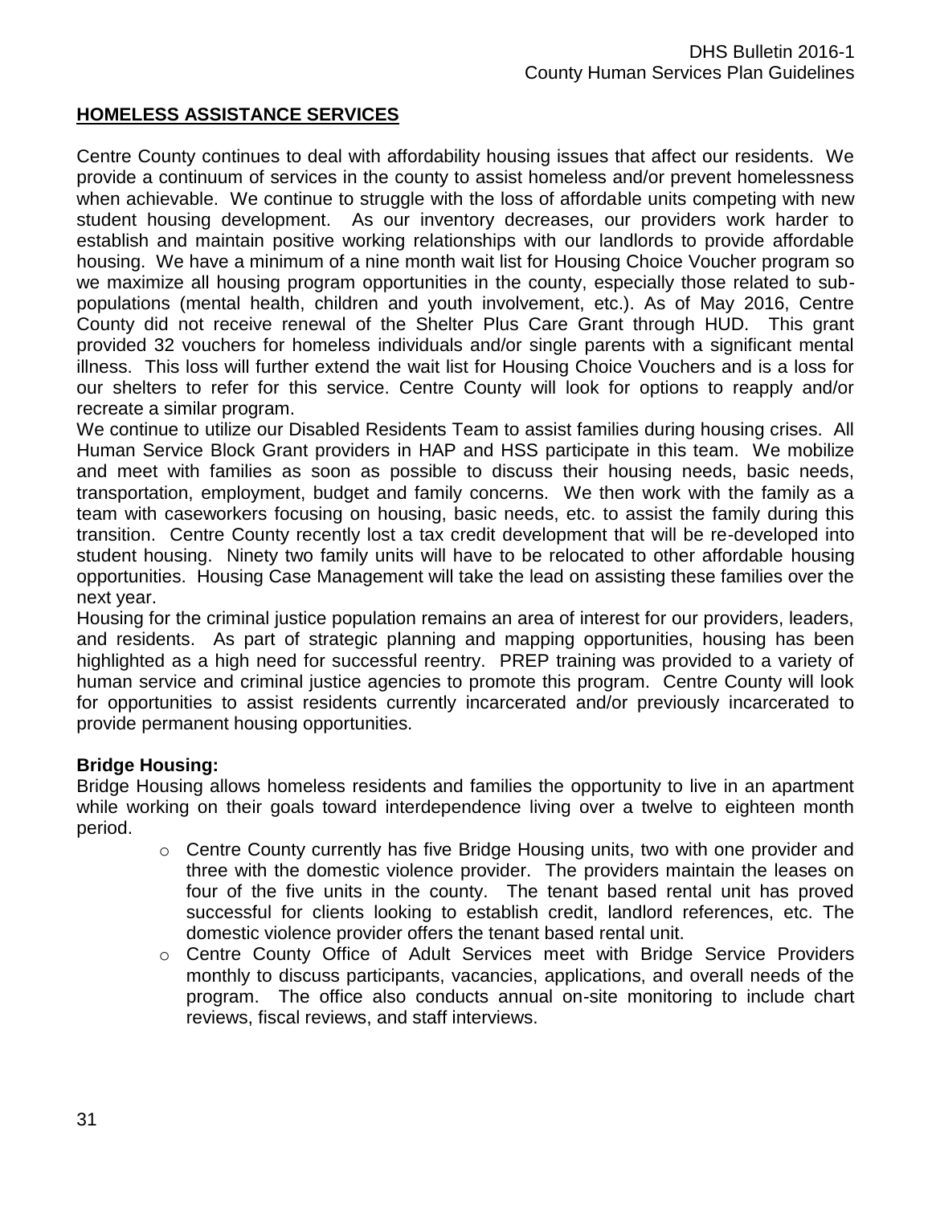## HOMELESS ASSISTANCE SERVICES

Centre County continues to deal with affordability housing issues that affect our residents. We provide a continuum of services in the county to assist homeless and/or prevent homelessness when achievable. We continue to struggle with the loss of affordable units competing with new student housing development. As our inventory decreases, our providers work harder to establish and maintain positive working relationships with our landlords to provide affordable housing. We have a minimum of a nine month wait list for Housing Choice Voucher program so we maximize all housing program opportunities in the county, especially those related to sub-populations (mental health, children and youth involvement, etc.). As of May 2016, Centre County did not receive renewal of the Shelter Plus Care Grant through HUD. This grant provided 32 vouchers for homeless individuals and/or single parents with a significant mental illness. This loss will further extend the wait list for Housing Choice Vouchers and is a loss for our shelters to refer for this service. Centre County will look for options to reapply and/or recreate a similar program.

We continue to utilize our Disabled Residents Team to assist families during housing crises. All Human Service Block Grant providers in HAP and HSS participate in this team. We mobilize and meet with families as soon as possible to discuss their housing needs, basic needs, transportation, employment, budget and family concerns. We then work with the family as a team with caseworkers focusing on housing, basic needs, etc. to assist the family during this transition. Centre County recently lost a tax credit development that will be re-developed into student housing. Ninety two family units will have to be relocated to other affordable housing opportunities. Housing Case Management will take the lead on assisting these families over the next year.

Housing for the criminal justice population remains an area of interest for our providers, leaders, and residents. As part of strategic planning and mapping opportunities, housing has been highlighted as a high need for successful reentry. PREP training was provided to a variety of human service and criminal justice agencies to promote this program. Centre County will look for opportunities to assist residents currently incarcerated and/or previously incarcerated to provide permanent housing opportunities.

**Bridge Housing:**

Bridge Housing allows homeless residents and families the opportunity to live in an apartment while working on their goals toward interdependence living over a twelve to eighteen month period.

- Centre County currently has five Bridge Housing units, two with one provider and three with the domestic violence provider. The providers maintain the leases on four of the five units in the county. The tenant based rental unit has proved successful for clients looking to establish credit, landlord references, etc. The domestic violence provider offers the tenant based rental unit.
- Centre County Office of Adult Services meet with Bridge Service Providers monthly to discuss participants, vacancies, applications, and overall needs of the program. The office also conducts annual on-site monitoring to include chart reviews, fiscal reviews, and staff interviews.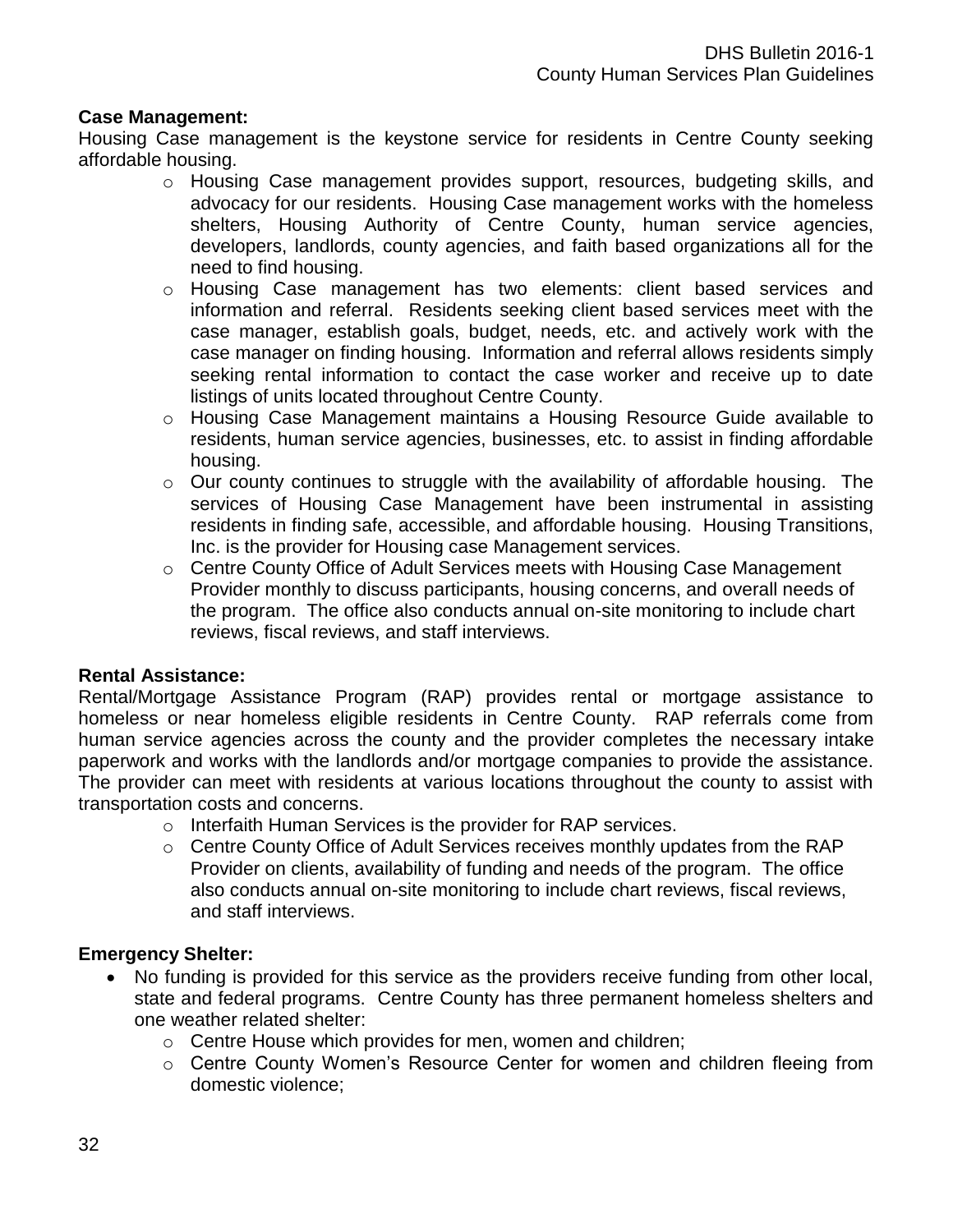**Case Management:**

Housing Case management is the keystone service for residents in Centre County seeking affordable housing.

- Housing Case management provides support, resources, budgeting skills, and advocacy for our residents. Housing Case management works with the homeless shelters, Housing Authority of Centre County, human service agencies, developers, landlords, county agencies, and faith based organizations all for the need to find housing.
- Housing Case management has two elements: client based services and information and referral. Residents seeking client based services meet with the case manager, establish goals, budget, needs, etc. and actively work with the case manager on finding housing. Information and referral allows residents simply seeking rental information to contact the case worker and receive up to date listings of units located throughout Centre County.
- Housing Case Management maintains a Housing Resource Guide available to residents, human service agencies, businesses, etc. to assist in finding affordable housing.
- Our county continues to struggle with the availability of affordable housing. The services of Housing Case Management have been instrumental in assisting residents in finding safe, accessible, and affordable housing. Housing Transitions, Inc. is the provider for Housing case Management services.
- Centre County Office of Adult Services meets with Housing Case Management Provider monthly to discuss participants, housing concerns, and overall needs of the program. The office also conducts annual on-site monitoring to include chart reviews, fiscal reviews, and staff interviews.

**Rental Assistance:**

Rental/Mortgage Assistance Program (RAP) provides rental or mortgage assistance to homeless or near homeless eligible residents in Centre County. RAP referrals come from human service agencies across the county and the provider completes the necessary intake paperwork and works with the landlords and/or mortgage companies to provide the assistance. The provider can meet with residents at various locations throughout the county to assist with transportation costs and concerns.

- Interfaith Human Services is the provider for RAP services.
- Centre County Office of Adult Services receives monthly updates from the RAP Provider on clients, availability of funding and needs of the program. The office also conducts annual on-site monitoring to include chart reviews, fiscal reviews, and staff interviews.

**Emergency Shelter:**

- No funding is provided for this service as the providers receive funding from other local, state and federal programs. Centre County has three permanent homeless shelters and one weather related shelter:
  - Centre House which provides for men, women and children;
  - Centre County Women's Resource Center for women and children fleeing from domestic violence;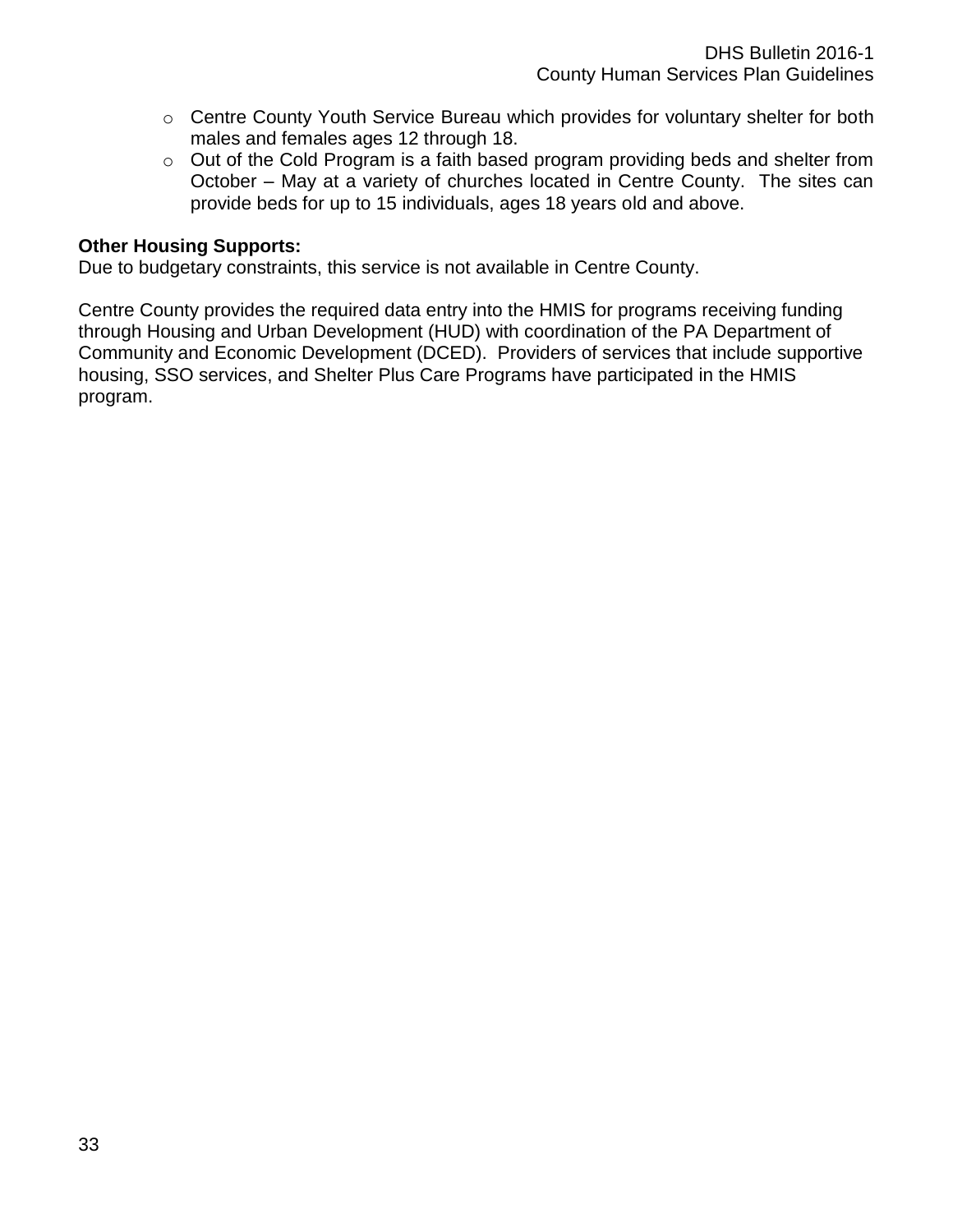- Centre County Youth Service Bureau which provides for voluntary shelter for both males and females ages 12 through 18.
- Out of the Cold Program is a faith based program providing beds and shelter from October – May at a variety of churches located in Centre County. The sites can provide beds for up to 15 individuals, ages 18 years old and above.

**Other Housing Supports:**
Due to budgetary constraints, this service is not available in Centre County.

Centre County provides the required data entry into the HMIS for programs receiving funding through Housing and Urban Development (HUD) with coordination of the PA Department of Community and Economic Development (DCED). Providers of services that include supportive housing, SSO services, and Shelter Plus Care Programs have participated in the HMIS program.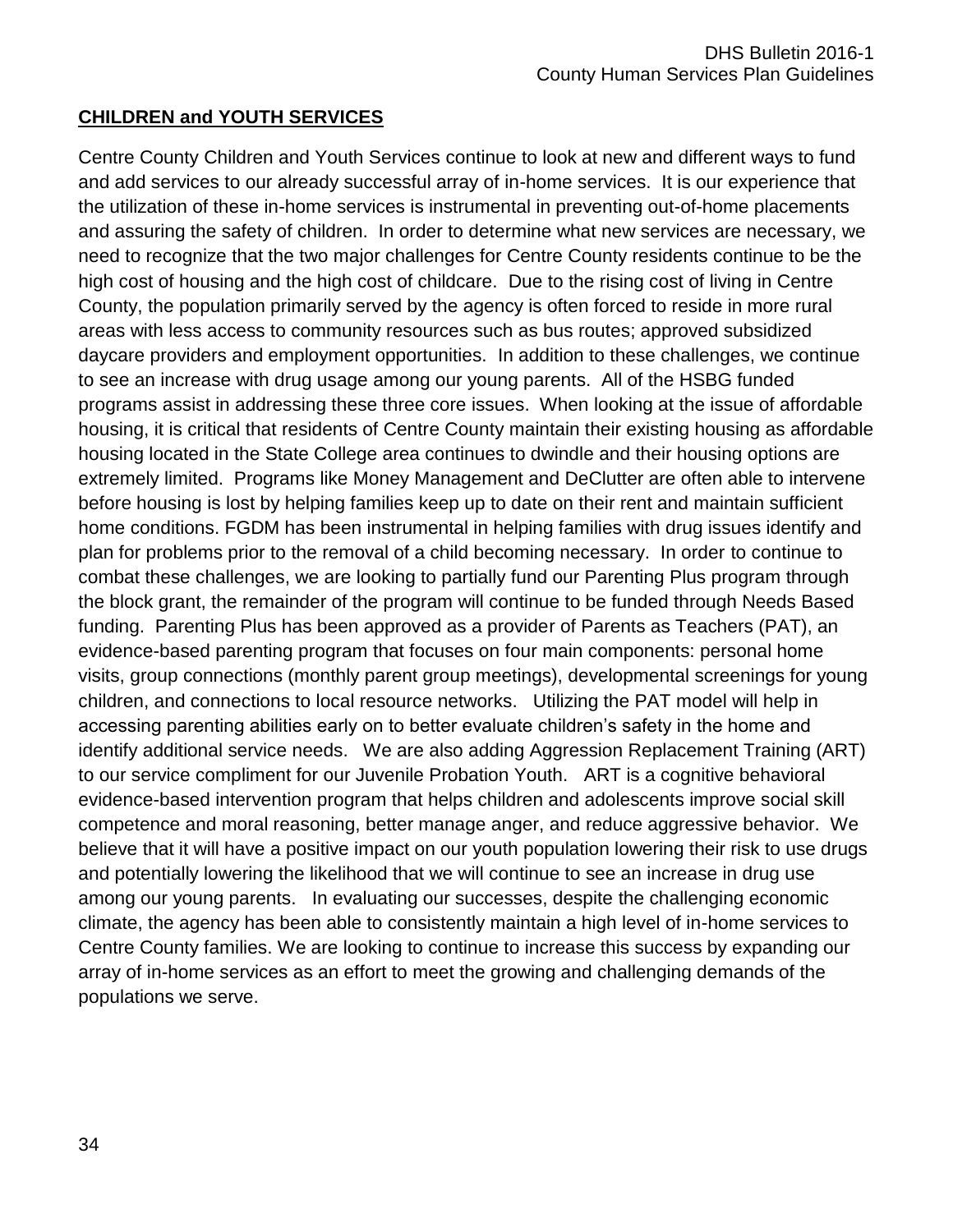## **CHILDREN and YOUTH SERVICES**

Centre County Children and Youth Services continue to look at new and different ways to fund and add services to our already successful array of in-home services. It is our experience that the utilization of these in-home services is instrumental in preventing out-of-home placements and assuring the safety of children. In order to determine what new services are necessary, we need to recognize that the two major challenges for Centre County residents continue to be the high cost of housing and the high cost of childcare. Due to the rising cost of living in Centre County, the population primarily served by the agency is often forced to reside in more rural areas with less access to community resources such as bus routes; approved subsidized daycare providers and employment opportunities. In addition to these challenges, we continue to see an increase with drug usage among our young parents. All of the HSBG funded programs assist in addressing these three core issues. When looking at the issue of affordable housing, it is critical that residents of Centre County maintain their existing housing as affordable housing located in the State College area continues to dwindle and their housing options are extremely limited. Programs like Money Management and DeClutter are often able to intervene before housing is lost by helping families keep up to date on their rent and maintain sufficient home conditions. FGDM has been instrumental in helping families with drug issues identify and plan for problems prior to the removal of a child becoming necessary. In order to continue to combat these challenges, we are looking to partially fund our Parenting Plus program through the block grant, the remainder of the program will continue to be funded through Needs Based funding. Parenting Plus has been approved as a provider of Parents as Teachers (PAT), an evidence-based parenting program that focuses on four main components: personal home visits, group connections (monthly parent group meetings), developmental screenings for young children, and connections to local resource networks. Utilizing the PAT model will help in accessing parenting abilities early on to better evaluate children's safety in the home and identify additional service needs. We are also adding Aggression Replacement Training (ART) to our service compliment for our Juvenile Probation Youth. ART is a cognitive behavioral evidence-based intervention program that helps children and adolescents improve social skill competence and moral reasoning, better manage anger, and reduce aggressive behavior. We believe that it will have a positive impact on our youth population lowering their risk to use drugs and potentially lowering the likelihood that we will continue to see an increase in drug use among our young parents. In evaluating our successes, despite the challenging economic climate, the agency has been able to consistently maintain a high level of in-home services to Centre County families. We are looking to continue to increase this success by expanding our array of in-home services as an effort to meet the growing and challenging demands of the populations we serve.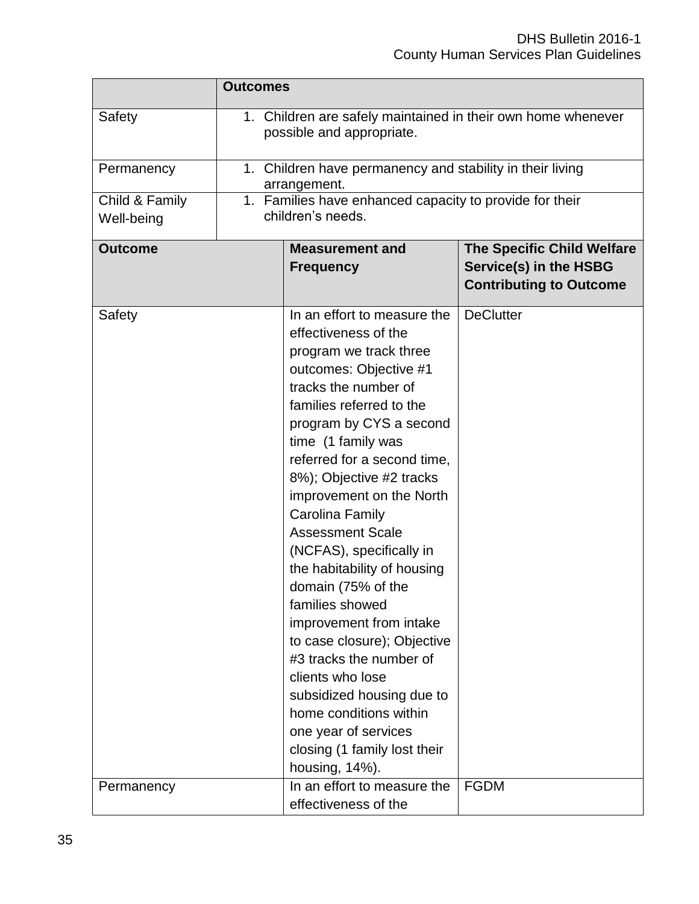| | Outcomes |
|---|---|
| Safety | 1. Children are safely maintained in their own home whenever possible and appropriate. |
| Permanency | 1. Children have permanency and stability in their living arrangement. |
| Child & Family Well-being | 1. Families have enhanced capacity to provide for their children's needs. |

| Outcome | Measurement and Frequency | The Specific Child Welfare Service(s) in the HSBG Contributing to Outcome |
|---|---|---|
| Safety | In an effort to measure the effectiveness of the program we track three outcomes: Objective #1 tracks the number of families referred to the program by CYS a second time (1 family was referred for a second time, 8%); Objective #2 tracks improvement on the North Carolina Family Assessment Scale (NCFAS), specifically in the habitability of housing domain (75% of the families showed improvement from intake to case closure); Objective #3 tracks the number of clients who lose subsidized housing due to home conditions within one year of services closing (1 family lost their housing, 14%). | DeClutter |
| Permanency | In an effort to measure the effectiveness of the | FGDM |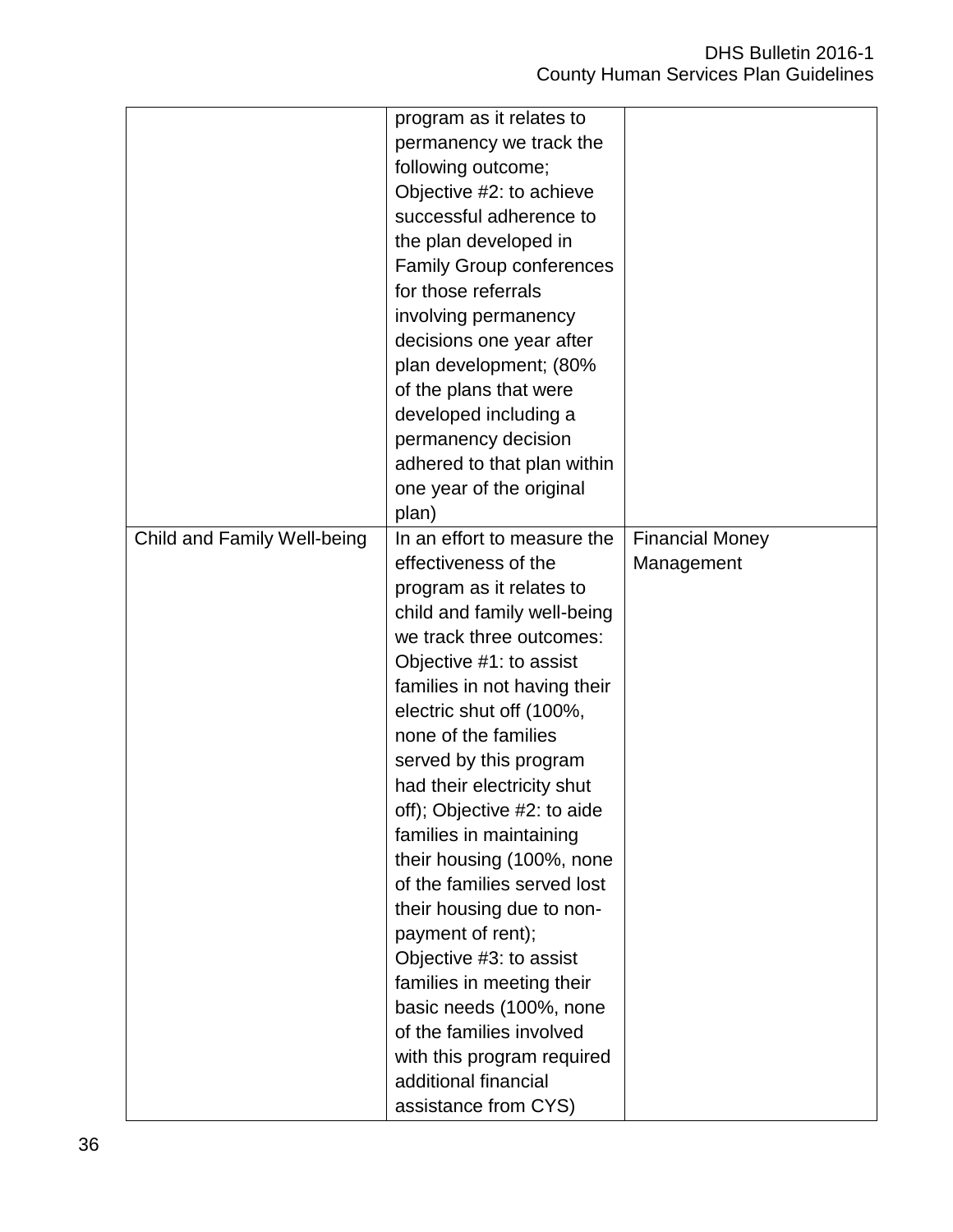| | | |
|---|---|---|
| | program as it relates to permanency we track the following outcome; Objective #2: to achieve successful adherence to the plan developed in Family Group conferences for those referrals involving permanency decisions one year after plan development; (80% of the plans that were developed including a permanency decision adhered to that plan within one year of the original plan) | |
| Child and Family Well-being | In an effort to measure the effectiveness of the program as it relates to child and family well-being we track three outcomes: Objective #1: to assist families in not having their electric shut off (100%, none of the families served by this program had their electricity shut off); Objective #2: to aide families in maintaining their housing (100%, none of the families served lost their housing due to non-payment of rent); Objective #3: to assist families in meeting their basic needs (100%, none of the families involved with this program required additional financial assistance from CYS) | Financial Money Management |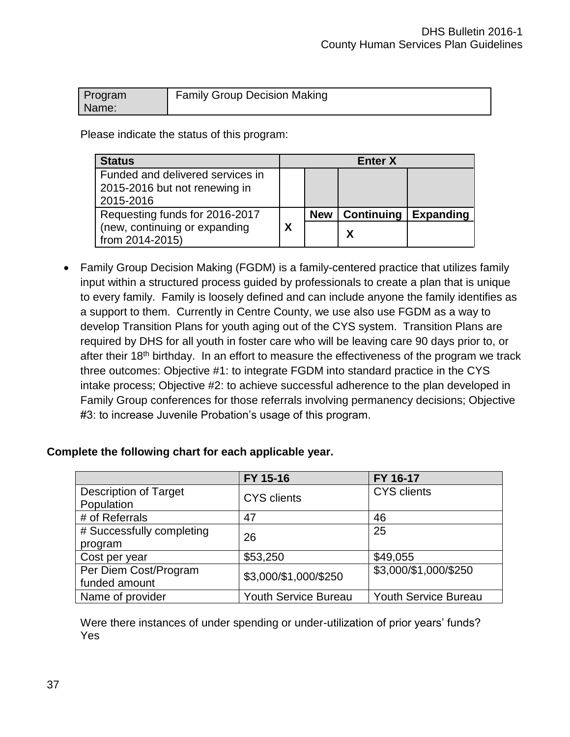| Program Name: | Family Group Decision Making |
|---|---|

Please indicate the status of this program:

| Status | Enter X | | | |
|---|---|---|---|---|
| Funded and delivered services in 2015-2016 but not renewing in 2015-2016 | | | | |
| Requesting funds for 2016-2017 (new, continuing or expanding from 2014-2015) | X | New | Continuing | Expanding |
| | | | X | |

- Family Group Decision Making (FGDM) is a family-centered practice that utilizes family input within a structured process guided by professionals to create a plan that is unique to every family. Family is loosely defined and can include anyone the family identifies as a support to them. Currently in Centre County, we use also use FGDM as a way to develop Transition Plans for youth aging out of the CYS system. Transition Plans are required by DHS for all youth in foster care who will be leaving care 90 days prior to, or after their 18th birthday. In an effort to measure the effectiveness of the program we track three outcomes: Objective #1: to integrate FGDM into standard practice in the CYS intake process; Objective #2: to achieve successful adherence to the plan developed in Family Group conferences for those referrals involving permanency decisions; Objective #3: to increase Juvenile Probation's usage of this program.

**Complete the following chart for each applicable year.**

| | FY 15-16 | FY 16-17 |
|---|---|---|
| Description of Target Population | CYS clients | CYS clients |
| # of Referrals | 47 | 46 |
| # Successfully completing program | 26 | 25 |
| Cost per year | $53,250 | $49,055 |
| Per Diem Cost/Program funded amount | $3,000/$1,000/$250 | $3,000/$1,000/$250 |
| Name of provider | Youth Service Bureau | Youth Service Bureau |

Were there instances of under spending or under-utilization of prior years' funds?
Yes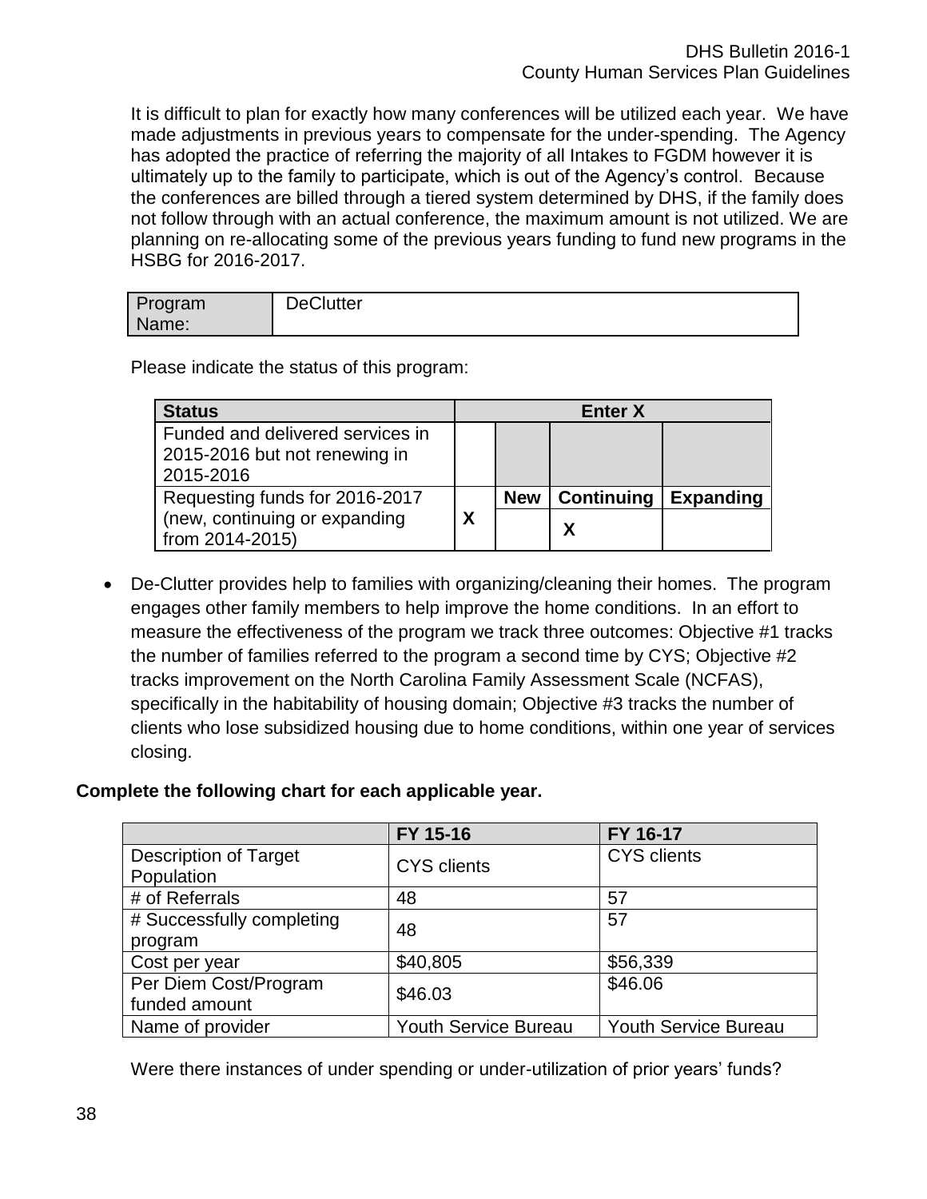It is difficult to plan for exactly how many conferences will be utilized each year. We have made adjustments in previous years to compensate for the under-spending. The Agency has adopted the practice of referring the majority of all Intakes to FGDM however it is ultimately up to the family to participate, which is out of the Agency's control. Because the conferences are billed through a tiered system determined by DHS, if the family does not follow through with an actual conference, the maximum amount is not utilized. We are planning on re-allocating some of the previous years funding to fund new programs in the HSBG for 2016-2017.

| Program Name: | DeClutter |
|---|---|

Please indicate the status of this program:

| Status | Enter X | | | |
|---|---|---|---|---|
| Funded and delivered services in 2015-2016 but not renewing in 2015-2016 | | | | |
| Requesting funds for 2016-2017 (new, continuing or expanding from 2014-2015) | X | New | Continuing | Expanding |
| | | | X | |

- De-Clutter provides help to families with organizing/cleaning their homes. The program engages other family members to help improve the home conditions. In an effort to measure the effectiveness of the program we track three outcomes: Objective #1 tracks the number of families referred to the program a second time by CYS; Objective #2 tracks improvement on the North Carolina Family Assessment Scale (NCFAS), specifically in the habitability of housing domain; Objective #3 tracks the number of clients who lose subsidized housing due to home conditions, within one year of services closing.

**Complete the following chart for each applicable year.**

| | FY 15-16 | FY 16-17 |
|---|---|---|
| Description of Target Population | CYS clients | CYS clients |
| # of Referrals | 48 | 57 |
| # Successfully completing program | 48 | 57 |
| Cost per year | $40,805 | $56,339 |
| Per Diem Cost/Program funded amount | $46.03 | $46.06 |
| Name of provider | Youth Service Bureau | Youth Service Bureau |

Were there instances of under spending or under-utilization of prior years' funds?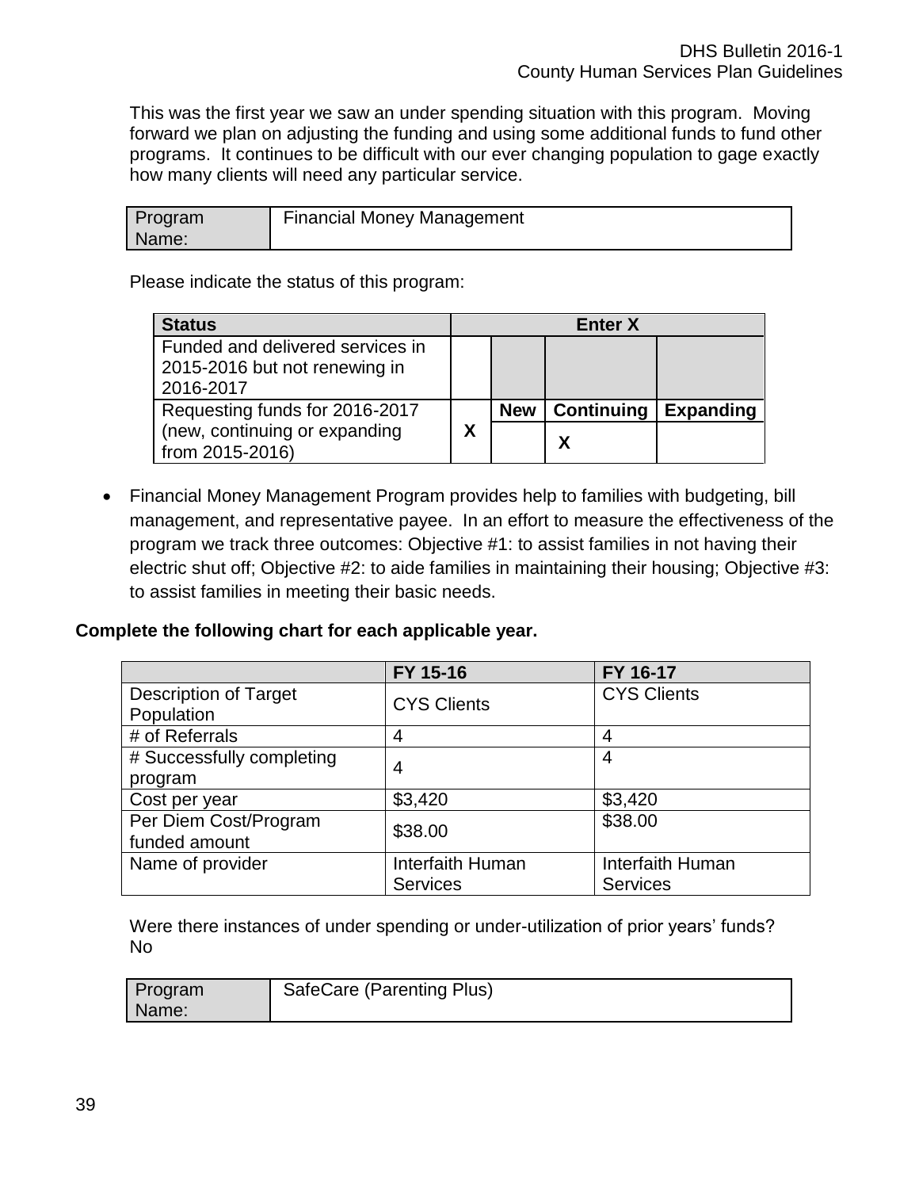This was the first year we saw an under spending situation with this program. Moving forward we plan on adjusting the funding and using some additional funds to fund other programs. It continues to be difficult with our ever changing population to gage exactly how many clients will need any particular service.

| Program Name: | Financial Money Management |
|---|---|

Please indicate the status of this program:

| Status | Enter X | | | |
|---|---|---|---|---|
| Funded and delivered services in 2015-2016 but not renewing in 2016-2017 | | | | |
| Requesting funds for 2016-2017 (new, continuing or expanding from 2015-2016) | X | New | Continuing | Expanding |
| | | | X | |

- Financial Money Management Program provides help to families with budgeting, bill management, and representative payee. In an effort to measure the effectiveness of the program we track three outcomes: Objective #1: to assist families in not having their electric shut off; Objective #2: to aide families in maintaining their housing; Objective #3: to assist families in meeting their basic needs.

**Complete the following chart for each applicable year.**

| | FY 15-16 | FY 16-17 |
|---|---|---|
| Description of Target Population | CYS Clients | CYS Clients |
| # of Referrals | 4 | 4 |
| # Successfully completing program | 4 | 4 |
| Cost per year | $3,420 | $3,420 |
| Per Diem Cost/Program funded amount | $38.00 | $38.00 |
| Name of provider | Interfaith Human Services | Interfaith Human Services |

Were there instances of under spending or under-utilization of prior years' funds?
No

| Program Name: | SafeCare (Parenting Plus) |
|---|---|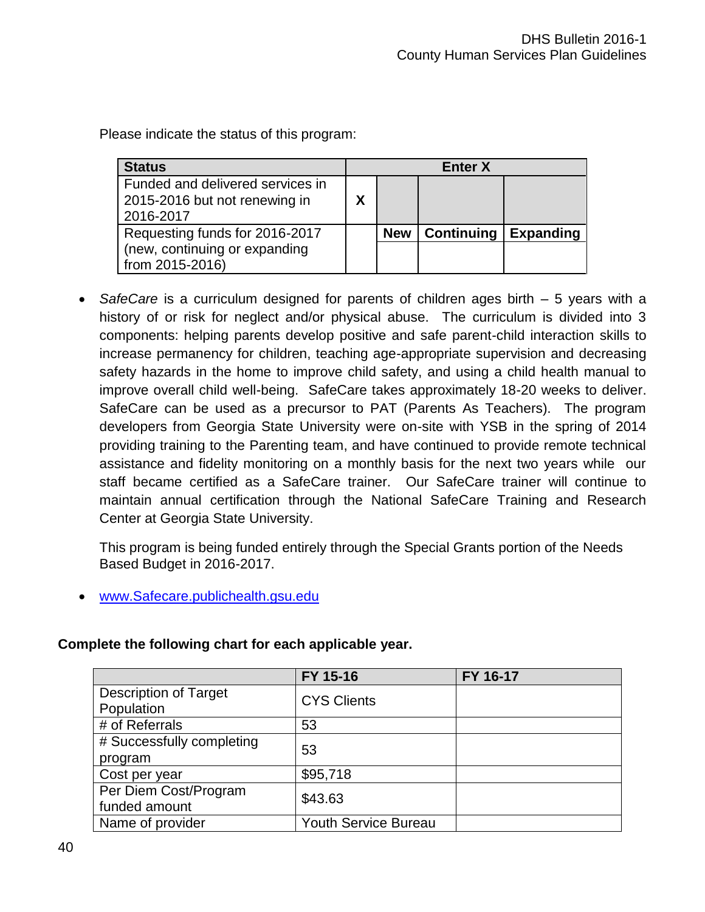Please indicate the status of this program:

| Status | Enter X | | | |
|---|---|---|---|---|
| Funded and delivered services in 2015-2016 but not renewing in 2016-2017 | X | | | |
| Requesting funds for 2016-2017 (new, continuing or expanding from 2015-2016) | | New | Continuing | Expanding |
| | | | | |

- *SafeCare* is a curriculum designed for parents of children ages birth – 5 years with a history of or risk for neglect and/or physical abuse. The curriculum is divided into 3 components: helping parents develop positive and safe parent-child interaction skills to increase permanency for children, teaching age-appropriate supervision and decreasing safety hazards in the home to improve child safety, and using a child health manual to improve overall child well-being. SafeCare takes approximately 18-20 weeks to deliver. SafeCare can be used as a precursor to PAT (Parents As Teachers). The program developers from Georgia State University were on-site with YSB in the spring of 2014 providing training to the Parenting team, and have continued to provide remote technical assistance and fidelity monitoring on a monthly basis for the next two years while our staff became certified as a SafeCare trainer. Our SafeCare trainer will continue to maintain annual certification through the National SafeCare Training and Research Center at Georgia State University.

  This program is being funded entirely through the Special Grants portion of the Needs Based Budget in 2016-2017.

- www.Safecare.publichealth.gsu.edu

**Complete the following chart for each applicable year.**

| | FY 15-16 | FY 16-17 |
|---|---|---|
| Description of Target Population | CYS Clients | |
| # of Referrals | 53 | |
| # Successfully completing program | 53 | |
| Cost per year | $95,718 | |
| Per Diem Cost/Program funded amount | $43.63 | |
| Name of provider | Youth Service Bureau | |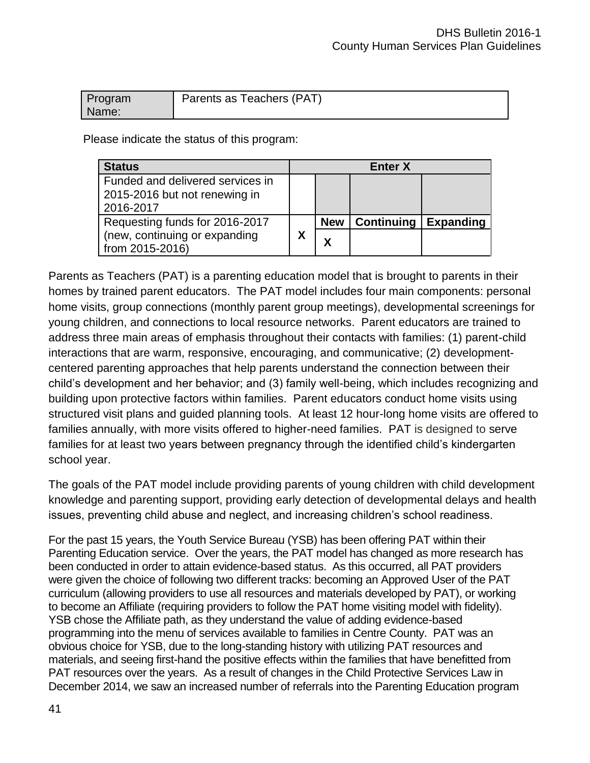| Program Name: | Parents as Teachers (PAT) |
|---|---|

Please indicate the status of this program:

| Status | Enter X | | | |
|---|---|---|---|---|
| Funded and delivered services in 2015-2016 but not renewing in 2016-2017 | | | | |
| Requesting funds for 2016-2017 (new, continuing or expanding from 2015-2016) | X | New | Continuing | Expanding |
| | | X | | |

Parents as Teachers (PAT) is a parenting education model that is brought to parents in their homes by trained parent educators. The PAT model includes four main components: personal home visits, group connections (monthly parent group meetings), developmental screenings for young children, and connections to local resource networks. Parent educators are trained to address three main areas of emphasis throughout their contacts with families: (1) parent-child interactions that are warm, responsive, encouraging, and communicative; (2) development-centered parenting approaches that help parents understand the connection between their child's development and her behavior; and (3) family well-being, which includes recognizing and building upon protective factors within families. Parent educators conduct home visits using structured visit plans and guided planning tools. At least 12 hour-long home visits are offered to families annually, with more visits offered to higher-need families. PAT is designed to serve families for at least two years between pregnancy through the identified child's kindergarten school year.

The goals of the PAT model include providing parents of young children with child development knowledge and parenting support, providing early detection of developmental delays and health issues, preventing child abuse and neglect, and increasing children's school readiness.

For the past 15 years, the Youth Service Bureau (YSB) has been offering PAT within their Parenting Education service. Over the years, the PAT model has changed as more research has been conducted in order to attain evidence-based status. As this occurred, all PAT providers were given the choice of following two different tracks: becoming an Approved User of the PAT curriculum (allowing providers to use all resources and materials developed by PAT), or working to become an Affiliate (requiring providers to follow the PAT home visiting model with fidelity). YSB chose the Affiliate path, as they understand the value of adding evidence-based programming into the menu of services available to families in Centre County. PAT was an obvious choice for YSB, due to the long-standing history with utilizing PAT resources and materials, and seeing first-hand the positive effects within the families that have benefitted from PAT resources over the years. As a result of changes in the Child Protective Services Law in December 2014, we saw an increased number of referrals into the Parenting Education program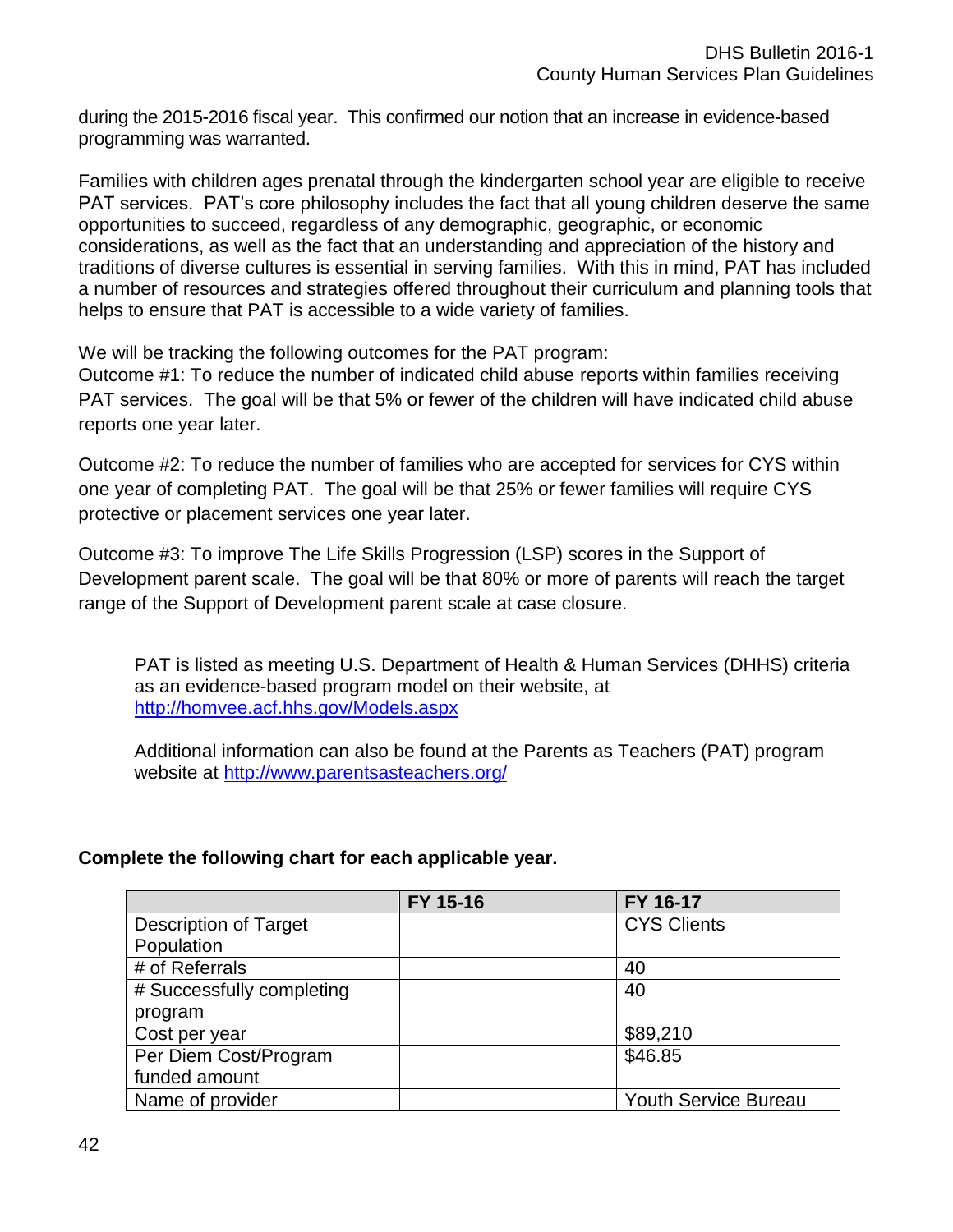during the 2015-2016 fiscal year. This confirmed our notion that an increase in evidence-based programming was warranted.

Families with children ages prenatal through the kindergarten school year are eligible to receive PAT services. PAT's core philosophy includes the fact that all young children deserve the same opportunities to succeed, regardless of any demographic, geographic, or economic considerations, as well as the fact that an understanding and appreciation of the history and traditions of diverse cultures is essential in serving families. With this in mind, PAT has included a number of resources and strategies offered throughout their curriculum and planning tools that helps to ensure that PAT is accessible to a wide variety of families.

We will be tracking the following outcomes for the PAT program:
Outcome #1: To reduce the number of indicated child abuse reports within families receiving PAT services. The goal will be that 5% or fewer of the children will have indicated child abuse reports one year later.

Outcome #2: To reduce the number of families who are accepted for services for CYS within one year of completing PAT. The goal will be that 25% or fewer families will require CYS protective or placement services one year later.

Outcome #3: To improve The Life Skills Progression (LSP) scores in the Support of Development parent scale. The goal will be that 80% or more of parents will reach the target range of the Support of Development parent scale at case closure.

PAT is listed as meeting U.S. Department of Health & Human Services (DHHS) criteria as an evidence-based program model on their website, at [http://homvee.acf.hhs.gov/Models.aspx](http://homvee.acf.hhs.gov/Models.aspx)

Additional information can also be found at the Parents as Teachers (PAT) program website at [http://www.parentsasteachers.org/](http://www.parentsasteachers.org/)

**Complete the following chart for each applicable year.**

| | FY 15-16 | FY 16-17 |
|---|---|---|
| Description of Target Population | | CYS Clients |
| # of Referrals | | 40 |
| # Successfully completing program | | 40 |
| Cost per year | | $89,210 |
| Per Diem Cost/Program funded amount | | $46.85 |
| Name of provider | | Youth Service Bureau |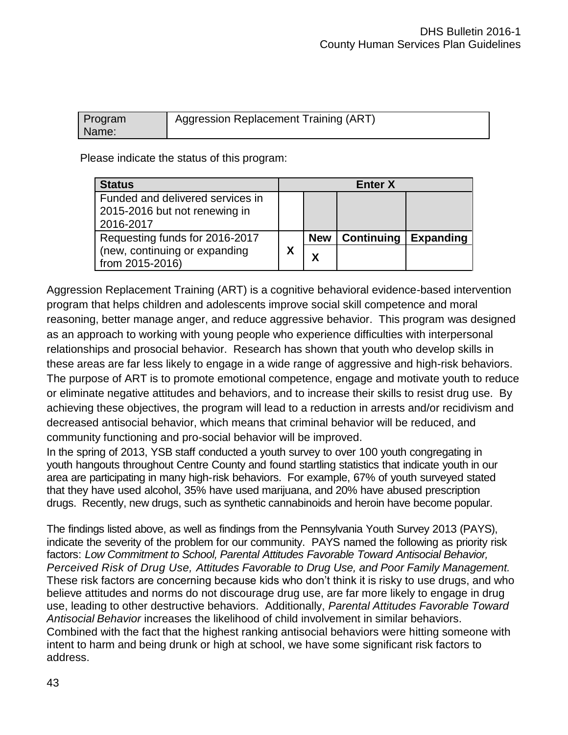| Program Name: | Aggression Replacement Training (ART) |
|---|---|

Please indicate the status of this program:

| Status | Enter X | | | |
|---|---|---|---|---|
| Funded and delivered services in 2015-2016 but not renewing in 2016-2017 | | | | |
| Requesting funds for 2016-2017 (new, continuing or expanding from 2015-2016) | X | **New** | **Continuing** | **Expanding** |
| | | X | | |

Aggression Replacement Training (ART) is a cognitive behavioral evidence-based intervention program that helps children and adolescents improve social skill competence and moral reasoning, better manage anger, and reduce aggressive behavior. This program was designed as an approach to working with young people who experience difficulties with interpersonal relationships and prosocial behavior. Research has shown that youth who develop skills in these areas are far less likely to engage in a wide range of aggressive and high-risk behaviors. The purpose of ART is to promote emotional competence, engage and motivate youth to reduce or eliminate negative attitudes and behaviors, and to increase their skills to resist drug use. By achieving these objectives, the program will lead to a reduction in arrests and/or recidivism and decreased antisocial behavior, which means that criminal behavior will be reduced, and community functioning and pro-social behavior will be improved.

In the spring of 2013, YSB staff conducted a youth survey to over 100 youth congregating in youth hangouts throughout Centre County and found startling statistics that indicate youth in our area are participating in many high-risk behaviors. For example, 67% of youth surveyed stated that they have used alcohol, 35% have used marijuana, and 20% have abused prescription drugs. Recently, new drugs, such as synthetic cannabinoids and heroin have become popular.

The findings listed above, as well as findings from the Pennsylvania Youth Survey 2013 (PAYS), indicate the severity of the problem for our community. PAYS named the following as priority risk factors: *Low Commitment to School, Parental Attitudes Favorable Toward Antisocial Behavior, Perceived Risk of Drug Use, Attitudes Favorable to Drug Use, and Poor Family Management.* These risk factors are concerning because kids who don't think it is risky to use drugs, and who believe attitudes and norms do not discourage drug use, are far more likely to engage in drug use, leading to other destructive behaviors. Additionally, *Parental Attitudes Favorable Toward Antisocial Behavior* increases the likelihood of child involvement in similar behaviors. Combined with the fact that the highest ranking antisocial behaviors were hitting someone with intent to harm and being drunk or high at school, we have some significant risk factors to address.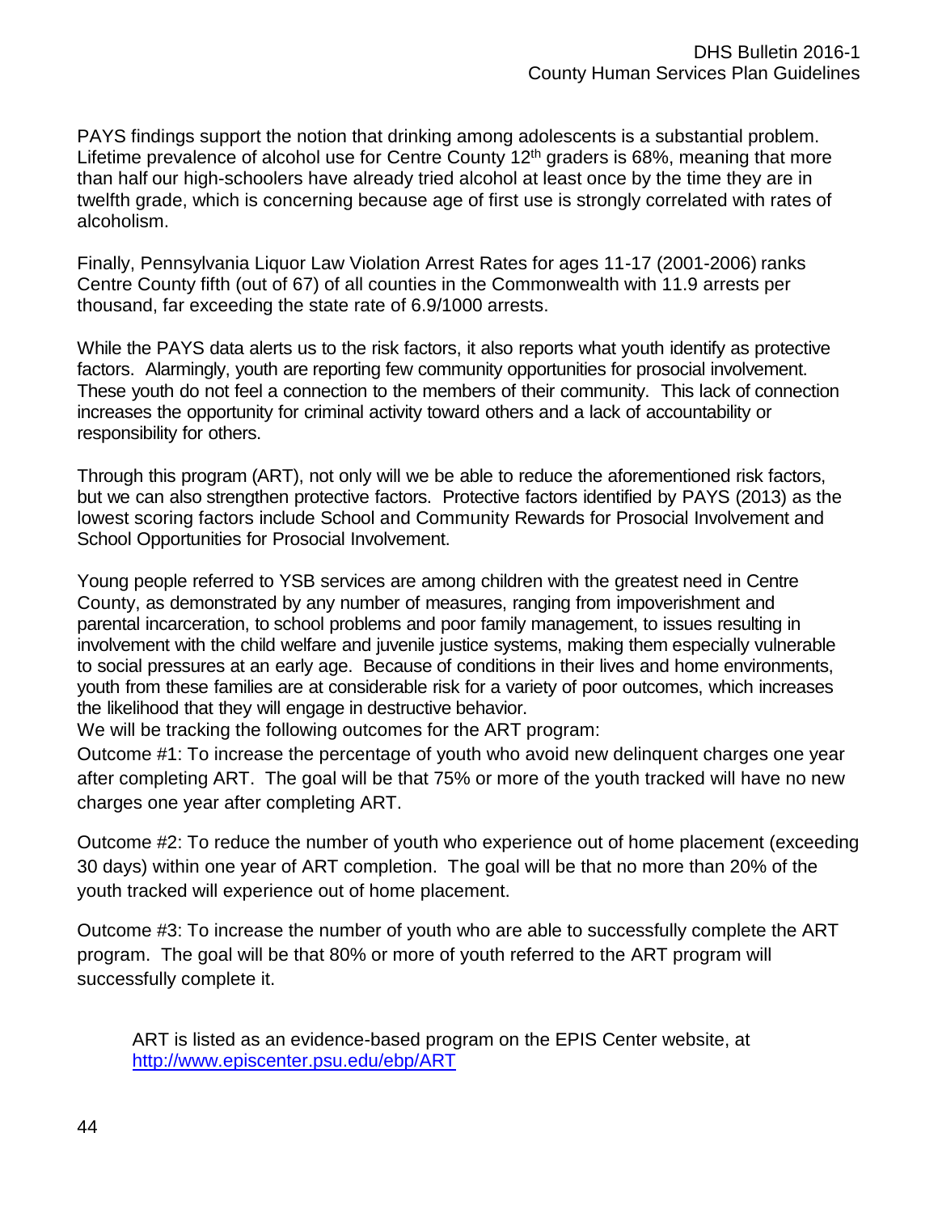PAYS findings support the notion that drinking among adolescents is a substantial problem. Lifetime prevalence of alcohol use for Centre County 12th graders is 68%, meaning that more than half our high-schoolers have already tried alcohol at least once by the time they are in twelfth grade, which is concerning because age of first use is strongly correlated with rates of alcoholism.

Finally, Pennsylvania Liquor Law Violation Arrest Rates for ages 11-17 (2001-2006) ranks Centre County fifth (out of 67) of all counties in the Commonwealth with 11.9 arrests per thousand, far exceeding the state rate of 6.9/1000 arrests.

While the PAYS data alerts us to the risk factors, it also reports what youth identify as protective factors. Alarmingly, youth are reporting few community opportunities for prosocial involvement. These youth do not feel a connection to the members of their community. This lack of connection increases the opportunity for criminal activity toward others and a lack of accountability or responsibility for others.

Through this program (ART), not only will we be able to reduce the aforementioned risk factors, but we can also strengthen protective factors. Protective factors identified by PAYS (2013) as the lowest scoring factors include School and Community Rewards for Prosocial Involvement and School Opportunities for Prosocial Involvement.

Young people referred to YSB services are among children with the greatest need in Centre County, as demonstrated by any number of measures, ranging from impoverishment and parental incarceration, to school problems and poor family management, to issues resulting in involvement with the child welfare and juvenile justice systems, making them especially vulnerable to social pressures at an early age. Because of conditions in their lives and home environments, youth from these families are at considerable risk for a variety of poor outcomes, which increases the likelihood that they will engage in destructive behavior.

We will be tracking the following outcomes for the ART program:

Outcome #1: To increase the percentage of youth who avoid new delinquent charges one year after completing ART. The goal will be that 75% or more of the youth tracked will have no new charges one year after completing ART.

Outcome #2: To reduce the number of youth who experience out of home placement (exceeding 30 days) within one year of ART completion. The goal will be that no more than 20% of the youth tracked will experience out of home placement.

Outcome #3: To increase the number of youth who are able to successfully complete the ART program. The goal will be that 80% or more of youth referred to the ART program will successfully complete it.

ART is listed as an evidence-based program on the EPIS Center website, at [http://www.episcenter.psu.edu/ebp/ART](http://www.episcenter.psu.edu/ebp/ART)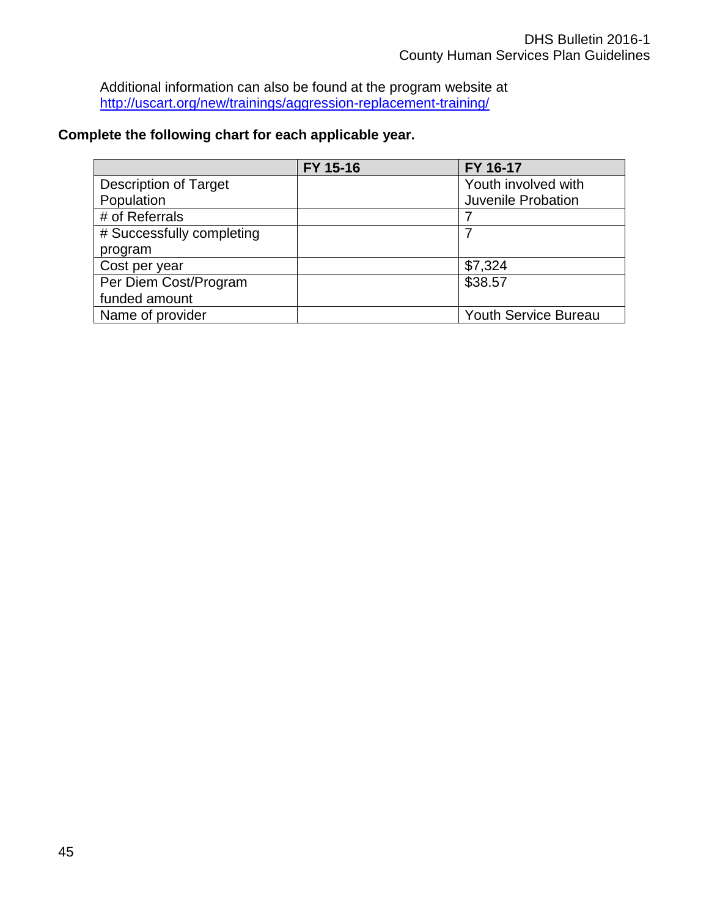Additional information can also be found at the program website at [http://uscart.org/new/trainings/aggression-replacement-training/](http://uscart.org/new/trainings/aggression-replacement-training/)

**Complete the following chart for each applicable year.**

| | FY 15-16 | FY 16-17 |
|---|---|---|
| Description of Target Population | | Youth involved with Juvenile Probation |
| # of Referrals | | 7 |
| # Successfully completing program | | 7 |
| Cost per year | | $7,324 |
| Per Diem Cost/Program funded amount | | $38.57 |
| Name of provider | | Youth Service Bureau |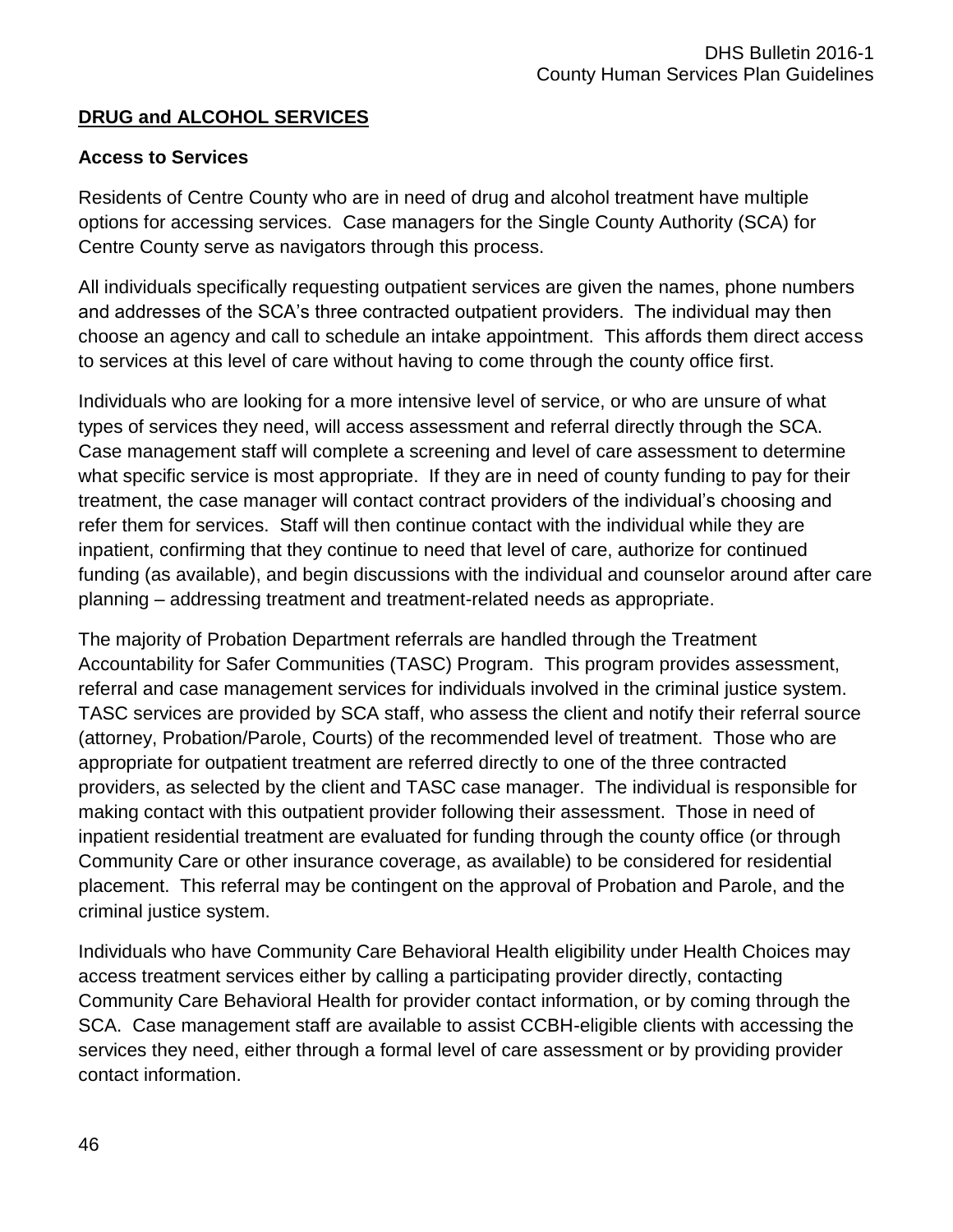## DRUG and ALCOHOL SERVICES

### Access to Services

Residents of Centre County who are in need of drug and alcohol treatment have multiple options for accessing services. Case managers for the Single County Authority (SCA) for Centre County serve as navigators through this process.

All individuals specifically requesting outpatient services are given the names, phone numbers and addresses of the SCA's three contracted outpatient providers. The individual may then choose an agency and call to schedule an intake appointment. This affords them direct access to services at this level of care without having to come through the county office first.

Individuals who are looking for a more intensive level of service, or who are unsure of what types of services they need, will access assessment and referral directly through the SCA. Case management staff will complete a screening and level of care assessment to determine what specific service is most appropriate. If they are in need of county funding to pay for their treatment, the case manager will contact contract providers of the individual's choosing and refer them for services. Staff will then continue contact with the individual while they are inpatient, confirming that they continue to need that level of care, authorize for continued funding (as available), and begin discussions with the individual and counselor around after care planning – addressing treatment and treatment-related needs as appropriate.

The majority of Probation Department referrals are handled through the Treatment Accountability for Safer Communities (TASC) Program. This program provides assessment, referral and case management services for individuals involved in the criminal justice system. TASC services are provided by SCA staff, who assess the client and notify their referral source (attorney, Probation/Parole, Courts) of the recommended level of treatment. Those who are appropriate for outpatient treatment are referred directly to one of the three contracted providers, as selected by the client and TASC case manager. The individual is responsible for making contact with this outpatient provider following their assessment. Those in need of inpatient residential treatment are evaluated for funding through the county office (or through Community Care or other insurance coverage, as available) to be considered for residential placement. This referral may be contingent on the approval of Probation and Parole, and the criminal justice system.

Individuals who have Community Care Behavioral Health eligibility under Health Choices may access treatment services either by calling a participating provider directly, contacting Community Care Behavioral Health for provider contact information, or by coming through the SCA. Case management staff are available to assist CCBH-eligible clients with accessing the services they need, either through a formal level of care assessment or by providing provider contact information.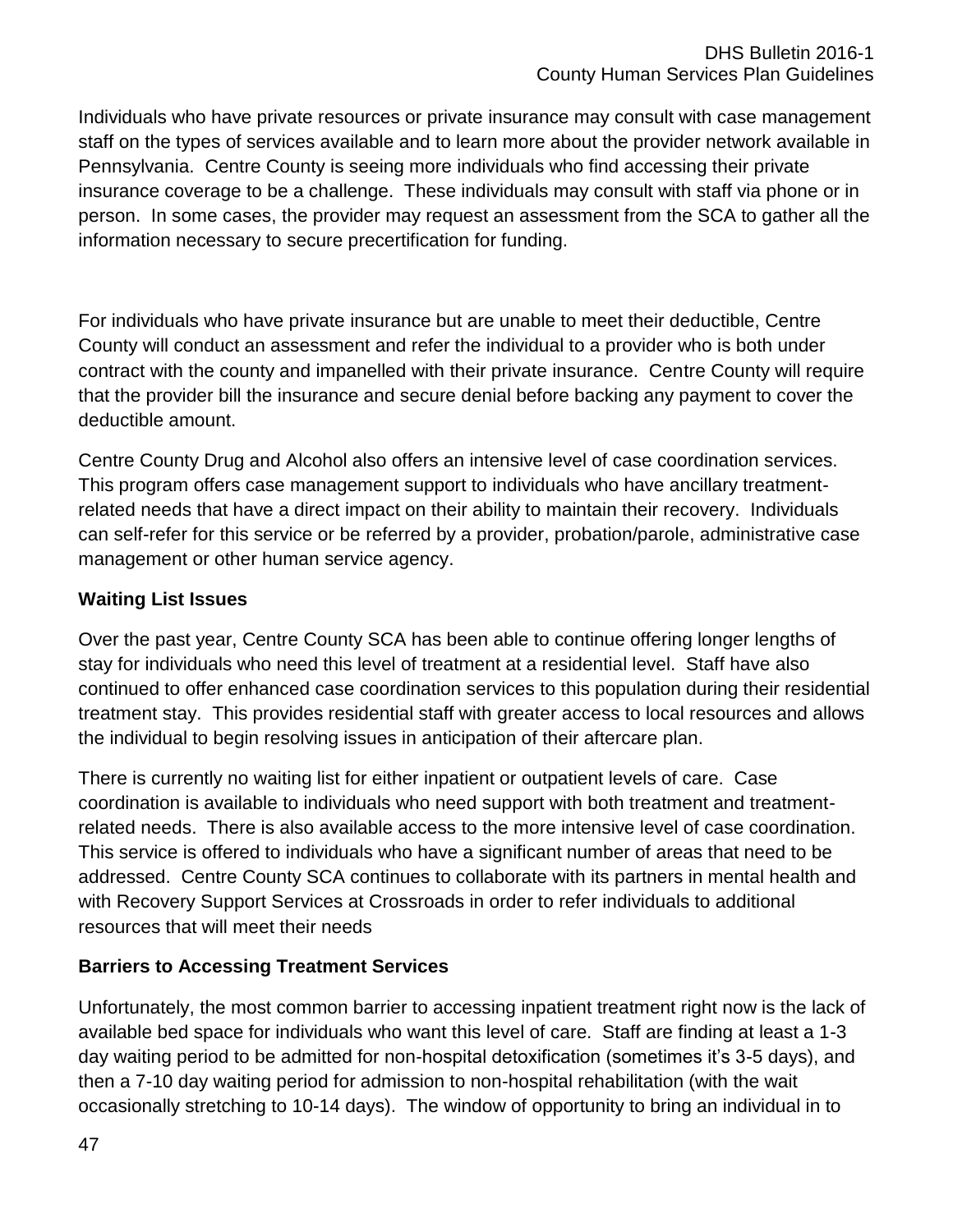Individuals who have private resources or private insurance may consult with case management staff on the types of services available and to learn more about the provider network available in Pennsylvania. Centre County is seeing more individuals who find accessing their private insurance coverage to be a challenge. These individuals may consult with staff via phone or in person. In some cases, the provider may request an assessment from the SCA to gather all the information necessary to secure precertification for funding.

For individuals who have private insurance but are unable to meet their deductible, Centre County will conduct an assessment and refer the individual to a provider who is both under contract with the county and impanelled with their private insurance. Centre County will require that the provider bill the insurance and secure denial before backing any payment to cover the deductible amount.

Centre County Drug and Alcohol also offers an intensive level of case coordination services. This program offers case management support to individuals who have ancillary treatment-related needs that have a direct impact on their ability to maintain their recovery. Individuals can self-refer for this service or be referred by a provider, probation/parole, administrative case management or other human service agency.

**Waiting List Issues**

Over the past year, Centre County SCA has been able to continue offering longer lengths of stay for individuals who need this level of treatment at a residential level. Staff have also continued to offer enhanced case coordination services to this population during their residential treatment stay. This provides residential staff with greater access to local resources and allows the individual to begin resolving issues in anticipation of their aftercare plan.

There is currently no waiting list for either inpatient or outpatient levels of care. Case coordination is available to individuals who need support with both treatment and treatment-related needs. There is also available access to the more intensive level of case coordination. This service is offered to individuals who have a significant number of areas that need to be addressed. Centre County SCA continues to collaborate with its partners in mental health and with Recovery Support Services at Crossroads in order to refer individuals to additional resources that will meet their needs

**Barriers to Accessing Treatment Services**

Unfortunately, the most common barrier to accessing inpatient treatment right now is the lack of available bed space for individuals who want this level of care. Staff are finding at least a 1-3 day waiting period to be admitted for non-hospital detoxification (sometimes it's 3-5 days), and then a 7-10 day waiting period for admission to non-hospital rehabilitation (with the wait occasionally stretching to 10-14 days). The window of opportunity to bring an individual in to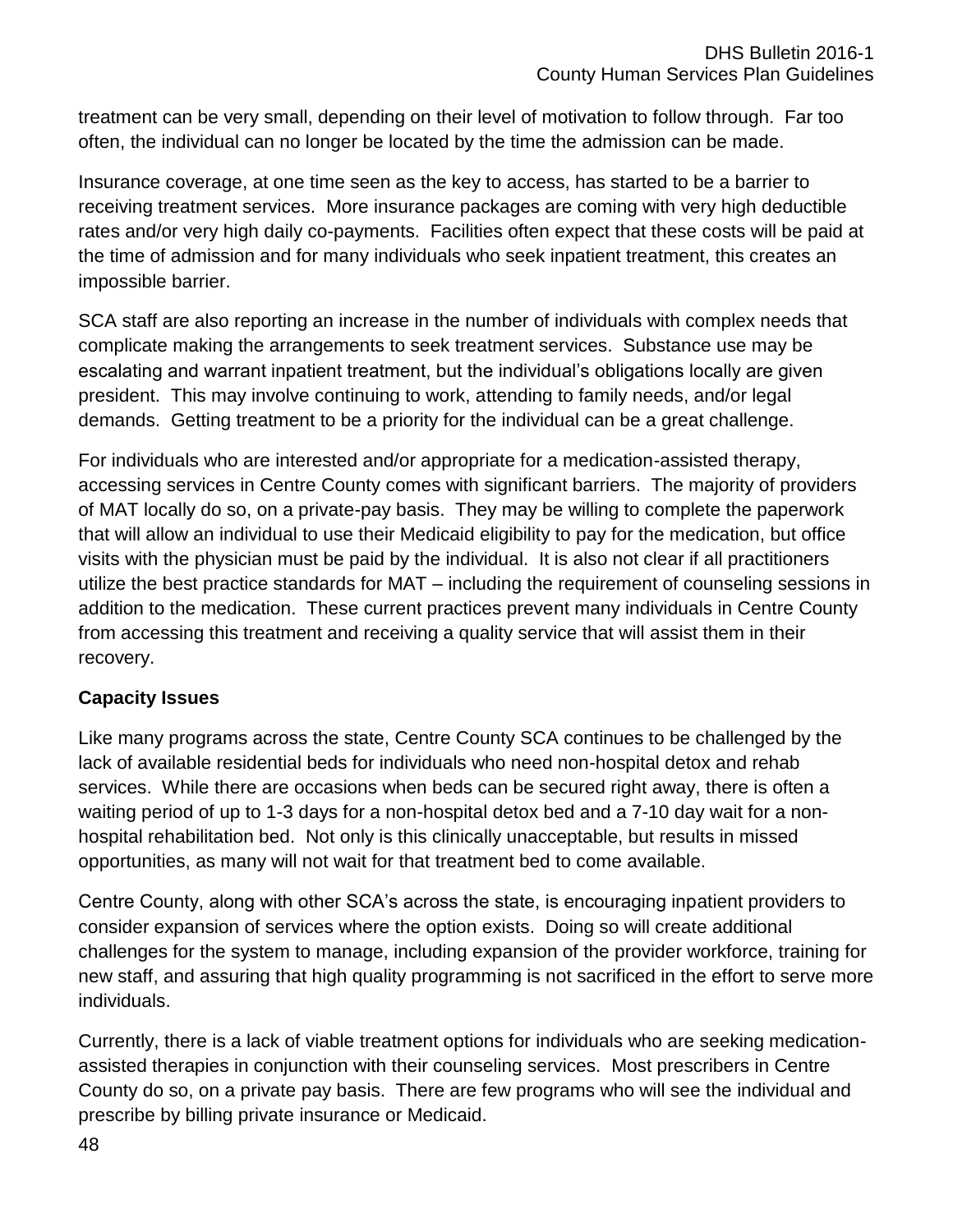treatment can be very small, depending on their level of motivation to follow through. Far too often, the individual can no longer be located by the time the admission can be made.

Insurance coverage, at one time seen as the key to access, has started to be a barrier to receiving treatment services. More insurance packages are coming with very high deductible rates and/or very high daily co-payments. Facilities often expect that these costs will be paid at the time of admission and for many individuals who seek inpatient treatment, this creates an impossible barrier.

SCA staff are also reporting an increase in the number of individuals with complex needs that complicate making the arrangements to seek treatment services. Substance use may be escalating and warrant inpatient treatment, but the individual's obligations locally are given president. This may involve continuing to work, attending to family needs, and/or legal demands. Getting treatment to be a priority for the individual can be a great challenge.

For individuals who are interested and/or appropriate for a medication-assisted therapy, accessing services in Centre County comes with significant barriers. The majority of providers of MAT locally do so, on a private-pay basis. They may be willing to complete the paperwork that will allow an individual to use their Medicaid eligibility to pay for the medication, but office visits with the physician must be paid by the individual. It is also not clear if all practitioners utilize the best practice standards for MAT – including the requirement of counseling sessions in addition to the medication. These current practices prevent many individuals in Centre County from accessing this treatment and receiving a quality service that will assist them in their recovery.

**Capacity Issues**

Like many programs across the state, Centre County SCA continues to be challenged by the lack of available residential beds for individuals who need non-hospital detox and rehab services. While there are occasions when beds can be secured right away, there is often a waiting period of up to 1-3 days for a non-hospital detox bed and a 7-10 day wait for a non-hospital rehabilitation bed. Not only is this clinically unacceptable, but results in missed opportunities, as many will not wait for that treatment bed to come available.

Centre County, along with other SCA's across the state, is encouraging inpatient providers to consider expansion of services where the option exists. Doing so will create additional challenges for the system to manage, including expansion of the provider workforce, training for new staff, and assuring that high quality programming is not sacrificed in the effort to serve more individuals.

Currently, there is a lack of viable treatment options for individuals who are seeking medication-assisted therapies in conjunction with their counseling services. Most prescribers in Centre County do so, on a private pay basis. There are few programs who will see the individual and prescribe by billing private insurance or Medicaid.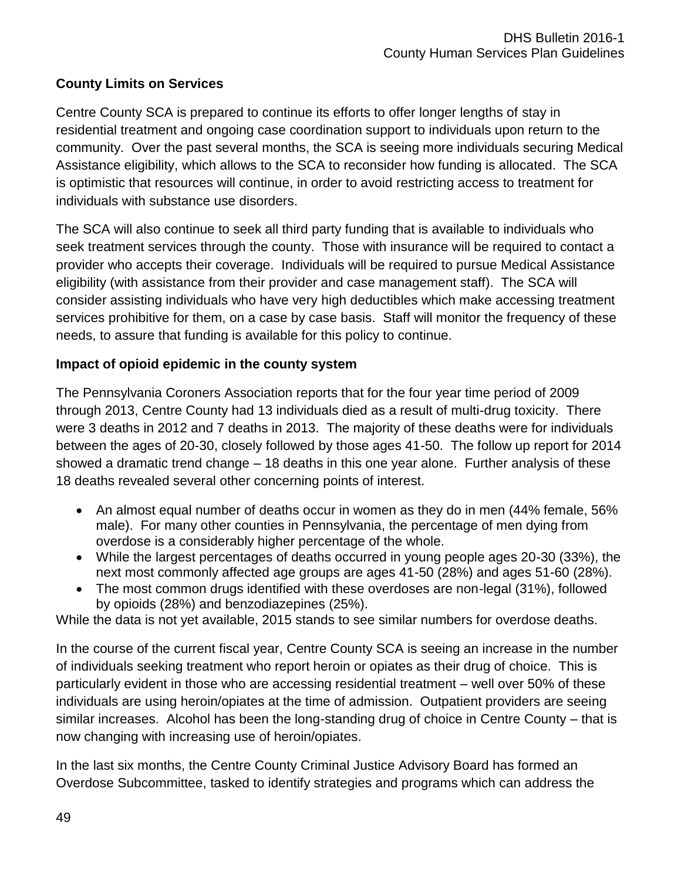**County Limits on Services**

Centre County SCA is prepared to continue its efforts to offer longer lengths of stay in residential treatment and ongoing case coordination support to individuals upon return to the community. Over the past several months, the SCA is seeing more individuals securing Medical Assistance eligibility, which allows to the SCA to reconsider how funding is allocated. The SCA is optimistic that resources will continue, in order to avoid restricting access to treatment for individuals with substance use disorders.

The SCA will also continue to seek all third party funding that is available to individuals who seek treatment services through the county. Those with insurance will be required to contact a provider who accepts their coverage. Individuals will be required to pursue Medical Assistance eligibility (with assistance from their provider and case management staff). The SCA will consider assisting individuals who have very high deductibles which make accessing treatment services prohibitive for them, on a case by case basis. Staff will monitor the frequency of these needs, to assure that funding is available for this policy to continue.

**Impact of opioid epidemic in the county system**

The Pennsylvania Coroners Association reports that for the four year time period of 2009 through 2013, Centre County had 13 individuals died as a result of multi-drug toxicity. There were 3 deaths in 2012 and 7 deaths in 2013. The majority of these deaths were for individuals between the ages of 20-30, closely followed by those ages 41-50. The follow up report for 2014 showed a dramatic trend change – 18 deaths in this one year alone. Further analysis of these 18 deaths revealed several other concerning points of interest.

- An almost equal number of deaths occur in women as they do in men (44% female, 56% male). For many other counties in Pennsylvania, the percentage of men dying from overdose is a considerably higher percentage of the whole.
- While the largest percentages of deaths occurred in young people ages 20-30 (33%), the next most commonly affected age groups are ages 41-50 (28%) and ages 51-60 (28%).
- The most common drugs identified with these overdoses are non-legal (31%), followed by opioids (28%) and benzodiazepines (25%).

While the data is not yet available, 2015 stands to see similar numbers for overdose deaths.

In the course of the current fiscal year, Centre County SCA is seeing an increase in the number of individuals seeking treatment who report heroin or opiates as their drug of choice. This is particularly evident in those who are accessing residential treatment – well over 50% of these individuals are using heroin/opiates at the time of admission. Outpatient providers are seeing similar increases. Alcohol has been the long-standing drug of choice in Centre County – that is now changing with increasing use of heroin/opiates.

In the last six months, the Centre County Criminal Justice Advisory Board has formed an Overdose Subcommittee, tasked to identify strategies and programs which can address the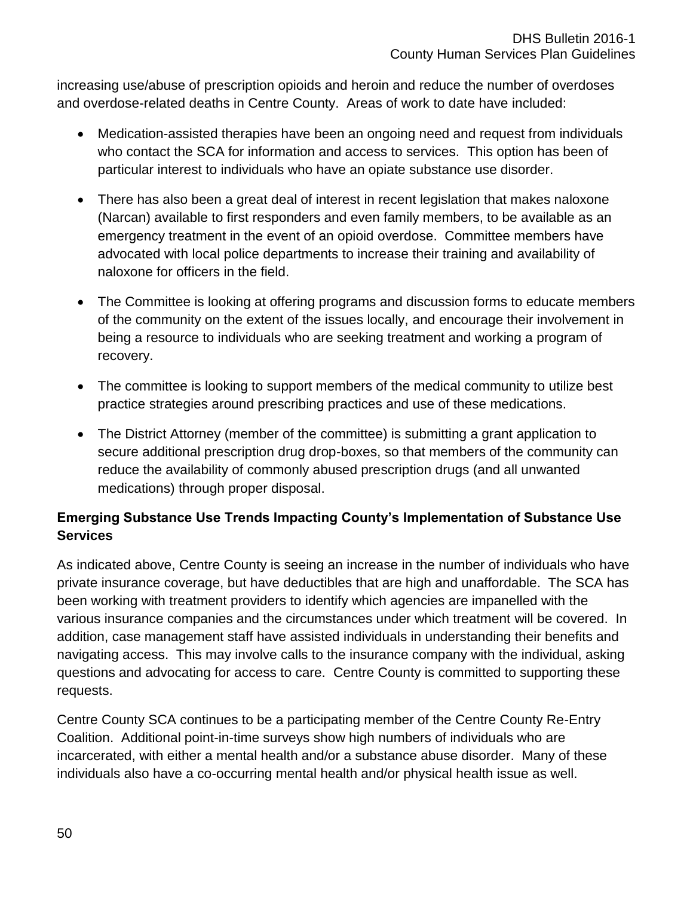increasing use/abuse of prescription opioids and heroin and reduce the number of overdoses and overdose-related deaths in Centre County. Areas of work to date have included:

- Medication-assisted therapies have been an ongoing need and request from individuals who contact the SCA for information and access to services. This option has been of particular interest to individuals who have an opiate substance use disorder.
- There has also been a great deal of interest in recent legislation that makes naloxone (Narcan) available to first responders and even family members, to be available as an emergency treatment in the event of an opioid overdose. Committee members have advocated with local police departments to increase their training and availability of naloxone for officers in the field.
- The Committee is looking at offering programs and discussion forms to educate members of the community on the extent of the issues locally, and encourage their involvement in being a resource to individuals who are seeking treatment and working a program of recovery.
- The committee is looking to support members of the medical community to utilize best practice strategies around prescribing practices and use of these medications.
- The District Attorney (member of the committee) is submitting a grant application to secure additional prescription drug drop-boxes, so that members of the community can reduce the availability of commonly abused prescription drugs (and all unwanted medications) through proper disposal.

**Emerging Substance Use Trends Impacting County's Implementation of Substance Use Services**

As indicated above, Centre County is seeing an increase in the number of individuals who have private insurance coverage, but have deductibles that are high and unaffordable. The SCA has been working with treatment providers to identify which agencies are impanelled with the various insurance companies and the circumstances under which treatment will be covered. In addition, case management staff have assisted individuals in understanding their benefits and navigating access. This may involve calls to the insurance company with the individual, asking questions and advocating for access to care. Centre County is committed to supporting these requests.

Centre County SCA continues to be a participating member of the Centre County Re-Entry Coalition. Additional point-in-time surveys show high numbers of individuals who are incarcerated, with either a mental health and/or a substance abuse disorder. Many of these individuals also have a co-occurring mental health and/or physical health issue as well.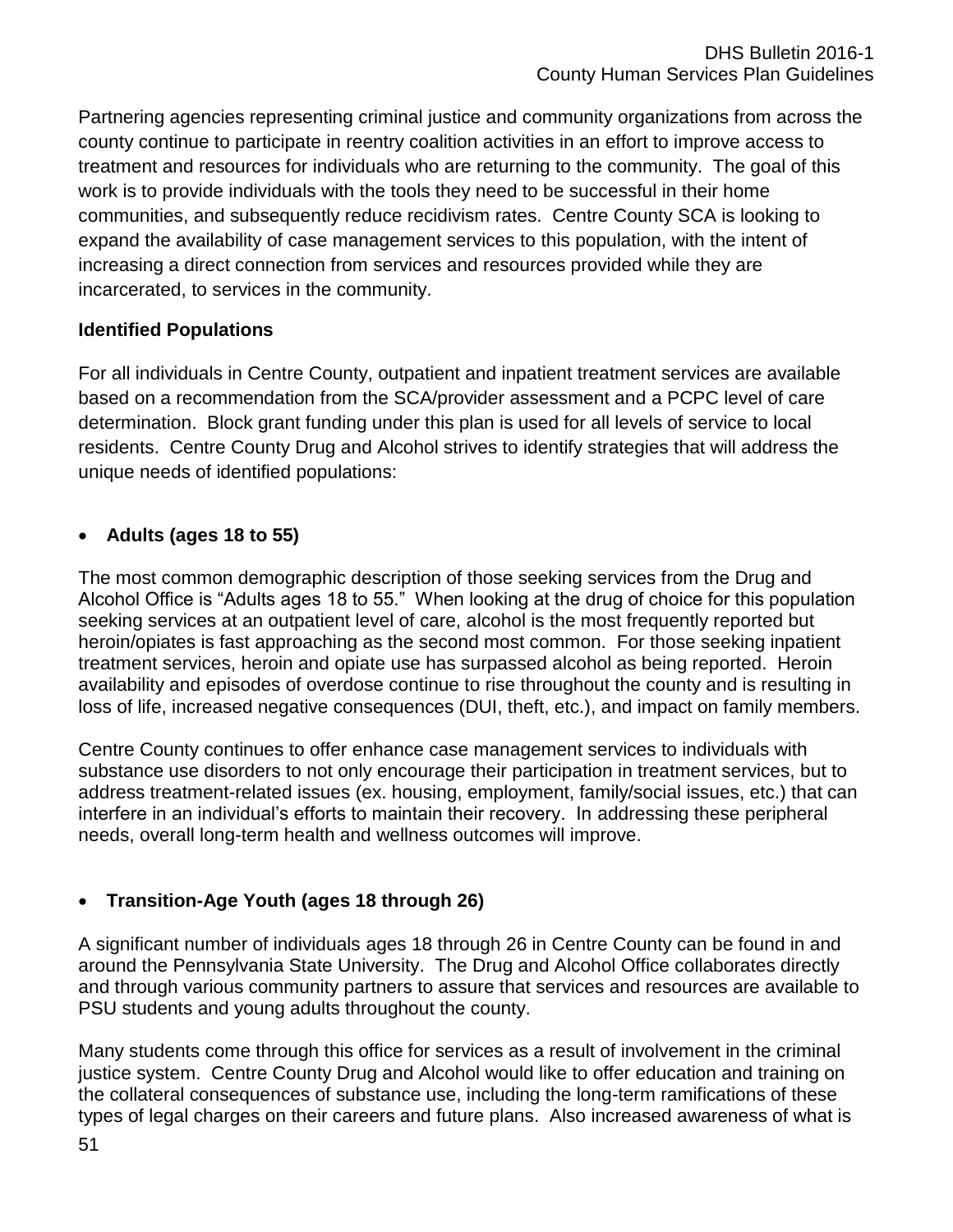Partnering agencies representing criminal justice and community organizations from across the county continue to participate in reentry coalition activities in an effort to improve access to treatment and resources for individuals who are returning to the community. The goal of this work is to provide individuals with the tools they need to be successful in their home communities, and subsequently reduce recidivism rates. Centre County SCA is looking to expand the availability of case management services to this population, with the intent of increasing a direct connection from services and resources provided while they are incarcerated, to services in the community.

**Identified Populations**

For all individuals in Centre County, outpatient and inpatient treatment services are available based on a recommendation from the SCA/provider assessment and a PCPC level of care determination. Block grant funding under this plan is used for all levels of service to local residents. Centre County Drug and Alcohol strives to identify strategies that will address the unique needs of identified populations:

- **Adults (ages 18 to 55)**

The most common demographic description of those seeking services from the Drug and Alcohol Office is "Adults ages 18 to 55." When looking at the drug of choice for this population seeking services at an outpatient level of care, alcohol is the most frequently reported but heroin/opiates is fast approaching as the second most common. For those seeking inpatient treatment services, heroin and opiate use has surpassed alcohol as being reported. Heroin availability and episodes of overdose continue to rise throughout the county and is resulting in loss of life, increased negative consequences (DUI, theft, etc.), and impact on family members.

Centre County continues to offer enhance case management services to individuals with substance use disorders to not only encourage their participation in treatment services, but to address treatment-related issues (ex. housing, employment, family/social issues, etc.) that can interfere in an individual's efforts to maintain their recovery. In addressing these peripheral needs, overall long-term health and wellness outcomes will improve.

- **Transition-Age Youth (ages 18 through 26)**

A significant number of individuals ages 18 through 26 in Centre County can be found in and around the Pennsylvania State University. The Drug and Alcohol Office collaborates directly and through various community partners to assure that services and resources are available to PSU students and young adults throughout the county.

Many students come through this office for services as a result of involvement in the criminal justice system. Centre County Drug and Alcohol would like to offer education and training on the collateral consequences of substance use, including the long-term ramifications of these types of legal charges on their careers and future plans. Also increased awareness of what is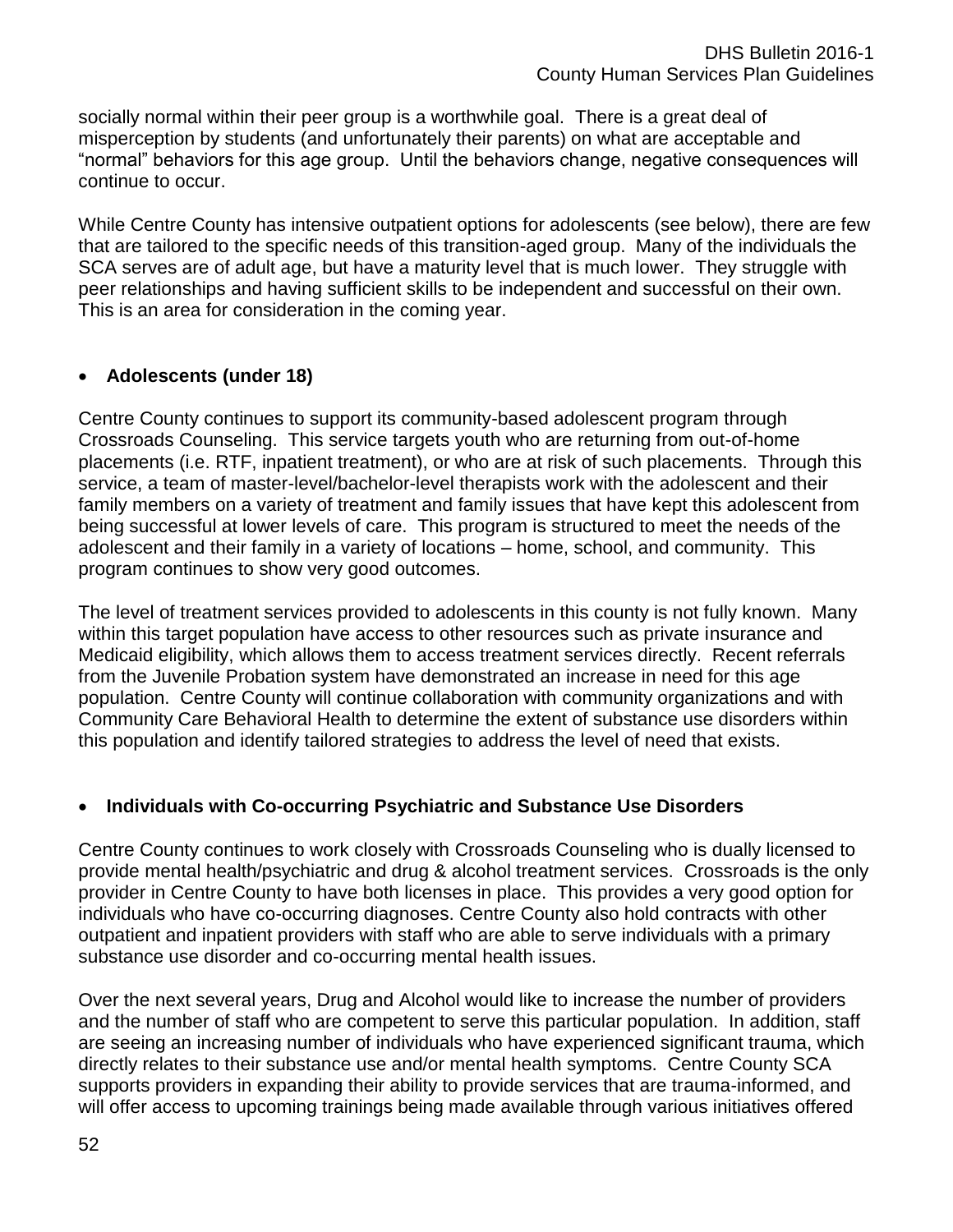socially normal within their peer group is a worthwhile goal. There is a great deal of misperception by students (and unfortunately their parents) on what are acceptable and "normal" behaviors for this age group. Until the behaviors change, negative consequences will continue to occur.

While Centre County has intensive outpatient options for adolescents (see below), there are few that are tailored to the specific needs of this transition-aged group. Many of the individuals the SCA serves are of adult age, but have a maturity level that is much lower. They struggle with peer relationships and having sufficient skills to be independent and successful on their own. This is an area for consideration in the coming year.

- **Adolescents (under 18)**

Centre County continues to support its community-based adolescent program through Crossroads Counseling. This service targets youth who are returning from out-of-home placements (i.e. RTF, inpatient treatment), or who are at risk of such placements. Through this service, a team of master-level/bachelor-level therapists work with the adolescent and their family members on a variety of treatment and family issues that have kept this adolescent from being successful at lower levels of care. This program is structured to meet the needs of the adolescent and their family in a variety of locations – home, school, and community. This program continues to show very good outcomes.

The level of treatment services provided to adolescents in this county is not fully known. Many within this target population have access to other resources such as private insurance and Medicaid eligibility, which allows them to access treatment services directly. Recent referrals from the Juvenile Probation system have demonstrated an increase in need for this age population. Centre County will continue collaboration with community organizations and with Community Care Behavioral Health to determine the extent of substance use disorders within this population and identify tailored strategies to address the level of need that exists.

- **Individuals with Co-occurring Psychiatric and Substance Use Disorders**

Centre County continues to work closely with Crossroads Counseling who is dually licensed to provide mental health/psychiatric and drug & alcohol treatment services. Crossroads is the only provider in Centre County to have both licenses in place. This provides a very good option for individuals who have co-occurring diagnoses. Centre County also hold contracts with other outpatient and inpatient providers with staff who are able to serve individuals with a primary substance use disorder and co-occurring mental health issues.

Over the next several years, Drug and Alcohol would like to increase the number of providers and the number of staff who are competent to serve this particular population. In addition, staff are seeing an increasing number of individuals who have experienced significant trauma, which directly relates to their substance use and/or mental health symptoms. Centre County SCA supports providers in expanding their ability to provide services that are trauma-informed, and will offer access to upcoming trainings being made available through various initiatives offered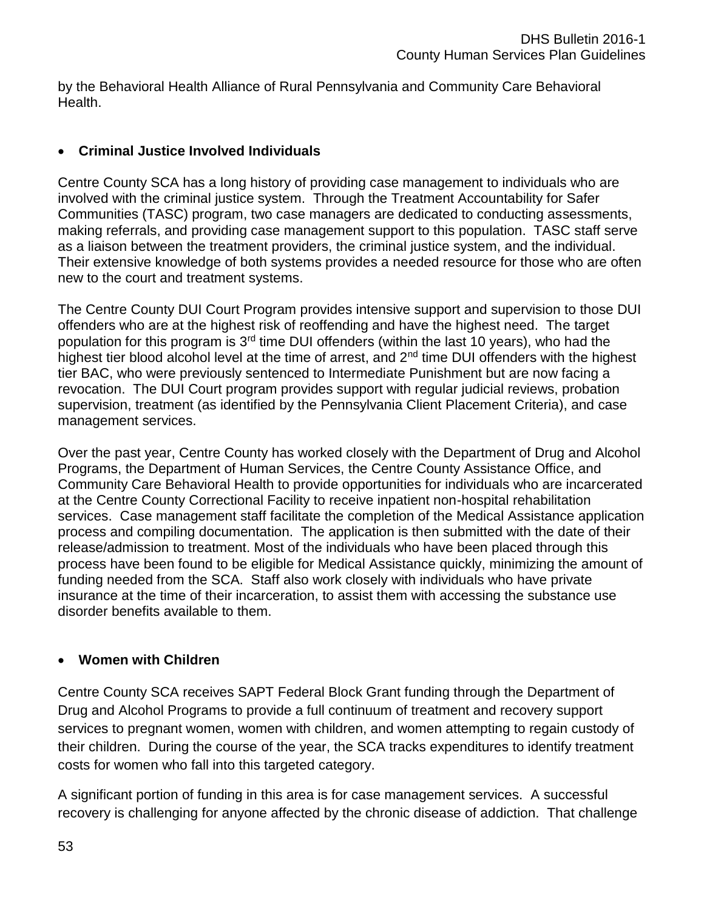by the Behavioral Health Alliance of Rural Pennsylvania and Community Care Behavioral Health.

- **Criminal Justice Involved Individuals**

Centre County SCA has a long history of providing case management to individuals who are involved with the criminal justice system. Through the Treatment Accountability for Safer Communities (TASC) program, two case managers are dedicated to conducting assessments, making referrals, and providing case management support to this population. TASC staff serve as a liaison between the treatment providers, the criminal justice system, and the individual. Their extensive knowledge of both systems provides a needed resource for those who are often new to the court and treatment systems.

The Centre County DUI Court Program provides intensive support and supervision to those DUI offenders who are at the highest risk of reoffending and have the highest need. The target population for this program is 3rd time DUI offenders (within the last 10 years), who had the highest tier blood alcohol level at the time of arrest, and 2nd time DUI offenders with the highest tier BAC, who were previously sentenced to Intermediate Punishment but are now facing a revocation. The DUI Court program provides support with regular judicial reviews, probation supervision, treatment (as identified by the Pennsylvania Client Placement Criteria), and case management services.

Over the past year, Centre County has worked closely with the Department of Drug and Alcohol Programs, the Department of Human Services, the Centre County Assistance Office, and Community Care Behavioral Health to provide opportunities for individuals who are incarcerated at the Centre County Correctional Facility to receive inpatient non-hospital rehabilitation services. Case management staff facilitate the completion of the Medical Assistance application process and compiling documentation. The application is then submitted with the date of their release/admission to treatment. Most of the individuals who have been placed through this process have been found to be eligible for Medical Assistance quickly, minimizing the amount of funding needed from the SCA. Staff also work closely with individuals who have private insurance at the time of their incarceration, to assist them with accessing the substance use disorder benefits available to them.

- **Women with Children**

Centre County SCA receives SAPT Federal Block Grant funding through the Department of Drug and Alcohol Programs to provide a full continuum of treatment and recovery support services to pregnant women, women with children, and women attempting to regain custody of their children. During the course of the year, the SCA tracks expenditures to identify treatment costs for women who fall into this targeted category.

A significant portion of funding in this area is for case management services. A successful recovery is challenging for anyone affected by the chronic disease of addiction. That challenge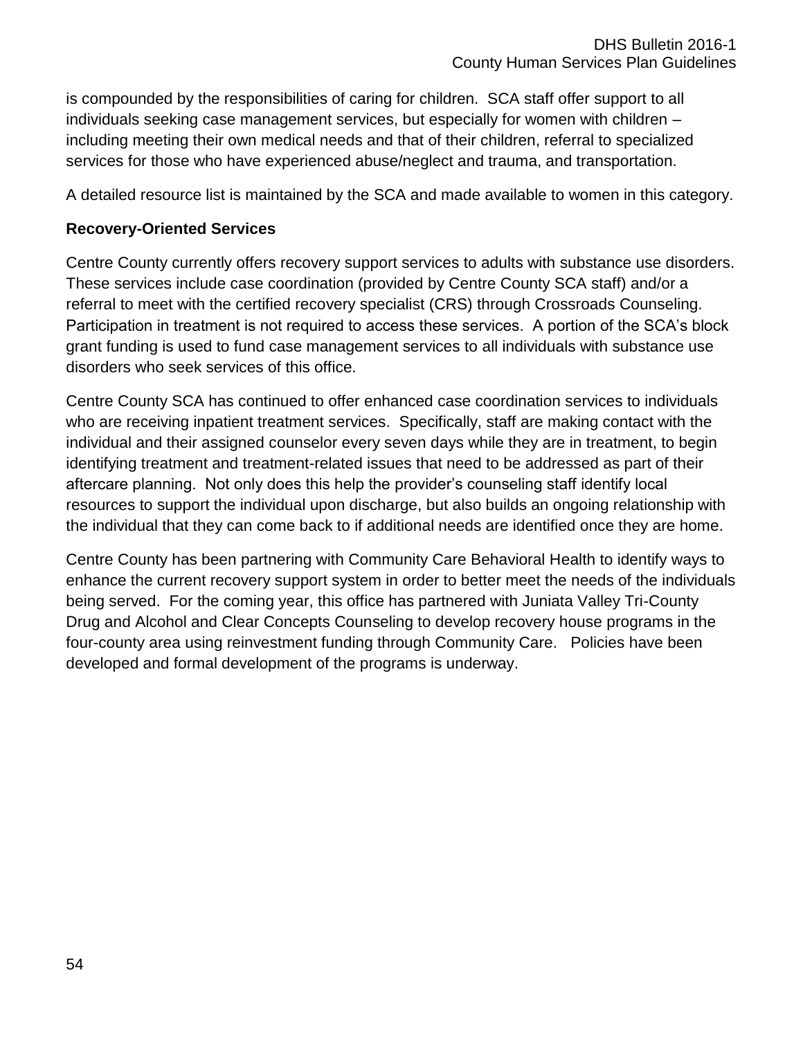is compounded by the responsibilities of caring for children. SCA staff offer support to all individuals seeking case management services, but especially for women with children – including meeting their own medical needs and that of their children, referral to specialized services for those who have experienced abuse/neglect and trauma, and transportation.

A detailed resource list is maintained by the SCA and made available to women in this category.

**Recovery-Oriented Services**

Centre County currently offers recovery support services to adults with substance use disorders. These services include case coordination (provided by Centre County SCA staff) and/or a referral to meet with the certified recovery specialist (CRS) through Crossroads Counseling. Participation in treatment is not required to access these services. A portion of the SCA's block grant funding is used to fund case management services to all individuals with substance use disorders who seek services of this office.

Centre County SCA has continued to offer enhanced case coordination services to individuals who are receiving inpatient treatment services. Specifically, staff are making contact with the individual and their assigned counselor every seven days while they are in treatment, to begin identifying treatment and treatment-related issues that need to be addressed as part of their aftercare planning. Not only does this help the provider's counseling staff identify local resources to support the individual upon discharge, but also builds an ongoing relationship with the individual that they can come back to if additional needs are identified once they are home.

Centre County has been partnering with Community Care Behavioral Health to identify ways to enhance the current recovery support system in order to better meet the needs of the individuals being served. For the coming year, this office has partnered with Juniata Valley Tri-County Drug and Alcohol and Clear Concepts Counseling to develop recovery house programs in the four-county area using reinvestment funding through Community Care. Policies have been developed and formal development of the programs is underway.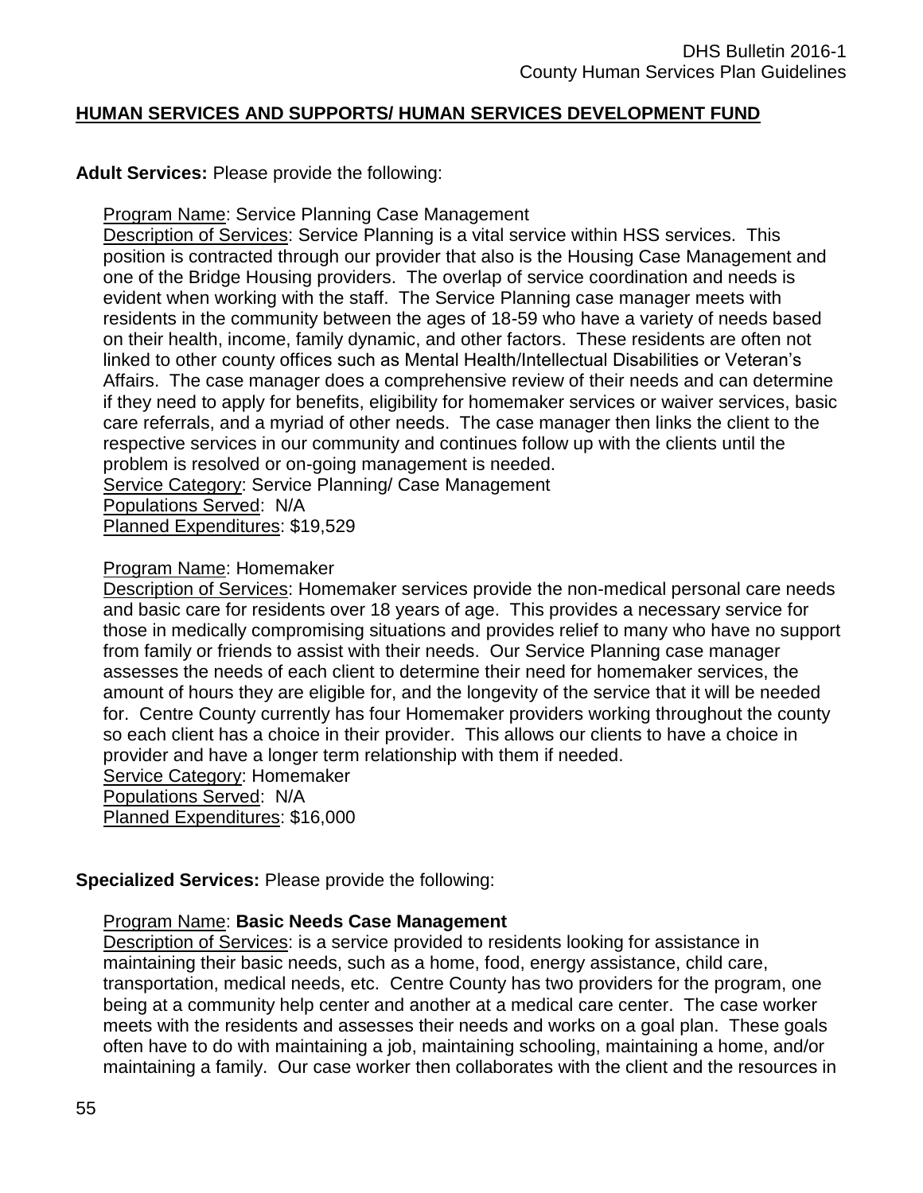## **HUMAN SERVICES AND SUPPORTS/ HUMAN SERVICES DEVELOPMENT FUND**

**Adult Services:** Please provide the following:

Program Name: Service Planning Case Management
Description of Services: Service Planning is a vital service within HSS services. This position is contracted through our provider that also is the Housing Case Management and one of the Bridge Housing providers. The overlap of service coordination and needs is evident when working with the staff. The Service Planning case manager meets with residents in the community between the ages of 18-59 who have a variety of needs based on their health, income, family dynamic, and other factors. These residents are often not linked to other county offices such as Mental Health/Intellectual Disabilities or Veteran's Affairs. The case manager does a comprehensive review of their needs and can determine if they need to apply for benefits, eligibility for homemaker services or waiver services, basic care referrals, and a myriad of other needs. The case manager then links the client to the respective services in our community and continues follow up with the clients until the problem is resolved or on-going management is needed.
Service Category: Service Planning/ Case Management
Populations Served: N/A
Planned Expenditures: $19,529

Program Name: Homemaker
Description of Services: Homemaker services provide the non-medical personal care needs and basic care for residents over 18 years of age. This provides a necessary service for those in medically compromising situations and provides relief to many who have no support from family or friends to assist with their needs. Our Service Planning case manager assesses the needs of each client to determine their need for homemaker services, the amount of hours they are eligible for, and the longevity of the service that it will be needed for. Centre County currently has four Homemaker providers working throughout the county so each client has a choice in their provider. This allows our clients to have a choice in provider and have a longer term relationship with them if needed.
Service Category: Homemaker
Populations Served: N/A
Planned Expenditures: $16,000

**Specialized Services:** Please provide the following:

Program Name: **Basic Needs Case Management**
Description of Services: is a service provided to residents looking for assistance in maintaining their basic needs, such as a home, food, energy assistance, child care, transportation, medical needs, etc. Centre County has two providers for the program, one being at a community help center and another at a medical care center. The case worker meets with the residents and assesses their needs and works on a goal plan. These goals often have to do with maintaining a job, maintaining schooling, maintaining a home, and/or maintaining a family. Our case worker then collaborates with the client and the resources in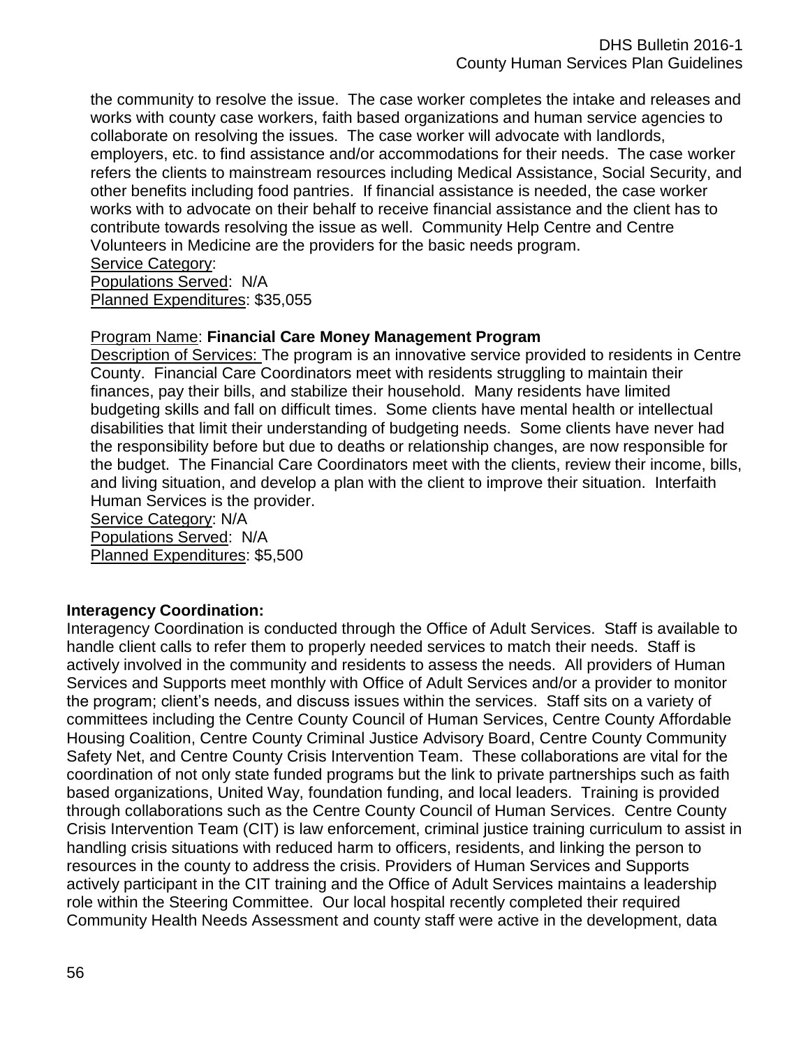the community to resolve the issue. The case worker completes the intake and releases and works with county case workers, faith based organizations and human service agencies to collaborate on resolving the issues. The case worker will advocate with landlords, employers, etc. to find assistance and/or accommodations for their needs. The case worker refers the clients to mainstream resources including Medical Assistance, Social Security, and other benefits including food pantries. If financial assistance is needed, the case worker works with to advocate on their behalf to receive financial assistance and the client has to contribute towards resolving the issue as well. Community Help Centre and Centre Volunteers in Medicine are the providers for the basic needs program.
Service Category:
Populations Served: N/A
Planned Expenditures: $35,055

Program Name: **Financial Care Money Management Program**
Description of Services: The program is an innovative service provided to residents in Centre County. Financial Care Coordinators meet with residents struggling to maintain their finances, pay their bills, and stabilize their household. Many residents have limited budgeting skills and fall on difficult times. Some clients have mental health or intellectual disabilities that limit their understanding of budgeting needs. Some clients have never had the responsibility before but due to deaths or relationship changes, are now responsible for the budget. The Financial Care Coordinators meet with the clients, review their income, bills, and living situation, and develop a plan with the client to improve their situation. Interfaith Human Services is the provider.
Service Category: N/A
Populations Served: N/A
Planned Expenditures: $5,500

**Interagency Coordination:**

Interagency Coordination is conducted through the Office of Adult Services. Staff is available to handle client calls to refer them to properly needed services to match their needs. Staff is actively involved in the community and residents to assess the needs. All providers of Human Services and Supports meet monthly with Office of Adult Services and/or a provider to monitor the program; client's needs, and discuss issues within the services. Staff sits on a variety of committees including the Centre County Council of Human Services, Centre County Affordable Housing Coalition, Centre County Criminal Justice Advisory Board, Centre County Community Safety Net, and Centre County Crisis Intervention Team. These collaborations are vital for the coordination of not only state funded programs but the link to private partnerships such as faith based organizations, United Way, foundation funding, and local leaders. Training is provided through collaborations such as the Centre County Council of Human Services. Centre County Crisis Intervention Team (CIT) is law enforcement, criminal justice training curriculum to assist in handling crisis situations with reduced harm to officers, residents, and linking the person to resources in the county to address the crisis. Providers of Human Services and Supports actively participant in the CIT training and the Office of Adult Services maintains a leadership role within the Steering Committee. Our local hospital recently completed their required Community Health Needs Assessment and county staff were active in the development, data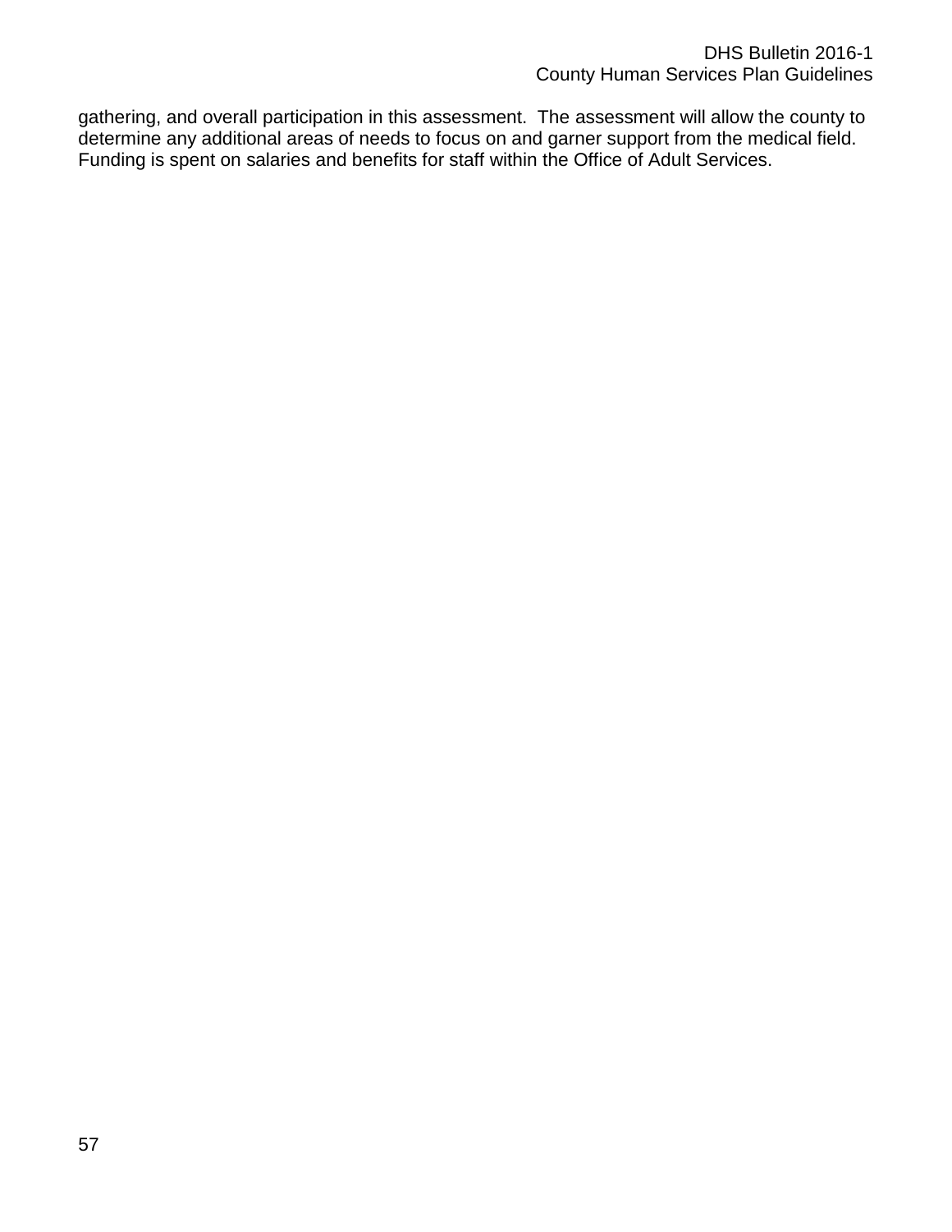gathering, and overall participation in this assessment. The assessment will allow the county to determine any additional areas of needs to focus on and garner support from the medical field. Funding is spent on salaries and benefits for staff within the Office of Adult Services.